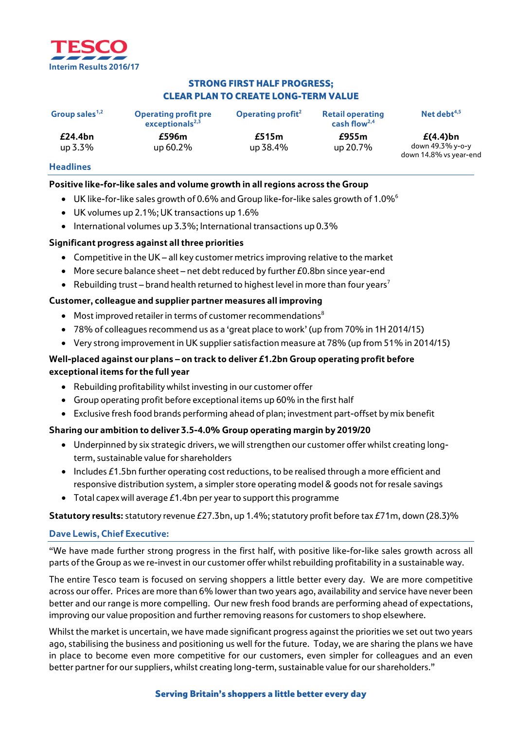TESCO

Interim Results 2016/17

## STRONG FIRST HALF PROGRESS; CLEAR PLAN TO CREATE LONG-TERM VALUE

| Group sales[1,2] | Operating profit pre exceptionals[2,3] | Operating profit[2] | Retail operating cash flow[2,4] | Net debt[4,5] |
|---|---|---|---|---|
| **£24.4bn** | **£596m** | **£515m** | **£955m** | **£(4.4)bn** |
| up 3.3% | up 60.2% | up 38.4% | up 20.7% | down 49.3% y-o-y<br>down 14.8% vs year-end |

### Headlines

**Positive like-for-like sales and volume growth in all regions across the Group**

- UK like-for-like sales growth of 0.6% and Group like-for-like sales growth of 1.0%[6]
- UK volumes up 2.1%; UK transactions up 1.6%
- International volumes up 3.3%; International transactions up 0.3%

**Significant progress against all three priorities**

- Competitive in the UK – all key customer metrics improving relative to the market
- More secure balance sheet – net debt reduced by further £0.8bn since year-end
- Rebuilding trust – brand health returned to highest level in more than four years[7]

**Customer, colleague and supplier partner measures all improving**

- Most improved retailer in terms of customer recommendations[8]
- 78% of colleagues recommend us as a 'great place to work' (up from 70% in 1H 2014/15)
- Very strong improvement in UK supplier satisfaction measure at 78% (up from 51% in 2014/15)

**Well-placed against our plans – on track to deliver £1.2bn Group operating profit before exceptional items for the full year**

- Rebuilding profitability whilst investing in our customer offer
- Group operating profit before exceptional items up 60% in the first half
- Exclusive fresh food brands performing ahead of plan; investment part-offset by mix benefit

**Sharing our ambition to deliver 3.5-4.0% Group operating margin by 2019/20**

- Underpinned by six strategic drivers, we will strengthen our customer offer whilst creating long-term, sustainable value for shareholders
- Includes £1.5bn further operating cost reductions, to be realised through a more efficient and responsive distribution system, a simpler store operating model & goods not for resale savings
- Total capex will average £1.4bn per year to support this programme

**Statutory results:** statutory revenue £27.3bn, up 1.4%; statutory profit before tax £71m, down (28.3)%

### Dave Lewis, Chief Executive:

"We have made further strong progress in the first half, with positive like-for-like sales growth across all parts of the Group as we re-invest in our customer offer whilst rebuilding profitability in a sustainable way.

The entire Tesco team is focused on serving shoppers a little better every day. We are more competitive across our offer. Prices are more than 6% lower than two years ago, availability and service have never been better and our range is more compelling. Our new fresh food brands are performing ahead of expectations, improving our value proposition and further removing reasons for customers to shop elsewhere.

Whilst the market is uncertain, we have made significant progress against the priorities we set out two years ago, stabilising the business and positioning us well for the future. Today, we are sharing the plans we have in place to become even more competitive for our customers, even simpler for colleagues and an even better partner for our suppliers, whilst creating long-term, sustainable value for our shareholders."

**Serving Britain's shoppers a little better every day**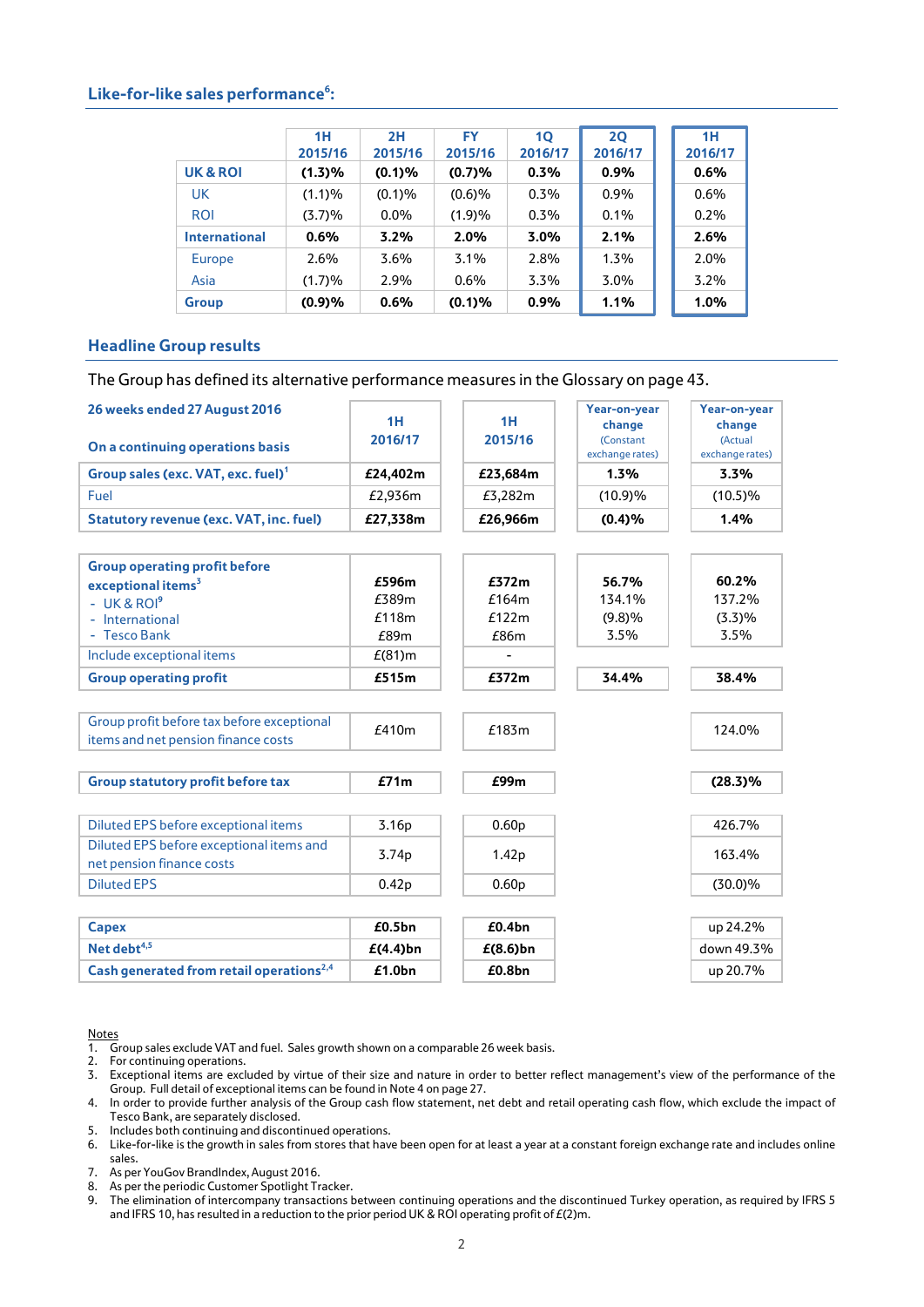## Like-for-like sales performance[6]:

| | 1H 2015/16 | 2H 2015/16 | FY 2015/16 | 1Q 2016/17 | 2Q 2016/17 | 1H 2016/17 |
|---|---|---|---|---|---|---|
| **UK & ROI** | **(1.3)%** | **(0.1)%** | **(0.7)%** | **0.3%** | **0.9%** | **0.6%** |
| UK | (1.1)% | (0.1)% | (0.6)% | 0.3% | 0.9% | 0.6% |
| ROI | (3.7)% | 0.0% | (1.9)% | 0.3% | 0.1% | 0.2% |
| **International** | **0.6%** | **3.2%** | **2.0%** | **3.0%** | **2.1%** | **2.6%** |
| Europe | 2.6% | 3.6% | 3.1% | 2.8% | 1.3% | 2.0% |
| Asia | (1.7)% | 2.9% | 0.6% | 3.3% | 3.0% | 3.2% |
| **Group** | **(0.9)%** | **0.6%** | **(0.1)%** | **0.9%** | **1.1%** | **1.0%** |

## Headline Group results

The Group has defined its alternative performance measures in the Glossary on page 43.

| 26 weeks ended 27 August 2016<br>On a continuing operations basis | 1H 2016/17 | 1H 2015/16 | Year-on-year change (Constant exchange rates) | Year-on-year change (Actual exchange rates) |
|---|---|---|---|---|
| **Group sales (exc. VAT, exc. fuel)[1]** | **£24,402m** | **£23,684m** | **1.3%** | **3.3%** |
| Fuel | £2,936m | £3,282m | (10.9)% | (10.5)% |
| **Statutory revenue (exc. VAT, inc. fuel)** | **£27,338m** | **£26,966m** | **(0.4)%** | **1.4%** |
| **Group operating profit before exceptional items[3]** | **£596m** | **£372m** | **56.7%** | **60.2%** |
| - UK & ROI[9] | £389m | £164m | 134.1% | 137.2% |
| - International | £118m | £122m | (9.8)% | (3.3)% |
| - Tesco Bank | £89m | £86m | 3.5% | 3.5% |
| Include exceptional items | £(81)m | - | | |
| **Group operating profit** | **£515m** | **£372m** | **34.4%** | **38.4%** |
| Group profit before tax before exceptional items and net pension finance costs | £410m | £183m | | 124.0% |
| **Group statutory profit before tax** | **£71m** | **£99m** | | **(28.3)%** |
| Diluted EPS before exceptional items | 3.16p | 0.60p | | 426.7% |
| Diluted EPS before exceptional items and net pension finance costs | 3.74p | 1.42p | | 163.4% |
| Diluted EPS | 0.42p | 0.60p | | (30.0)% |
| **Capex** | **£0.5bn** | **£0.4bn** | | up 24.2% |
| **Net debt[4,5]** | **£(4.4)bn** | **£(8.6)bn** | | down 49.3% |
| **Cash generated from retail operations[2,4]** | **£1.0bn** | **£0.8bn** | | up 20.7% |

Notes
1. Group sales exclude VAT and fuel. Sales growth shown on a comparable 26 week basis.
2. For continuing operations.
3. Exceptional items are excluded by virtue of their size and nature in order to better reflect management's view of the performance of the Group. Full detail of exceptional items can be found in Note 4 on page 27.
4. In order to provide further analysis of the Group cash flow statement, net debt and retail operating cash flow, which exclude the impact of Tesco Bank, are separately disclosed.
5. Includes both continuing and discontinued operations.
6. Like-for-like is the growth in sales from stores that have been open for at least a year at a constant foreign exchange rate and includes online sales.
7. As per YouGov BrandIndex, August 2016.
8. As per the periodic Customer Spotlight Tracker.
9. The elimination of intercompany transactions between continuing operations and the discontinued Turkey operation, as required by IFRS 5 and IFRS 10, has resulted in a reduction to the prior period UK & ROI operating profit of £(2)m.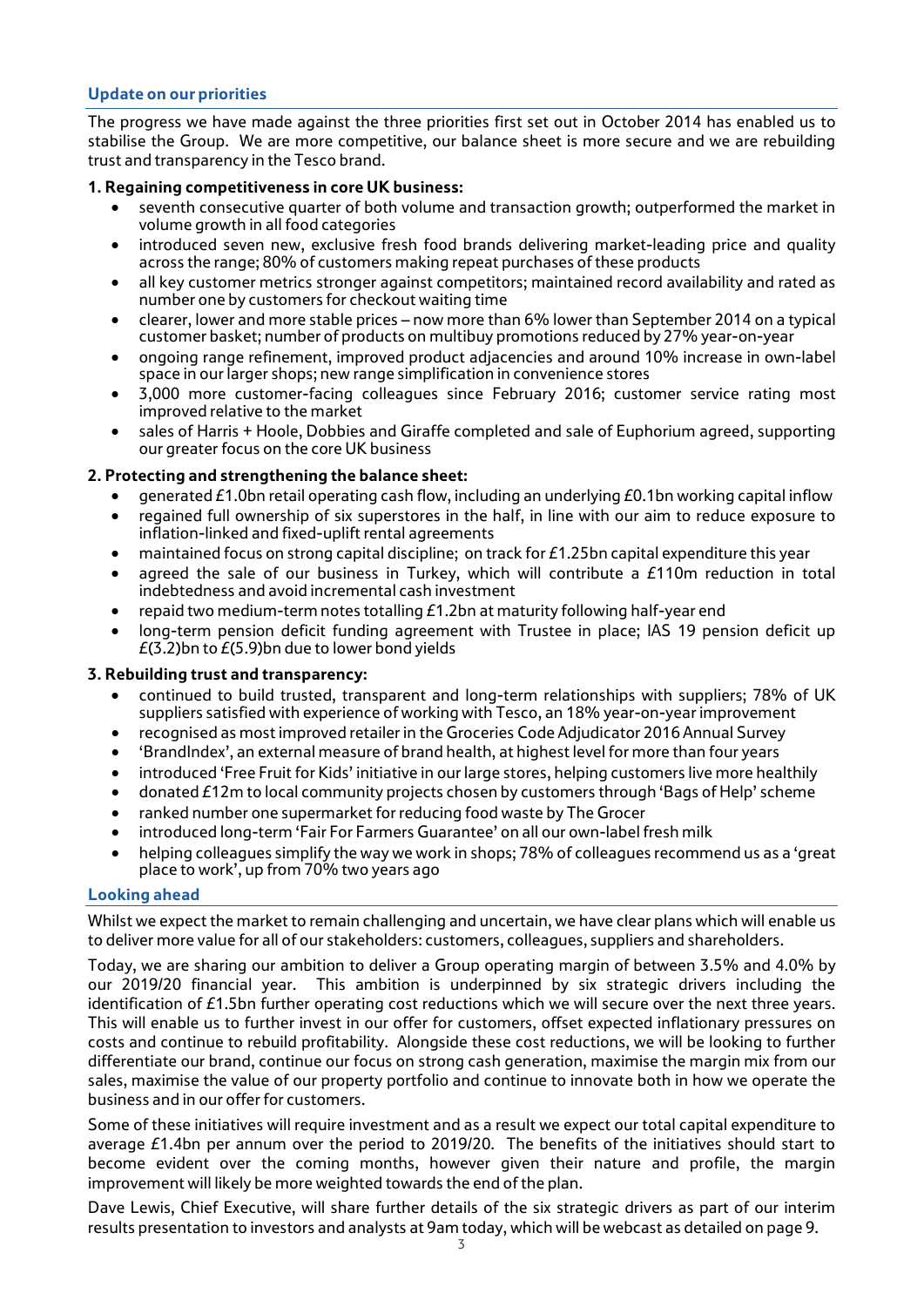## Update on our priorities

The progress we have made against the three priorities first set out in October 2014 has enabled us to stabilise the Group. We are more competitive, our balance sheet is more secure and we are rebuilding trust and transparency in the Tesco brand.

**1. Regaining competitiveness in core UK business:**

- seventh consecutive quarter of both volume and transaction growth; outperformed the market in volume growth in all food categories
- introduced seven new, exclusive fresh food brands delivering market-leading price and quality across the range; 80% of customers making repeat purchases of these products
- all key customer metrics stronger against competitors; maintained record availability and rated as number one by customers for checkout waiting time
- clearer, lower and more stable prices – now more than 6% lower than September 2014 on a typical customer basket; number of products on multibuy promotions reduced by 27% year-on-year
- ongoing range refinement, improved product adjacencies and around 10% increase in own-label space in our larger shops; new range simplification in convenience stores
- 3,000 more customer-facing colleagues since February 2016; customer service rating most improved relative to the market
- sales of Harris + Hoole, Dobbies and Giraffe completed and sale of Euphorium agreed, supporting our greater focus on the core UK business

**2. Protecting and strengthening the balance sheet:**

- generated £1.0bn retail operating cash flow, including an underlying £0.1bn working capital inflow
- regained full ownership of six superstores in the half, in line with our aim to reduce exposure to inflation-linked and fixed-uplift rental agreements
- maintained focus on strong capital discipline; on track for £1.25bn capital expenditure this year
- agreed the sale of our business in Turkey, which will contribute a £110m reduction in total indebtedness and avoid incremental cash investment
- repaid two medium-term notes totalling £1.2bn at maturity following half-year end
- long-term pension deficit funding agreement with Trustee in place; IAS 19 pension deficit up £(3.2)bn to £(5.9)bn due to lower bond yields

**3. Rebuilding trust and transparency:**

- continued to build trusted, transparent and long-term relationships with suppliers; 78% of UK suppliers satisfied with experience of working with Tesco, an 18% year-on-year improvement
- recognised as most improved retailer in the Groceries Code Adjudicator 2016 Annual Survey
- 'BrandIndex', an external measure of brand health, at highest level for more than four years
- introduced 'Free Fruit for Kids' initiative in our large stores, helping customers live more healthily
- donated £12m to local community projects chosen by customers through 'Bags of Help' scheme
- ranked number one supermarket for reducing food waste by The Grocer
- introduced long-term 'Fair For Farmers Guarantee' on all our own-label fresh milk
- helping colleagues simplify the way we work in shops; 78% of colleagues recommend us as a 'great place to work', up from 70% two years ago

## Looking ahead

Whilst we expect the market to remain challenging and uncertain, we have clear plans which will enable us to deliver more value for all of our stakeholders: customers, colleagues, suppliers and shareholders.

Today, we are sharing our ambition to deliver a Group operating margin of between 3.5% and 4.0% by our 2019/20 financial year. This ambition is underpinned by six strategic drivers including the identification of £1.5bn further operating cost reductions which we will secure over the next three years. This will enable us to further invest in our offer for customers, offset expected inflationary pressures on costs and continue to rebuild profitability. Alongside these cost reductions, we will be looking to further differentiate our brand, continue our focus on strong cash generation, maximise the margin mix from our sales, maximise the value of our property portfolio and continue to innovate both in how we operate the business and in our offer for customers.

Some of these initiatives will require investment and as a result we expect our total capital expenditure to average £1.4bn per annum over the period to 2019/20. The benefits of the initiatives should start to become evident over the coming months, however given their nature and profile, the margin improvement will likely be more weighted towards the end of the plan.

Dave Lewis, Chief Executive, will share further details of the six strategic drivers as part of our interim results presentation to investors and analysts at 9am today, which will be webcast as detailed on page 9.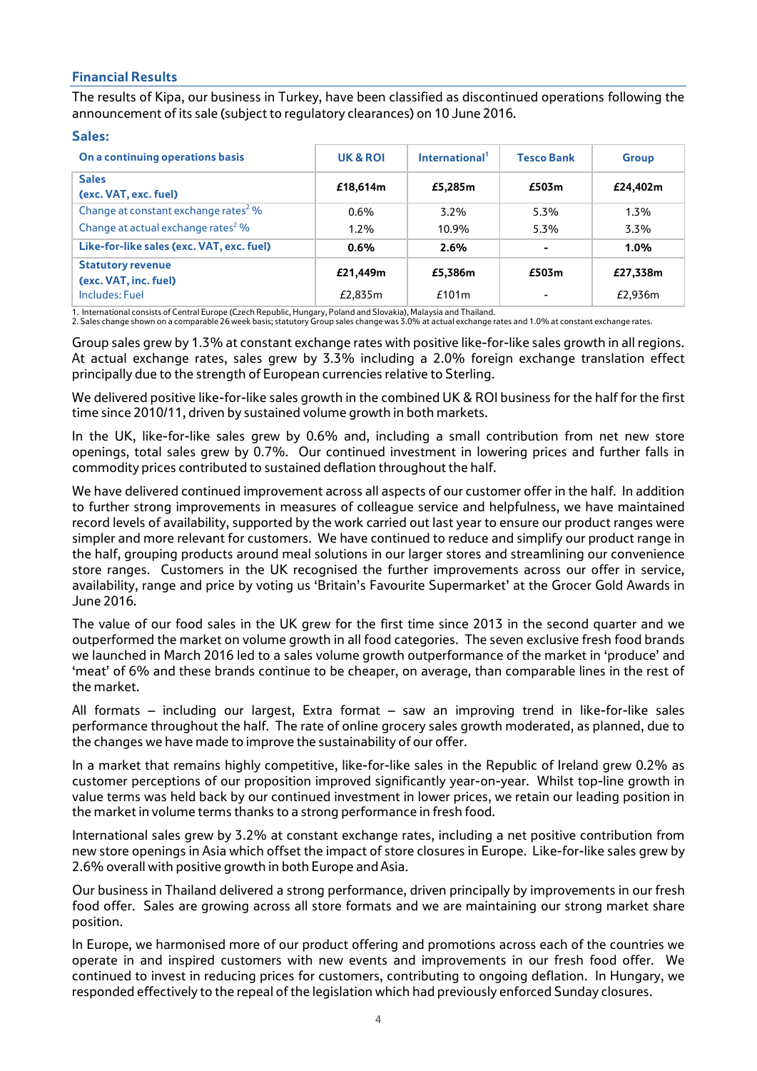## Financial Results

The results of Kipa, our business in Turkey, have been classified as discontinued operations following the announcement of its sale (subject to regulatory clearances) on 10 June 2016.

### Sales:

| On a continuing operations basis | UK & ROI | International[1] | Tesco Bank | Group |
|---|---|---|---|---|
| **Sales (exc. VAT, exc. fuel)** | **£18,614m** | **£5,285m** | **£503m** | **£24,402m** |
| Change at constant exchange rates[2] % | 0.6% | 3.2% | 5.3% | 1.3% |
| Change at actual exchange rates[2] % | 1.2% | 10.9% | 5.3% | 3.3% |
| **Like-for-like sales (exc. VAT, exc. fuel)** | **0.6%** | **2.6%** | **-** | **1.0%** |
| **Statutory revenue (exc. VAT, inc. fuel)** | **£21,449m** | **£5,386m** | **£503m** | **£27,338m** |
| Includes: Fuel | £2,835m | £101m | - | £2,936m |

1. International consists of Central Europe (Czech Republic, Hungary, Poland and Slovakia), Malaysia and Thailand.
2. Sales change shown on a comparable 26 week basis; statutory Group sales change was 3.0% at actual exchange rates and 1.0% at constant exchange rates.

Group sales grew by 1.3% at constant exchange rates with positive like-for-like sales growth in all regions. At actual exchange rates, sales grew by 3.3% including a 2.0% foreign exchange translation effect principally due to the strength of European currencies relative to Sterling.

We delivered positive like-for-like sales growth in the combined UK & ROI business for the half for the first time since 2010/11, driven by sustained volume growth in both markets.

In the UK, like-for-like sales grew by 0.6% and, including a small contribution from net new store openings, total sales grew by 0.7%. Our continued investment in lowering prices and further falls in commodity prices contributed to sustained deflation throughout the half.

We have delivered continued improvement across all aspects of our customer offer in the half. In addition to further strong improvements in measures of colleague service and helpfulness, we have maintained record levels of availability, supported by the work carried out last year to ensure our product ranges were simpler and more relevant for customers. We have continued to reduce and simplify our product range in the half, grouping products around meal solutions in our larger stores and streamlining our convenience store ranges. Customers in the UK recognised the further improvements across our offer in service, availability, range and price by voting us 'Britain's Favourite Supermarket' at the Grocer Gold Awards in June 2016.

The value of our food sales in the UK grew for the first time since 2013 in the second quarter and we outperformed the market on volume growth in all food categories. The seven exclusive fresh food brands we launched in March 2016 led to a sales volume growth outperformance of the market in 'produce' and 'meat' of 6% and these brands continue to be cheaper, on average, than comparable lines in the rest of the market.

All formats – including our largest, Extra format – saw an improving trend in like-for-like sales performance throughout the half. The rate of online grocery sales growth moderated, as planned, due to the changes we have made to improve the sustainability of our offer.

In a market that remains highly competitive, like-for-like sales in the Republic of Ireland grew 0.2% as customer perceptions of our proposition improved significantly year-on-year. Whilst top-line growth in value terms was held back by our continued investment in lower prices, we retain our leading position in the market in volume terms thanks to a strong performance in fresh food.

International sales grew by 3.2% at constant exchange rates, including a net positive contribution from new store openings in Asia which offset the impact of store closures in Europe. Like-for-like sales grew by 2.6% overall with positive growth in both Europe and Asia.

Our business in Thailand delivered a strong performance, driven principally by improvements in our fresh food offer. Sales are growing across all store formats and we are maintaining our strong market share position.

In Europe, we harmonised more of our product offering and promotions across each of the countries we operate in and inspired customers with new events and improvements in our fresh food offer. We continued to invest in reducing prices for customers, contributing to ongoing deflation. In Hungary, we responded effectively to the repeal of the legislation which had previously enforced Sunday closures.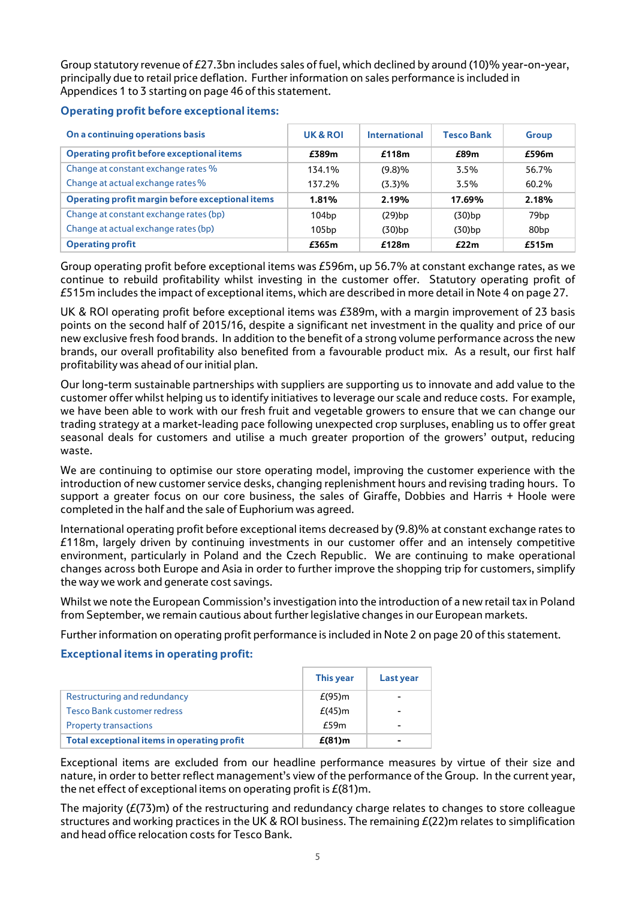Group statutory revenue of £27.3bn includes sales of fuel, which declined by around (10)% year-on-year, principally due to retail price deflation. Further information on sales performance is included in Appendices 1 to 3 starting on page 46 of this statement.

### Operating profit before exceptional items:

| On a continuing operations basis | UK & ROI | International | Tesco Bank | Group |
|---|---|---|---|---|
| **Operating profit before exceptional items** | **£389m** | **£118m** | **£89m** | **£596m** |
| Change at constant exchange rates % | 134.1% | (9.8)% | 3.5% | 56.7% |
| Change at actual exchange rates % | 137.2% | (3.3)% | 3.5% | 60.2% |
| **Operating profit margin before exceptional items** | **1.81%** | **2.19%** | **17.69%** | **2.18%** |
| Change at constant exchange rates (bp) | 104bp | (29)bp | (30)bp | 79bp |
| Change at actual exchange rates (bp) | 105bp | (30)bp | (30)bp | 80bp |
| **Operating profit** | **£365m** | **£128m** | **£22m** | **£515m** |

Group operating profit before exceptional items was £596m, up 56.7% at constant exchange rates, as we continue to rebuild profitability whilst investing in the customer offer. Statutory operating profit of £515m includes the impact of exceptional items, which are described in more detail in Note 4 on page 27.

UK & ROI operating profit before exceptional items was £389m, with a margin improvement of 23 basis points on the second half of 2015/16, despite a significant net investment in the quality and price of our new exclusive fresh food brands. In addition to the benefit of a strong volume performance across the new brands, our overall profitability also benefited from a favourable product mix. As a result, our first half profitability was ahead of our initial plan.

Our long-term sustainable partnerships with suppliers are supporting us to innovate and add value to the customer offer whilst helping us to identify initiatives to leverage our scale and reduce costs. For example, we have been able to work with our fresh fruit and vegetable growers to ensure that we can change our trading strategy at a market-leading pace following unexpected crop surpluses, enabling us to offer great seasonal deals for customers and utilise a much greater proportion of the growers' output, reducing waste.

We are continuing to optimise our store operating model, improving the customer experience with the introduction of new customer service desks, changing replenishment hours and revising trading hours. To support a greater focus on our core business, the sales of Giraffe, Dobbies and Harris + Hoole were completed in the half and the sale of Euphorium was agreed.

International operating profit before exceptional items decreased by (9.8)% at constant exchange rates to £118m, largely driven by continuing investments in our customer offer and an intensely competitive environment, particularly in Poland and the Czech Republic. We are continuing to make operational changes across both Europe and Asia in order to further improve the shopping trip for customers, simplify the way we work and generate cost savings.

Whilst we note the European Commission's investigation into the introduction of a new retail tax in Poland from September, we remain cautious about further legislative changes in our European markets.

Further information on operating profit performance is included in Note 2 on page 20 of this statement.

### Exceptional items in operating profit:

| | This year | Last year |
|---|---|---|
| Restructuring and redundancy | £(95)m | - |
| Tesco Bank customer redress | £(45)m | - |
| Property transactions | £59m | - |
| **Total exceptional items in operating profit** | **£(81)m** | **-** |

Exceptional items are excluded from our headline performance measures by virtue of their size and nature, in order to better reflect management's view of the performance of the Group. In the current year, the net effect of exceptional items on operating profit is £(81)m.

The majority (£(73)m) of the restructuring and redundancy charge relates to changes to store colleague structures and working practices in the UK & ROI business. The remaining £(22)m relates to simplification and head office relocation costs for Tesco Bank.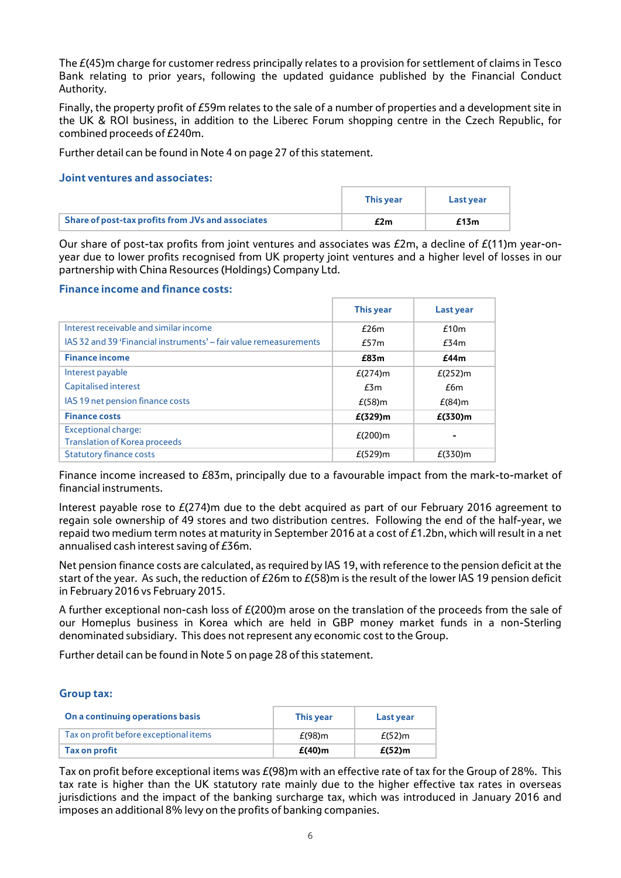The £(45)m charge for customer redress principally relates to a provision for settlement of claims in Tesco Bank relating to prior years, following the updated guidance published by the Financial Conduct Authority.

Finally, the property profit of £59m relates to the sale of a number of properties and a development site in the UK & ROI business, in addition to the Liberec Forum shopping centre in the Czech Republic, for combined proceeds of £240m.

Further detail can be found in Note 4 on page 27 of this statement.

### Joint ventures and associates:

| | This year | Last year |
|---|---|---|
| **Share of post-tax profits from JVs and associates** | **£2m** | **£13m** |

Our share of post-tax profits from joint ventures and associates was £2m, a decline of £(11)m year-on-year due to lower profits recognised from UK property joint ventures and a higher level of losses in our partnership with China Resources (Holdings) Company Ltd.

### Finance income and finance costs:

| | This year | Last year |
|---|---|---|
| Interest receivable and similar income | £26m | £10m |
| IAS 32 and 39 'Financial instruments' – fair value remeasurements | £57m | £34m |
| **Finance income** | **£83m** | **£44m** |
| Interest payable | £(274)m | £(252)m |
| Capitalised interest | £3m | £6m |
| IAS 19 net pension finance costs | £(58)m | £(84)m |
| **Finance costs** | **£(329)m** | **£(330)m** |
| Exceptional charge: Translation of Korea proceeds | £(200)m | - |
| Statutory finance costs | £(529)m | £(330)m |

Finance income increased to £83m, principally due to a favourable impact from the mark-to-market of financial instruments.

Interest payable rose to £(274)m due to the debt acquired as part of our February 2016 agreement to regain sole ownership of 49 stores and two distribution centres. Following the end of the half-year, we repaid two medium term notes at maturity in September 2016 at a cost of £1.2bn, which will result in a net annualised cash interest saving of £36m.

Net pension finance costs are calculated, as required by IAS 19, with reference to the pension deficit at the start of the year. As such, the reduction of £26m to £(58)m is the result of the lower IAS 19 pension deficit in February 2016 vs February 2015.

A further exceptional non-cash loss of £(200)m arose on the translation of the proceeds from the sale of our Homeplus business in Korea which are held in GBP money market funds in a non-Sterling denominated subsidiary. This does not represent any economic cost to the Group.

Further detail can be found in Note 5 on page 28 of this statement.

### Group tax:

| On a continuing operations basis | This year | Last year |
|---|---|---|
| Tax on profit before exceptional items | £(98)m | £(52)m |
| **Tax on profit** | **£(40)m** | **£(52)m** |

Tax on profit before exceptional items was £(98)m with an effective rate of tax for the Group of 28%. This tax rate is higher than the UK statutory rate mainly due to the higher effective tax rates in overseas jurisdictions and the impact of the banking surcharge tax, which was introduced in January 2016 and imposes an additional 8% levy on the profits of banking companies.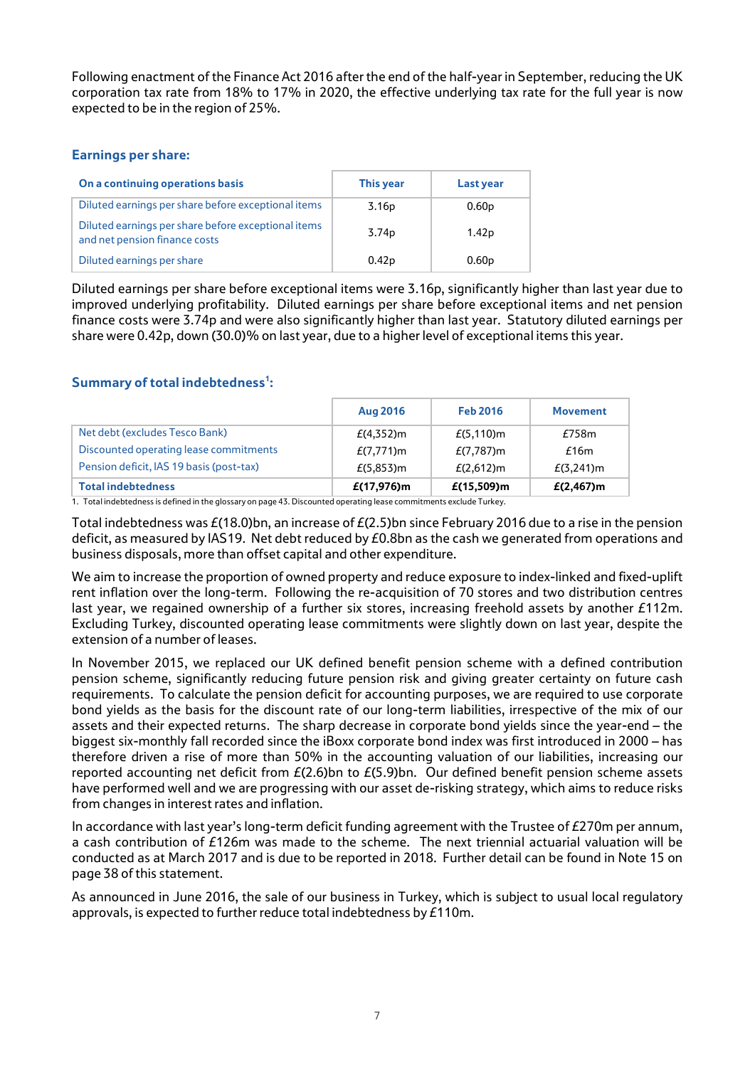Following enactment of the Finance Act 2016 after the end of the half-year in September, reducing the UK corporation tax rate from 18% to 17% in 2020, the effective underlying tax rate for the full year is now expected to be in the region of 25%.

### Earnings per share:

| On a continuing operations basis | This year | Last year |
|---|---|---|
| Diluted earnings per share before exceptional items | 3.16p | 0.60p |
| Diluted earnings per share before exceptional items and net pension finance costs | 3.74p | 1.42p |
| Diluted earnings per share | 0.42p | 0.60p |

Diluted earnings per share before exceptional items were 3.16p, significantly higher than last year due to improved underlying profitability. Diluted earnings per share before exceptional items and net pension finance costs were 3.74p and were also significantly higher than last year. Statutory diluted earnings per share were 0.42p, down (30.0)% on last year, due to a higher level of exceptional items this year.

### Summary of total indebtedness[1]:

| | Aug 2016 | Feb 2016 | Movement |
|---|---|---|---|
| Net debt (excludes Tesco Bank) | £(4,352)m | £(5,110)m | £758m |
| Discounted operating lease commitments | £(7,771)m | £(7,787)m | £16m |
| Pension deficit, IAS 19 basis (post-tax) | £(5,853)m | £(2,612)m | £(3,241)m |
| **Total indebtedness** | **£(17,976)m** | **£(15,509)m** | **£(2,467)m** |

1. Total indebtedness is defined in the glossary on page 43. Discounted operating lease commitments exclude Turkey.

Total indebtedness was £(18.0)bn, an increase of £(2.5)bn since February 2016 due to a rise in the pension deficit, as measured by IAS19. Net debt reduced by £0.8bn as the cash we generated from operations and business disposals, more than offset capital and other expenditure.

We aim to increase the proportion of owned property and reduce exposure to index-linked and fixed-uplift rent inflation over the long-term. Following the re-acquisition of 70 stores and two distribution centres last year, we regained ownership of a further six stores, increasing freehold assets by another £112m. Excluding Turkey, discounted operating lease commitments were slightly down on last year, despite the extension of a number of leases.

In November 2015, we replaced our UK defined benefit pension scheme with a defined contribution pension scheme, significantly reducing future pension risk and giving greater certainty on future cash requirements. To calculate the pension deficit for accounting purposes, we are required to use corporate bond yields as the basis for the discount rate of our long-term liabilities, irrespective of the mix of our assets and their expected returns. The sharp decrease in corporate bond yields since the year-end – the biggest six-monthly fall recorded since the iBoxx corporate bond index was first introduced in 2000 – has therefore driven a rise of more than 50% in the accounting valuation of our liabilities, increasing our reported accounting net deficit from £(2.6)bn to £(5.9)bn. Our defined benefit pension scheme assets have performed well and we are progressing with our asset de-risking strategy, which aims to reduce risks from changes in interest rates and inflation.

In accordance with last year's long-term deficit funding agreement with the Trustee of £270m per annum, a cash contribution of £126m was made to the scheme. The next triennial actuarial valuation will be conducted as at March 2017 and is due to be reported in 2018. Further detail can be found in Note 15 on page 38 of this statement.

As announced in June 2016, the sale of our business in Turkey, which is subject to usual local regulatory approvals, is expected to further reduce total indebtedness by £110m.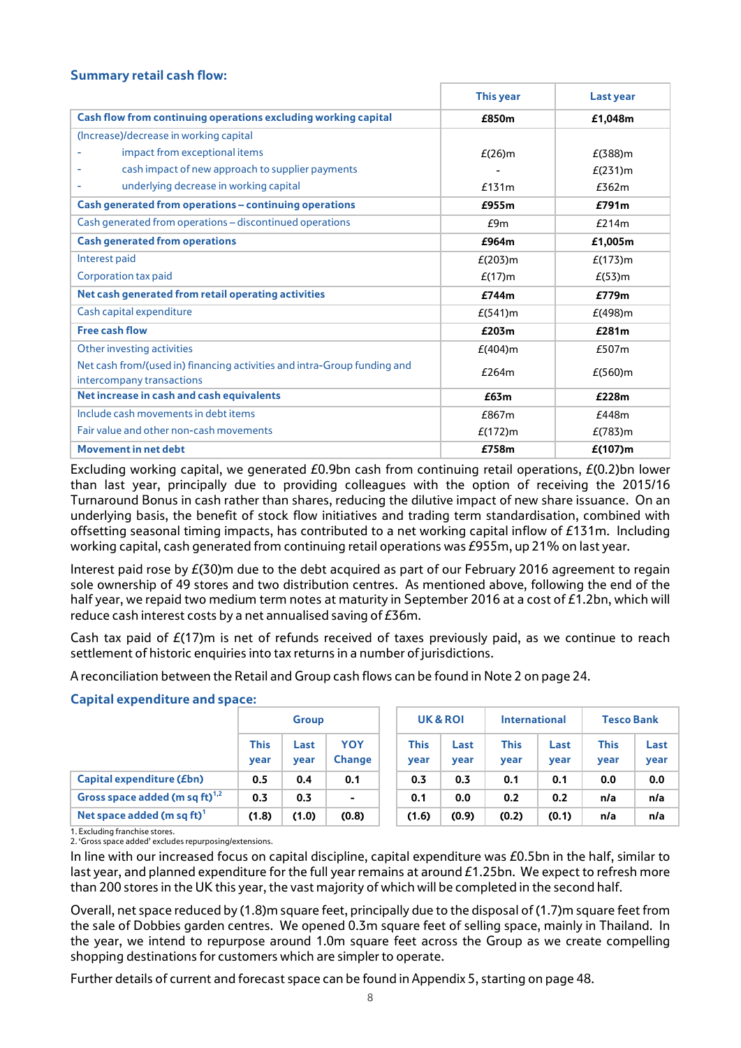## Summary retail cash flow:

| | This year | Last year |
|---|---|---|
| **Cash flow from continuing operations excluding working capital** | **£850m** | **£1,048m** |
| (Increase)/decrease in working capital | | |
| - impact from exceptional items | £(26)m | £(388)m |
| - cash impact of new approach to supplier payments | - | £(231)m |
| - underlying decrease in working capital | £131m | £362m |
| **Cash generated from operations – continuing operations** | **£955m** | **£791m** |
| Cash generated from operations – discontinued operations | £9m | £214m |
| **Cash generated from operations** | **£964m** | **£1,005m** |
| Interest paid | £(203)m | £(173)m |
| Corporation tax paid | £(17)m | £(53)m |
| **Net cash generated from retail operating activities** | **£744m** | **£779m** |
| Cash capital expenditure | £(541)m | £(498)m |
| **Free cash flow** | **£203m** | **£281m** |
| Other investing activities | £(404)m | £507m |
| Net cash from/(used in) financing activities and intra-Group funding and intercompany transactions | £264m | £(560)m |
| **Net increase in cash and cash equivalents** | **£63m** | **£228m** |
| Include cash movements in debt items | £867m | £448m |
| Fair value and other non-cash movements | £(172)m | £(783)m |
| **Movement in net debt** | **£758m** | **£(107)m** |

Excluding working capital, we generated £0.9bn cash from continuing retail operations, £(0.2)bn lower than last year, principally due to providing colleagues with the option of receiving the 2015/16 Turnaround Bonus in cash rather than shares, reducing the dilutive impact of new share issuance. On an underlying basis, the benefit of stock flow initiatives and trading term standardisation, combined with offsetting seasonal timing impacts, has contributed to a net working capital inflow of £131m. Including working capital, cash generated from continuing retail operations was £955m, up 21% on last year.

Interest paid rose by £(30)m due to the debt acquired as part of our February 2016 agreement to regain sole ownership of 49 stores and two distribution centres. As mentioned above, following the end of the half year, we repaid two medium term notes at maturity in September 2016 at a cost of £1.2bn, which will reduce cash interest costs by a net annualised saving of £36m.

Cash tax paid of £(17)m is net of refunds received of taxes previously paid, as we continue to reach settlement of historic enquiries into tax returns in a number of jurisdictions.

A reconciliation between the Retail and Group cash flows can be found in Note 2 on page 24.

## Capital expenditure and space:

| | Group | | | UK & ROI | | International | | Tesco Bank | |
|---|---|---|---|---|---|---|---|---|---|
| | This year | Last year | YOY Change | This year | Last year | This year | Last year | This year | Last year |
| **Capital expenditure (£bn)** | **0.5** | **0.4** | **0.1** | **0.3** | **0.3** | **0.1** | **0.1** | **0.0** | **0.0** |
| **Gross space added (m sq ft)[1,2]** | **0.3** | **0.3** | **-** | **0.1** | **0.0** | **0.2** | **0.2** | **n/a** | **n/a** |
| **Net space added (m sq ft)[1]** | **(1.8)** | **(1.0)** | **(0.8)** | **(1.6)** | **(0.9)** | **(0.2)** | **(0.1)** | **n/a** | **n/a** |

1. Excluding franchise stores.
2. 'Gross space added' excludes repurposing/extensions.

In line with our increased focus on capital discipline, capital expenditure was £0.5bn in the half, similar to last year, and planned expenditure for the full year remains at around £1.25bn. We expect to refresh more than 200 stores in the UK this year, the vast majority of which will be completed in the second half.

Overall, net space reduced by (1.8)m square feet, principally due to the disposal of (1.7)m square feet from the sale of Dobbies garden centres. We opened 0.3m square feet of selling space, mainly in Thailand. In the year, we intend to repurpose around 1.0m square feet across the Group as we create compelling shopping destinations for customers which are simpler to operate.

Further details of current and forecast space can be found in Appendix 5, starting on page 48.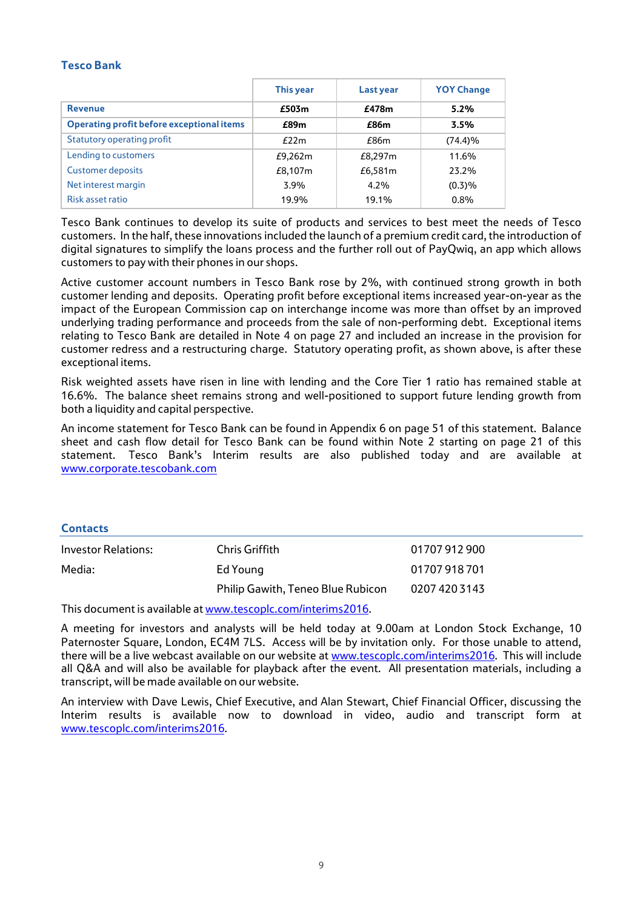## Tesco Bank

| | This year | Last year | YOY Change |
|---|---|---|---|
| **Revenue** | **£503m** | **£478m** | **5.2%** |
| **Operating profit before exceptional items** | **£89m** | **£86m** | **3.5%** |
| Statutory operating profit | £22m | £86m | (74.4)% |
| Lending to customers | £9,262m | £8,297m | 11.6% |
| Customer deposits | £8,107m | £6,581m | 23.2% |
| Net interest margin | 3.9% | 4.2% | (0.3)% |
| Risk asset ratio | 19.9% | 19.1% | 0.8% |

Tesco Bank continues to develop its suite of products and services to best meet the needs of Tesco customers. In the half, these innovations included the launch of a premium credit card, the introduction of digital signatures to simplify the loans process and the further roll out of PayQwiq, an app which allows customers to pay with their phones in our shops.

Active customer account numbers in Tesco Bank rose by 2%, with continued strong growth in both customer lending and deposits. Operating profit before exceptional items increased year-on-year as the impact of the European Commission cap on interchange income was more than offset by an improved underlying trading performance and proceeds from the sale of non-performing debt. Exceptional items relating to Tesco Bank are detailed in Note 4 on page 27 and included an increase in the provision for customer redress and a restructuring charge. Statutory operating profit, as shown above, is after these exceptional items.

Risk weighted assets have risen in line with lending and the Core Tier 1 ratio has remained stable at 16.6%. The balance sheet remains strong and well-positioned to support future lending growth from both a liquidity and capital perspective.

An income statement for Tesco Bank can be found in Appendix 6 on page 51 of this statement. Balance sheet and cash flow detail for Tesco Bank can be found within Note 2 starting on page 21 of this statement. Tesco Bank's Interim results are also published today and are available at www.corporate.tescobank.com

## Contacts

| | | |
|---|---|---|
| Investor Relations: | Chris Griffith | 01707 912 900 |
| Media: | Ed Young | 01707 918 701 |
| | Philip Gawith, Teneo Blue Rubicon | 0207 420 3143 |

This document is available at www.tescoplc.com/interims2016.

A meeting for investors and analysts will be held today at 9.00am at London Stock Exchange, 10 Paternoster Square, London, EC4M 7LS. Access will be by invitation only. For those unable to attend, there will be a live webcast available on our website at www.tescoplc.com/interims2016. This will include all Q&A and will also be available for playback after the event. All presentation materials, including a transcript, will be made available on our website.

An interview with Dave Lewis, Chief Executive, and Alan Stewart, Chief Financial Officer, discussing the Interim results is available now to download in video, audio and transcript form at www.tescoplc.com/interims2016.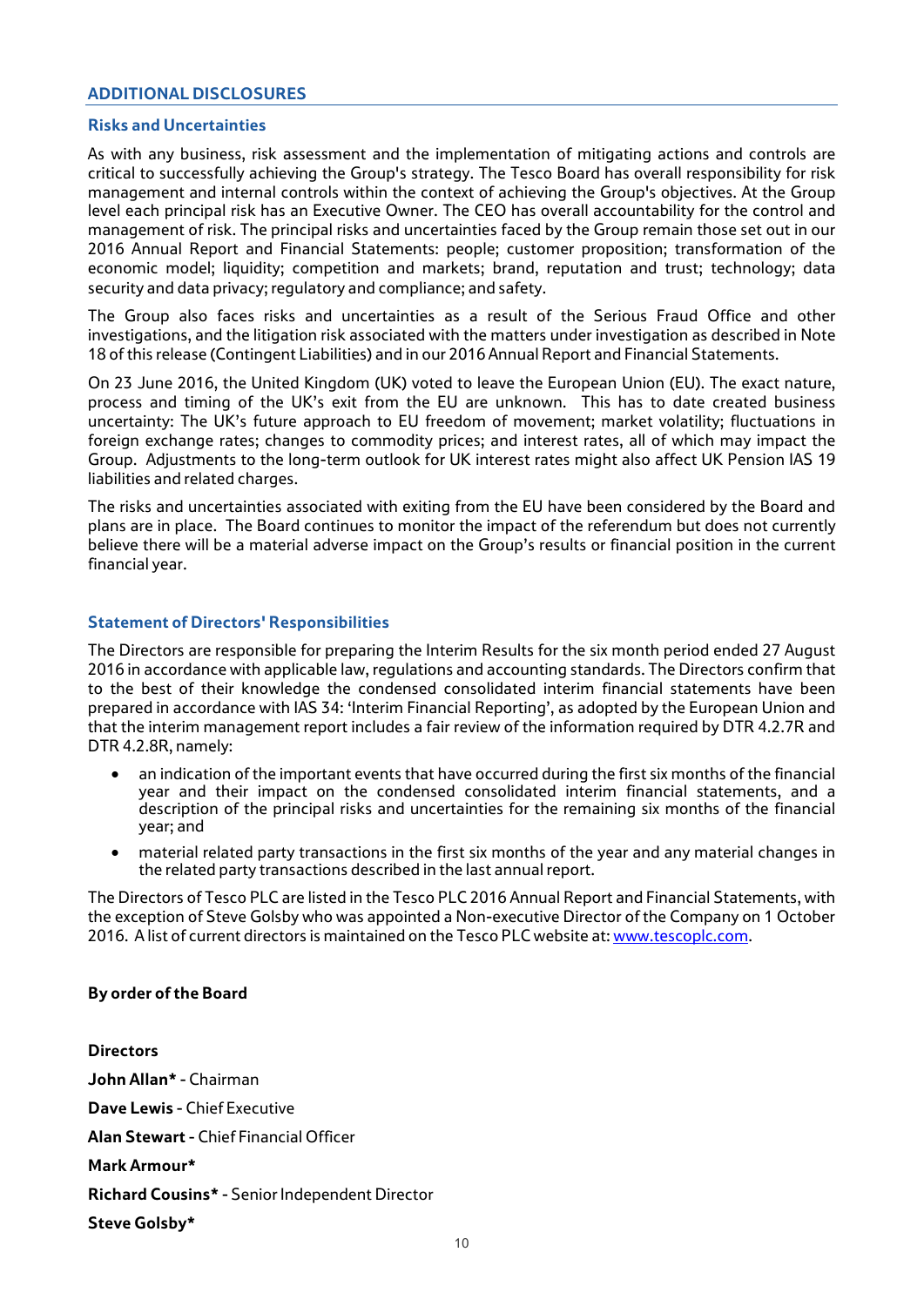## ADDITIONAL DISCLOSURES

### Risks and Uncertainties

As with any business, risk assessment and the implementation of mitigating actions and controls are critical to successfully achieving the Group's strategy. The Tesco Board has overall responsibility for risk management and internal controls within the context of achieving the Group's objectives. At the Group level each principal risk has an Executive Owner. The CEO has overall accountability for the control and management of risk. The principal risks and uncertainties faced by the Group remain those set out in our 2016 Annual Report and Financial Statements: people; customer proposition; transformation of the economic model; liquidity; competition and markets; brand, reputation and trust; technology; data security and data privacy; regulatory and compliance; and safety.

The Group also faces risks and uncertainties as a result of the Serious Fraud Office and other investigations, and the litigation risk associated with the matters under investigation as described in Note 18 of this release (Contingent Liabilities) and in our 2016 Annual Report and Financial Statements.

On 23 June 2016, the United Kingdom (UK) voted to leave the European Union (EU). The exact nature, process and timing of the UK's exit from the EU are unknown. This has to date created business uncertainty: The UK's future approach to EU freedom of movement; market volatility; fluctuations in foreign exchange rates; changes to commodity prices; and interest rates, all of which may impact the Group. Adjustments to the long-term outlook for UK interest rates might also affect UK Pension IAS 19 liabilities and related charges.

The risks and uncertainties associated with exiting from the EU have been considered by the Board and plans are in place. The Board continues to monitor the impact of the referendum but does not currently believe there will be a material adverse impact on the Group's results or financial position in the current financial year.

### Statement of Directors' Responsibilities

The Directors are responsible for preparing the Interim Results for the six month period ended 27 August 2016 in accordance with applicable law, regulations and accounting standards. The Directors confirm that to the best of their knowledge the condensed consolidated interim financial statements have been prepared in accordance with IAS 34: 'Interim Financial Reporting', as adopted by the European Union and that the interim management report includes a fair review of the information required by DTR 4.2.7R and DTR 4.2.8R, namely:

- an indication of the important events that have occurred during the first six months of the financial year and their impact on the condensed consolidated interim financial statements, and a description of the principal risks and uncertainties for the remaining six months of the financial year; and
- material related party transactions in the first six months of the year and any material changes in the related party transactions described in the last annual report.

The Directors of Tesco PLC are listed in the Tesco PLC 2016 Annual Report and Financial Statements, with the exception of Steve Golsby who was appointed a Non-executive Director of the Company on 1 October 2016. A list of current directors is maintained on the Tesco PLC website at: www.tescoplc.com.

**By order of the Board**

**Directors**

**John Allan*** - Chairman

**Dave Lewis** - Chief Executive

**Alan Stewart** - Chief Financial Officer

**Mark Armour***

**Richard Cousins*** - Senior Independent Director

**Steve Golsby***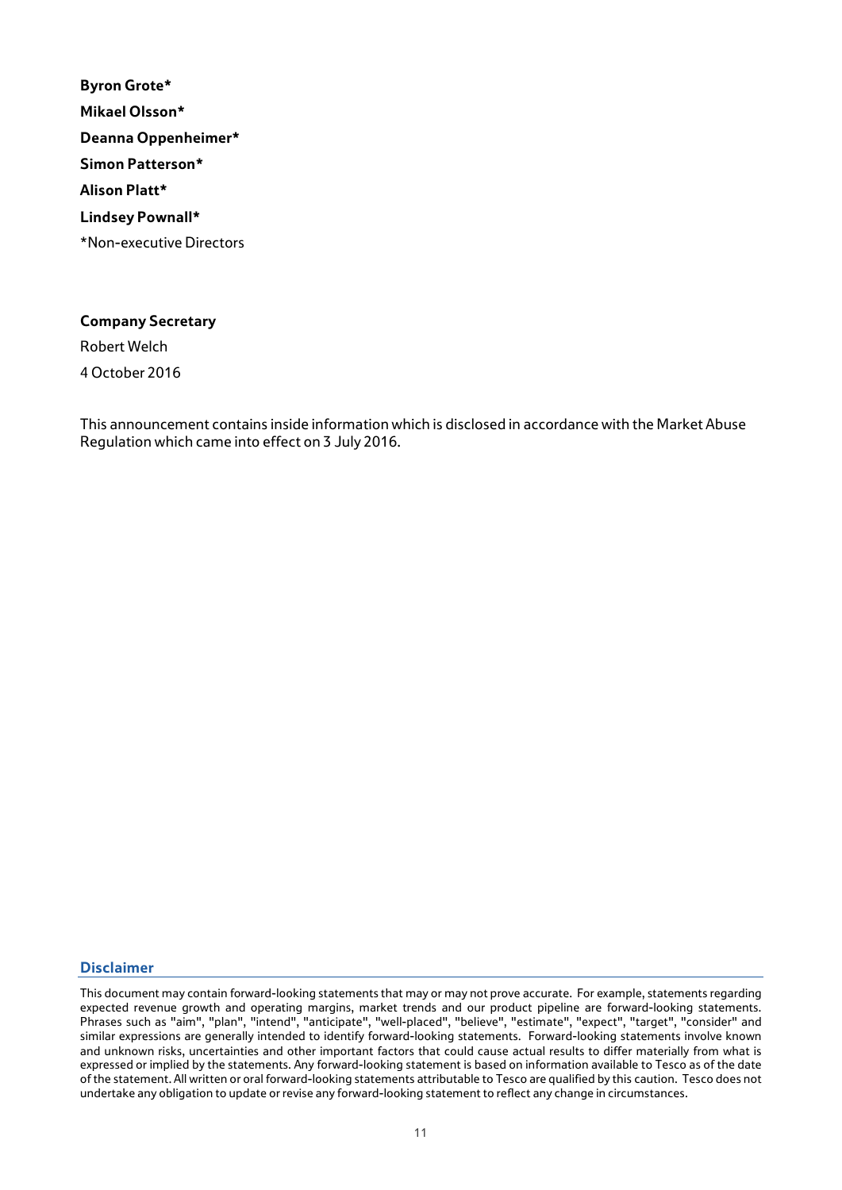**Byron Grote***

**Mikael Olsson***

**Deanna Oppenheimer***

**Simon Patterson***

**Alison Platt***

**Lindsey Pownall***

*Non-executive Directors

**Company Secretary**

Robert Welch

4 October 2016

This announcement contains inside information which is disclosed in accordance with the Market Abuse Regulation which came into effect on 3 July 2016.

## Disclaimer

This document may contain forward-looking statements that may or may not prove accurate. For example, statements regarding expected revenue growth and operating margins, market trends and our product pipeline are forward-looking statements. Phrases such as "aim", "plan", "intend", "anticipate", "well-placed", "believe", "estimate", "expect", "target", "consider" and similar expressions are generally intended to identify forward-looking statements. Forward-looking statements involve known and unknown risks, uncertainties and other important factors that could cause actual results to differ materially from what is expressed or implied by the statements. Any forward-looking statement is based on information available to Tesco as of the date of the statement. All written or oral forward-looking statements attributable to Tesco are qualified by this caution. Tesco does not undertake any obligation to update or revise any forward-looking statement to reflect any change in circumstances.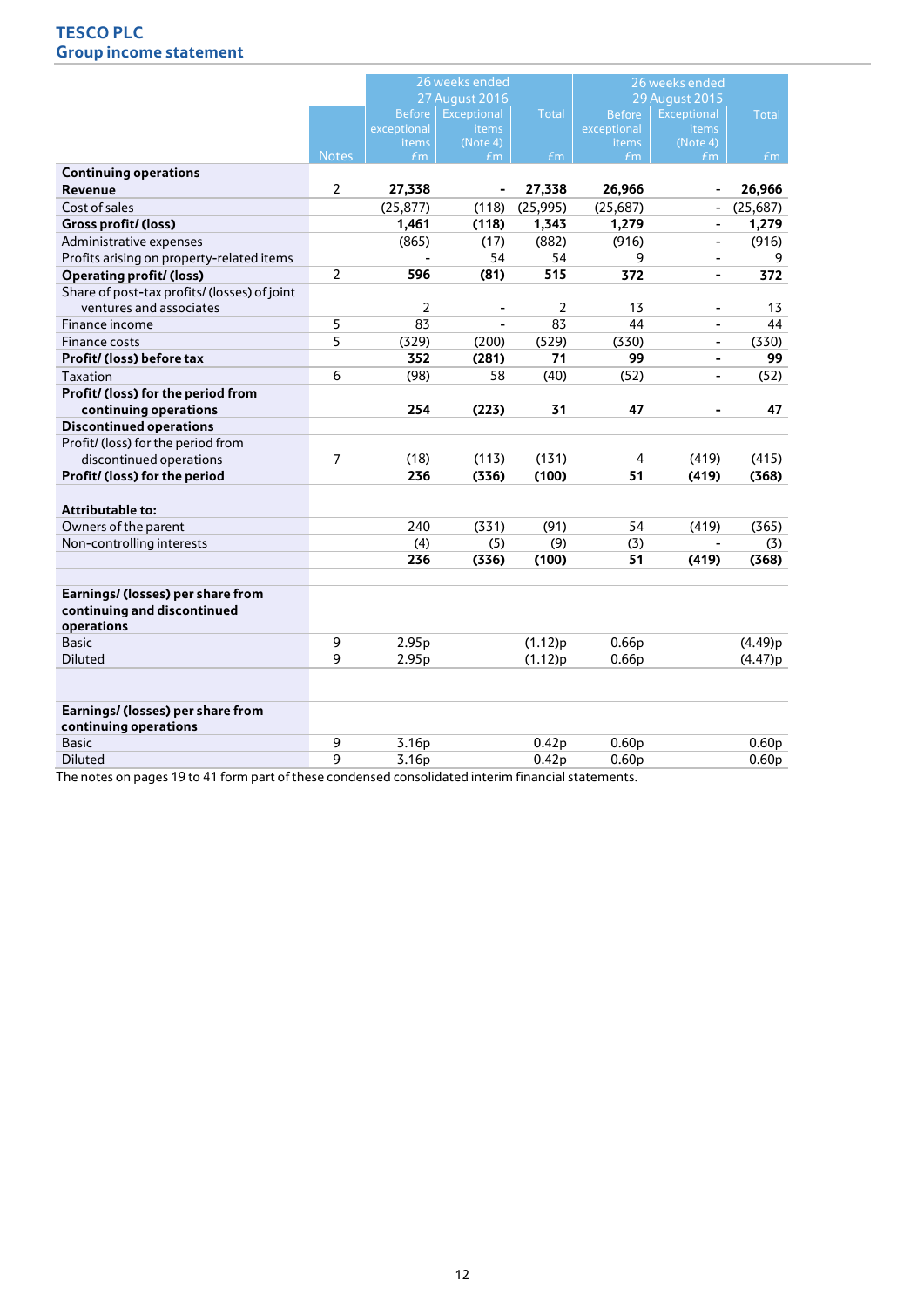# TESCO PLC
## Group income statement

| | Notes | 26 weeks ended 27 August 2016 Before exceptional items £m | Exceptional items (Note 4) £m | Total £m | 26 weeks ended 29 August 2015 Before exceptional items £m | Exceptional items (Note 4) £m | Total £m |
|---|---|---|---|---|---|---|---|
| **Continuing operations** | | | | | | | |
| **Revenue** | 2 | **27,338** | **-** | **27,338** | **26,966** | - | **26,966** |
| Cost of sales | | (25,877) | (118) | (25,995) | (25,687) | - | (25,687) |
| **Gross profit/ (loss)** | | **1,461** | **(118)** | **1,343** | **1,279** | - | **1,279** |
| Administrative expenses | | (865) | (17) | (882) | (916) | - | (916) |
| Profits arising on property-related items | | - | 54 | 54 | 9 | - | 9 |
| **Operating profit/ (loss)** | 2 | **596** | **(81)** | **515** | **372** | **-** | **372** |
| Share of post-tax profits/ (losses) of joint ventures and associates | | 2 | - | 2 | 13 | - | 13 |
| Finance income | 5 | 83 | - | 83 | 44 | - | 44 |
| Finance costs | 5 | (329) | (200) | (529) | (330) | - | (330) |
| **Profit/ (loss) before tax** | | **352** | **(281)** | **71** | **99** | **-** | **99** |
| Taxation | 6 | (98) | 58 | (40) | (52) | - | (52) |
| **Profit/ (loss) for the period from continuing operations** | | **254** | **(223)** | **31** | **47** | **-** | **47** |
| **Discontinued operations** | | | | | | | |
| Profit/ (loss) for the period from discontinued operations | 7 | (18) | (113) | (131) | 4 | (419) | (415) |
| **Profit/ (loss) for the period** | | **236** | **(336)** | **(100)** | **51** | **(419)** | **(368)** |
| | | | | | | | |
| **Attributable to:** | | | | | | | |
| Owners of the parent | | 240 | (331) | (91) | 54 | (419) | (365) |
| Non-controlling interests | | (4) | (5) | (9) | (3) | - | (3) |
| | | **236** | **(336)** | **(100)** | **51** | **(419)** | **(368)** |
| | | | | | | | |
| **Earnings/ (losses) per share from continuing and discontinued operations** | | | | | | | |
| Basic | 9 | 2.95p | | (1.12)p | 0.66p | | (4.49)p |
| Diluted | 9 | 2.95p | | (1.12)p | 0.66p | | (4.47)p |
| | | | | | | | |
| **Earnings/ (losses) per share from continuing operations** | | | | | | | |
| Basic | 9 | 3.16p | | 0.42p | 0.60p | | 0.60p |
| Diluted | 9 | 3.16p | | 0.42p | 0.60p | | 0.60p |

The notes on pages 19 to 41 form part of these condensed consolidated interim financial statements.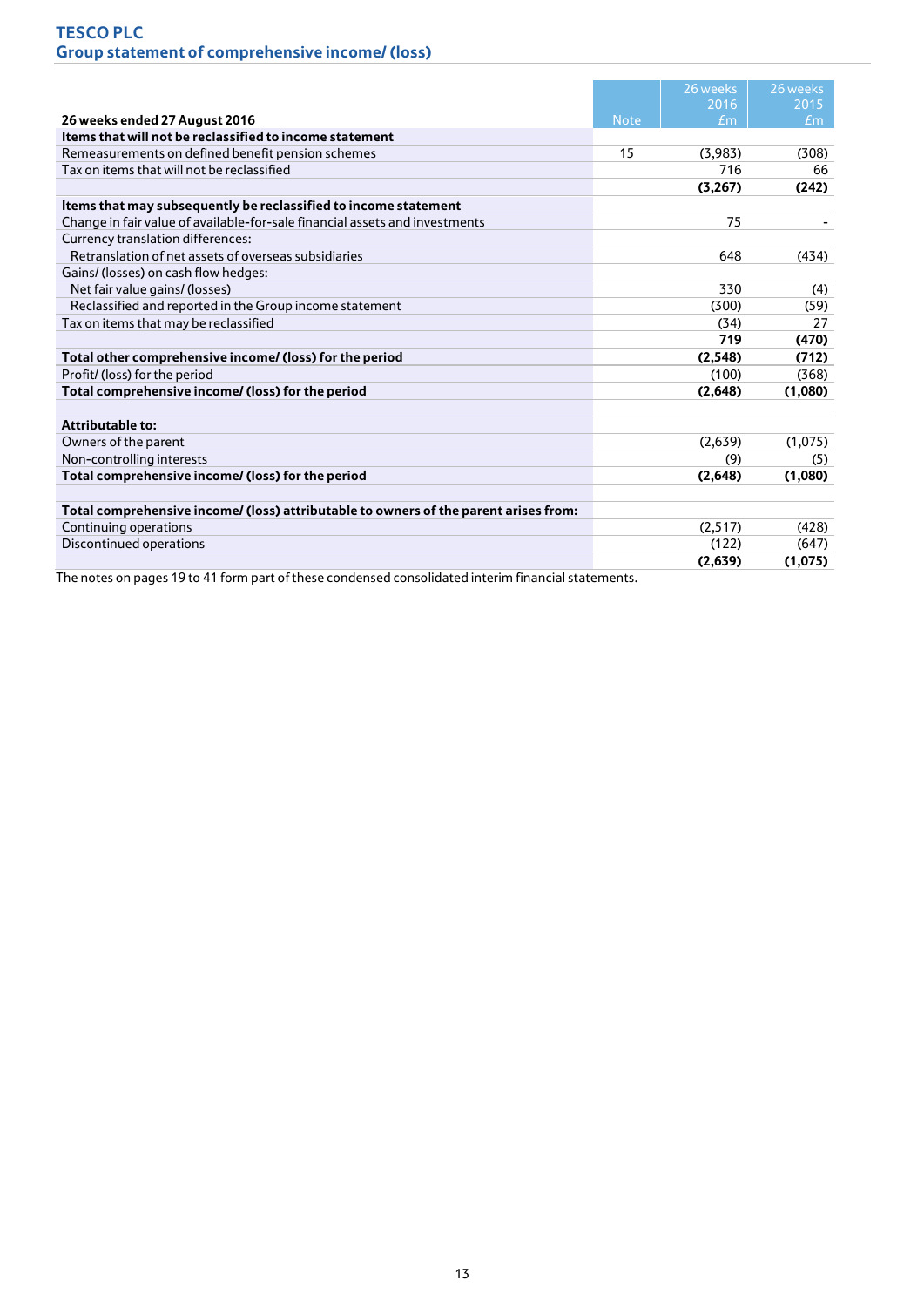# TESCO PLC
## Group statement of comprehensive income/ (loss)

| 26 weeks ended 27 August 2016 | Note | 26 weeks 2016 £m | 26 weeks 2015 £m |
|---|---|---|---|
| **Items that will not be reclassified to income statement** | | | |
| Remeasurements on defined benefit pension schemes | 15 | (3,983) | (308) |
| Tax on items that will not be reclassified | | 716 | 66 |
| | | **(3,267)** | **(242)** |
| **Items that may subsequently be reclassified to income statement** | | | |
| Change in fair value of available-for-sale financial assets and investments | | 75 | - |
| Currency translation differences: | | | |
| Retranslation of net assets of overseas subsidiaries | | 648 | (434) |
| Gains/ (losses) on cash flow hedges: | | | |
| Net fair value gains/ (losses) | | 330 | (4) |
| Reclassified and reported in the Group income statement | | (300) | (59) |
| Tax on items that may be reclassified | | (34) | 27 |
| | | **719** | **(470)** |
| **Total other comprehensive income/ (loss) for the period** | | **(2,548)** | **(712)** |
| Profit/ (loss) for the period | | (100) | (368) |
| **Total comprehensive income/ (loss) for the period** | | **(2,648)** | **(1,080)** |
| | | | |
| **Attributable to:** | | | |
| Owners of the parent | | (2,639) | (1,075) |
| Non-controlling interests | | (9) | (5) |
| **Total comprehensive income/ (loss) for the period** | | **(2,648)** | **(1,080)** |
| | | | |
| **Total comprehensive income/ (loss) attributable to owners of the parent arises from:** | | | |
| Continuing operations | | (2,517) | (428) |
| Discontinued operations | | (122) | (647) |
| | | **(2,639)** | **(1,075)** |

The notes on pages 19 to 41 form part of these condensed consolidated interim financial statements.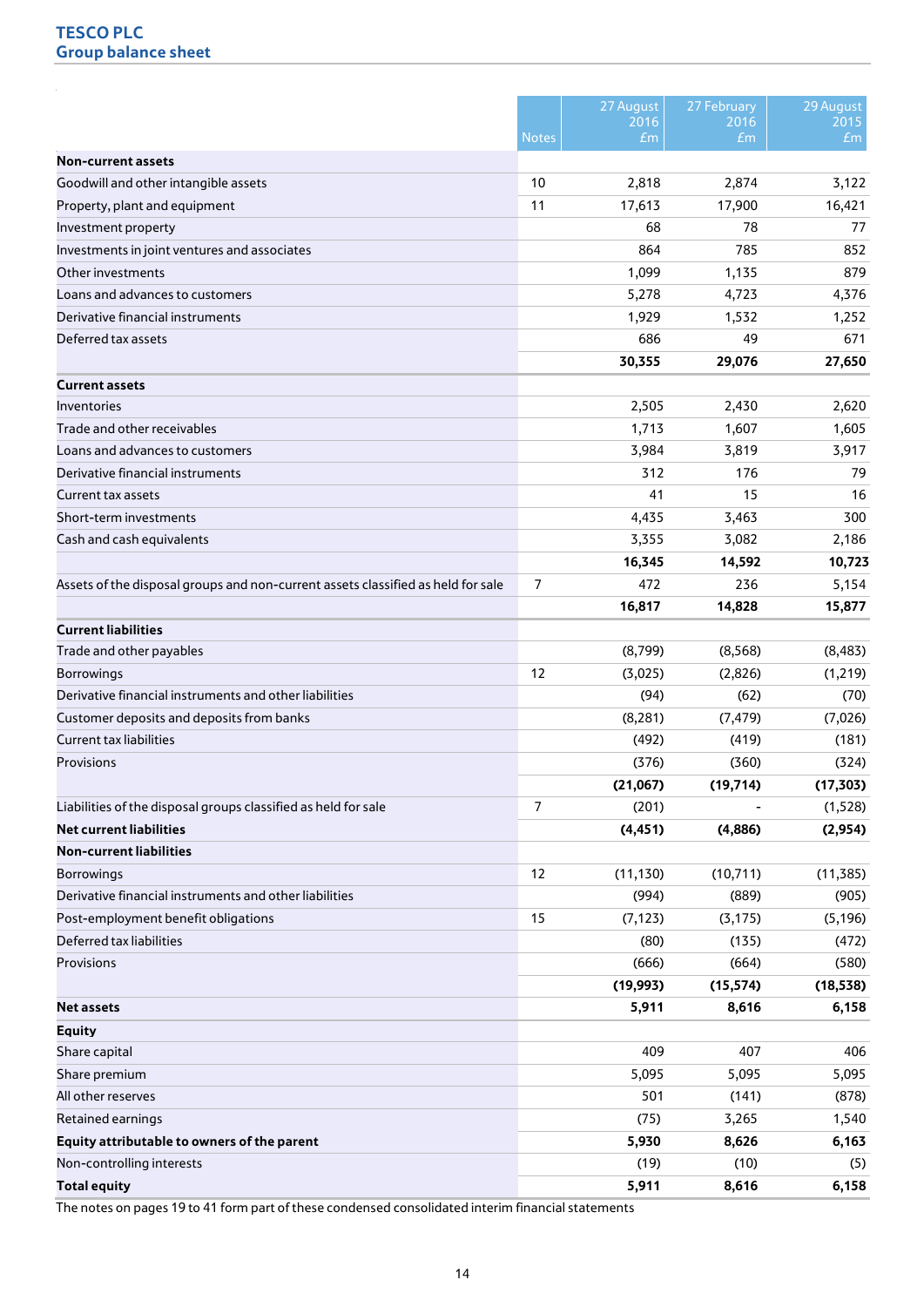# TESCO PLC
## Group balance sheet

| | Notes | 27 August 2016 £m | 27 February 2016 £m | 29 August 2015 £m |
|---|---|---|---|---|
| **Non-current assets** | | | | |
| Goodwill and other intangible assets | 10 | 2,818 | 2,874 | 3,122 |
| Property, plant and equipment | 11 | 17,613 | 17,900 | 16,421 |
| Investment property | | 68 | 78 | 77 |
| Investments in joint ventures and associates | | 864 | 785 | 852 |
| Other investments | | 1,099 | 1,135 | 879 |
| Loans and advances to customers | | 5,278 | 4,723 | 4,376 |
| Derivative financial instruments | | 1,929 | 1,532 | 1,252 |
| Deferred tax assets | | 686 | 49 | 671 |
| | | **30,355** | **29,076** | **27,650** |
| **Current assets** | | | | |
| Inventories | | 2,505 | 2,430 | 2,620 |
| Trade and other receivables | | 1,713 | 1,607 | 1,605 |
| Loans and advances to customers | | 3,984 | 3,819 | 3,917 |
| Derivative financial instruments | | 312 | 176 | 79 |
| Current tax assets | | 41 | 15 | 16 |
| Short-term investments | | 4,435 | 3,463 | 300 |
| Cash and cash equivalents | | 3,355 | 3,082 | 2,186 |
| | | **16,345** | **14,592** | **10,723** |
| Assets of the disposal groups and non-current assets classified as held for sale | 7 | 472 | 236 | 5,154 |
| | | **16,817** | **14,828** | **15,877** |
| **Current liabilities** | | | | |
| Trade and other payables | | (8,799) | (8,568) | (8,483) |
| Borrowings | 12 | (3,025) | (2,826) | (1,219) |
| Derivative financial instruments and other liabilities | | (94) | (62) | (70) |
| Customer deposits and deposits from banks | | (8,281) | (7,479) | (7,026) |
| Current tax liabilities | | (492) | (419) | (181) |
| Provisions | | (376) | (360) | (324) |
| | | **(21,067)** | **(19,714)** | **(17,303)** |
| Liabilities of the disposal groups classified as held for sale | 7 | (201) | - | (1,528) |
| **Net current liabilities** | | **(4,451)** | **(4,886)** | **(2,954)** |
| **Non-current liabilities** | | | | |
| Borrowings | 12 | (11,130) | (10,711) | (11,385) |
| Derivative financial instruments and other liabilities | | (994) | (889) | (905) |
| Post-employment benefit obligations | 15 | (7,123) | (3,175) | (5,196) |
| Deferred tax liabilities | | (80) | (135) | (472) |
| Provisions | | (666) | (664) | (580) |
| | | **(19,993)** | **(15,574)** | **(18,538)** |
| **Net assets** | | **5,911** | **8,616** | **6,158** |
| **Equity** | | | | |
| Share capital | | 409 | 407 | 406 |
| Share premium | | 5,095 | 5,095 | 5,095 |
| All other reserves | | 501 | (141) | (878) |
| Retained earnings | | (75) | 3,265 | 1,540 |
| **Equity attributable to owners of the parent** | | **5,930** | **8,626** | **6,163** |
| Non-controlling interests | | (19) | (10) | (5) |
| **Total equity** | | **5,911** | **8,616** | **6,158** |

The notes on pages 19 to 41 form part of these condensed consolidated interim financial statements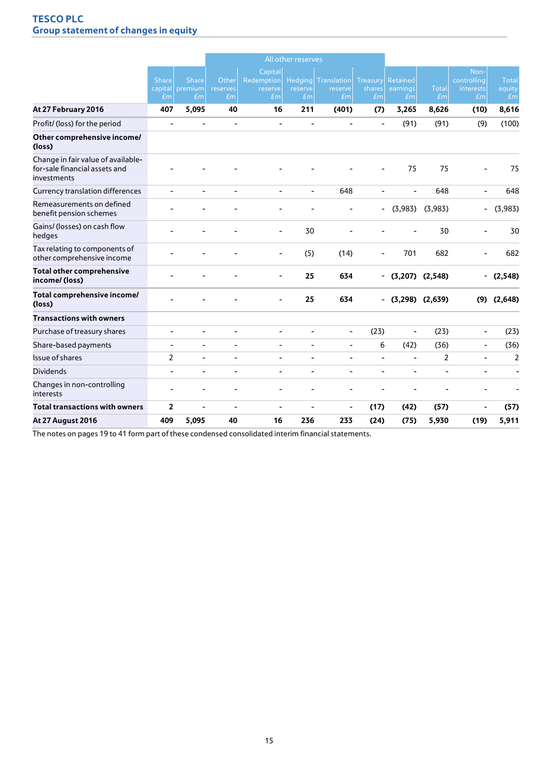## TESCO PLC
### Group statement of changes in equity

| | Share capital £m | Share premium £m | All other reserves: Other reserves £m | Capital Redemption reserve £m | Hedging reserve £m | Translation reserve £m | Treasury shares £m | Retained earnings £m | Total £m | Non-controlling interests £m | Total equity £m |
|---|---|---|---|---|---|---|---|---|---|---|---|
| **At 27 February 2016** | **407** | **5,095** | **40** | **16** | **211** | **(401)** | **(7)** | **3,265** | **8,626** | **(10)** | **8,616** |
| Profit/ (loss) for the period | - | - | - | - | - | - | - | (91) | (91) | (9) | (100) |
| **Other comprehensive income/ (loss)** | | | | | | | | | | | |
| Change in fair value of available-for-sale financial assets and investments | - | - | - | - | - | - | - | 75 | 75 | - | 75 |
| Currency translation differences | - | - | - | - | - | 648 | - | - | 648 | - | 648 |
| Remeasurements on defined benefit pension schemes | - | - | - | - | - | - | - | (3,983) | (3,983) | - | (3,983) |
| Gains/ (losses) on cash flow hedges | - | - | - | - | 30 | - | - | - | 30 | - | 30 |
| Tax relating to components of other comprehensive income | - | - | - | - | (5) | (14) | - | 701 | 682 | - | 682 |
| **Total other comprehensive income/ (loss)** | - | - | - | - | **25** | **634** | - | **(3,207)** | **(2,548)** | - | **(2,548)** |
| **Total comprehensive income/ (loss)** | - | - | - | - | **25** | **634** | - | **(3,298)** | **(2,639)** | **(9)** | **(2,648)** |
| **Transactions with owners** | | | | | | | | | | | |
| Purchase of treasury shares | - | - | - | - | - | - | (23) | - | (23) | - | (23) |
| Share-based payments | - | - | - | - | - | - | 6 | (42) | (36) | - | (36) |
| Issue of shares | 2 | - | - | - | - | - | - | - | 2 | - | 2 |
| Dividends | - | - | - | - | - | - | - | - | - | - | - |
| Changes in non-controlling interests | - | - | - | - | - | - | - | - | - | - | - |
| **Total transactions with owners** | **2** | - | - | - | - | - | **(17)** | **(42)** | **(57)** | - | **(57)** |
| **At 27 August 2016** | **409** | **5,095** | **40** | **16** | **236** | **233** | **(24)** | **(75)** | **5,930** | **(19)** | **5,911** |

The notes on pages 19 to 41 form part of these condensed consolidated interim financial statements.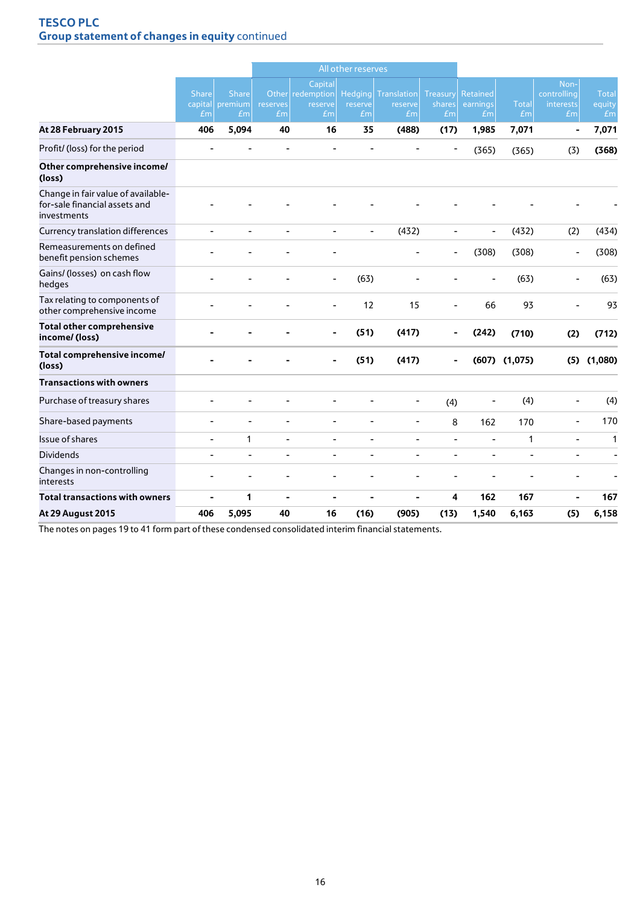**TESCO PLC**
**Group statement of changes in equity** continued

| | Share capital £m | Share premium £m | All other reserves Other reserves £m | Capital redemption reserve £m | Hedging reserve £m | Translation reserve £m | Treasury shares £m | Retained earnings £m | Total £m | Non-controlling interests £m | Total equity £m |
|---|---|---|---|---|---|---|---|---|---|---|---|
| **At 28 February 2015** | **406** | **5,094** | **40** | **16** | **35** | **(488)** | **(17)** | **1,985** | **7,071** | **-** | **7,071** |
| Profit/ (loss) for the period | - | - | - | - | - | - | - | (365) | (365) | (3) | **(368)** |
| **Other comprehensive income/ (loss)** | | | | | | | | | | | |
| Change in fair value of available-for-sale financial assets and investments | - | - | - | - | - | - | - | - | - | - | - |
| Currency translation differences | - | - | - | - | - | (432) | - | - | (432) | (2) | (434) |
| Remeasurements on defined benefit pension schemes | - | - | - | - | | - | - | (308) | (308) | - | (308) |
| Gains/ (losses) on cash flow hedges | - | - | - | - | (63) | - | - | - | (63) | - | (63) |
| Tax relating to components of other comprehensive income | - | - | - | - | 12 | 15 | - | 66 | 93 | - | 93 |
| **Total other comprehensive income/ (loss)** | **-** | **-** | **-** | **-** | **(51)** | **(417)** | **-** | **(242)** | **(710)** | **(2)** | **(712)** |
| **Total comprehensive income/ (loss)** | **-** | **-** | **-** | **-** | **(51)** | **(417)** | **-** | **(607)** | **(1,075)** | **(5)** | **(1,080)** |
| **Transactions with owners** | | | | | | | | | | | |
| Purchase of treasury shares | - | - | - | - | - | - | (4) | - | (4) | - | (4) |
| Share-based payments | - | - | - | - | - | - | 8 | 162 | 170 | - | 170 |
| Issue of shares | - | 1 | - | - | - | - | - | - | 1 | - | 1 |
| Dividends | - | - | - | - | - | - | - | - | - | - | - |
| Changes in non-controlling interests | - | - | - | - | - | - | - | - | - | - | - |
| **Total transactions with owners** | **-** | **1** | **-** | **-** | **-** | **-** | **4** | **162** | **167** | **-** | **167** |
| **At 29 August 2015** | **406** | **5,095** | **40** | **16** | **(16)** | **(905)** | **(13)** | **1,540** | **6,163** | **(5)** | **6,158** |

The notes on pages 19 to 41 form part of these condensed consolidated interim financial statements.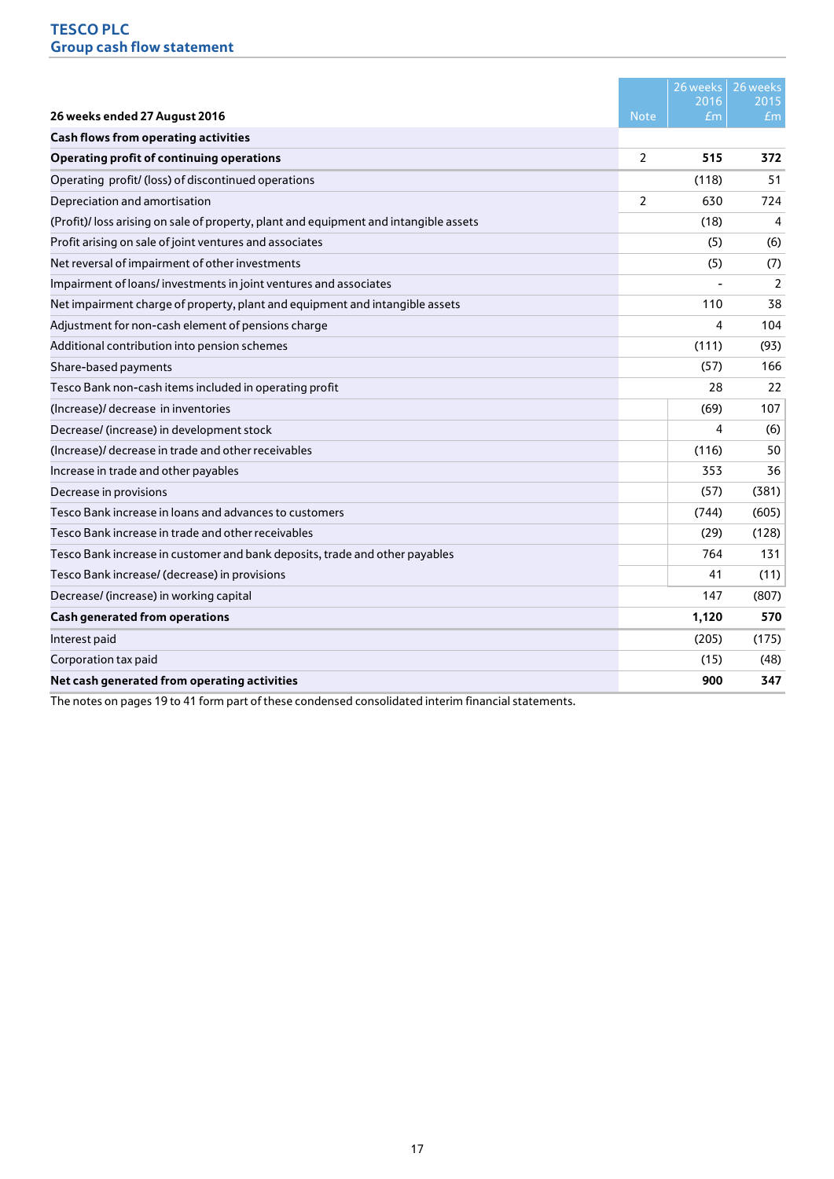**TESCO PLC**
**Group cash flow statement**

| 26 weeks ended 27 August 2016 | Note | 26 weeks 2016 £m | 26 weeks 2015 £m |
|---|---|---|---|
| **Cash flows from operating activities** | | | |
| **Operating profit of continuing operations** | 2 | **515** | **372** |
| Operating profit/ (loss) of discontinued operations | | (118) | 51 |
| Depreciation and amortisation | 2 | 630 | 724 |
| (Profit)/ loss arising on sale of property, plant and equipment and intangible assets | | (18) | 4 |
| Profit arising on sale of joint ventures and associates | | (5) | (6) |
| Net reversal of impairment of other investments | | (5) | (7) |
| Impairment of loans/ investments in joint ventures and associates | | - | 2 |
| Net impairment charge of property, plant and equipment and intangible assets | | 110 | 38 |
| Adjustment for non-cash element of pensions charge | | 4 | 104 |
| Additional contribution into pension schemes | | (111) | (93) |
| Share-based payments | | (57) | 166 |
| Tesco Bank non-cash items included in operating profit | | 28 | 22 |
| (Increase)/ decrease in inventories | | (69) | 107 |
| Decrease/ (increase) in development stock | | 4 | (6) |
| (Increase)/ decrease in trade and other receivables | | (116) | 50 |
| Increase in trade and other payables | | 353 | 36 |
| Decrease in provisions | | (57) | (381) |
| Tesco Bank increase in loans and advances to customers | | (744) | (605) |
| Tesco Bank increase in trade and other receivables | | (29) | (128) |
| Tesco Bank increase in customer and bank deposits, trade and other payables | | 764 | 131 |
| Tesco Bank increase/ (decrease) in provisions | | 41 | (11) |
| Decrease/ (increase) in working capital | | 147 | (807) |
| **Cash generated from operations** | | **1,120** | **570** |
| Interest paid | | (205) | (175) |
| Corporation tax paid | | (15) | (48) |
| **Net cash generated from operating activities** | | **900** | **347** |

The notes on pages 19 to 41 form part of these condensed consolidated interim financial statements.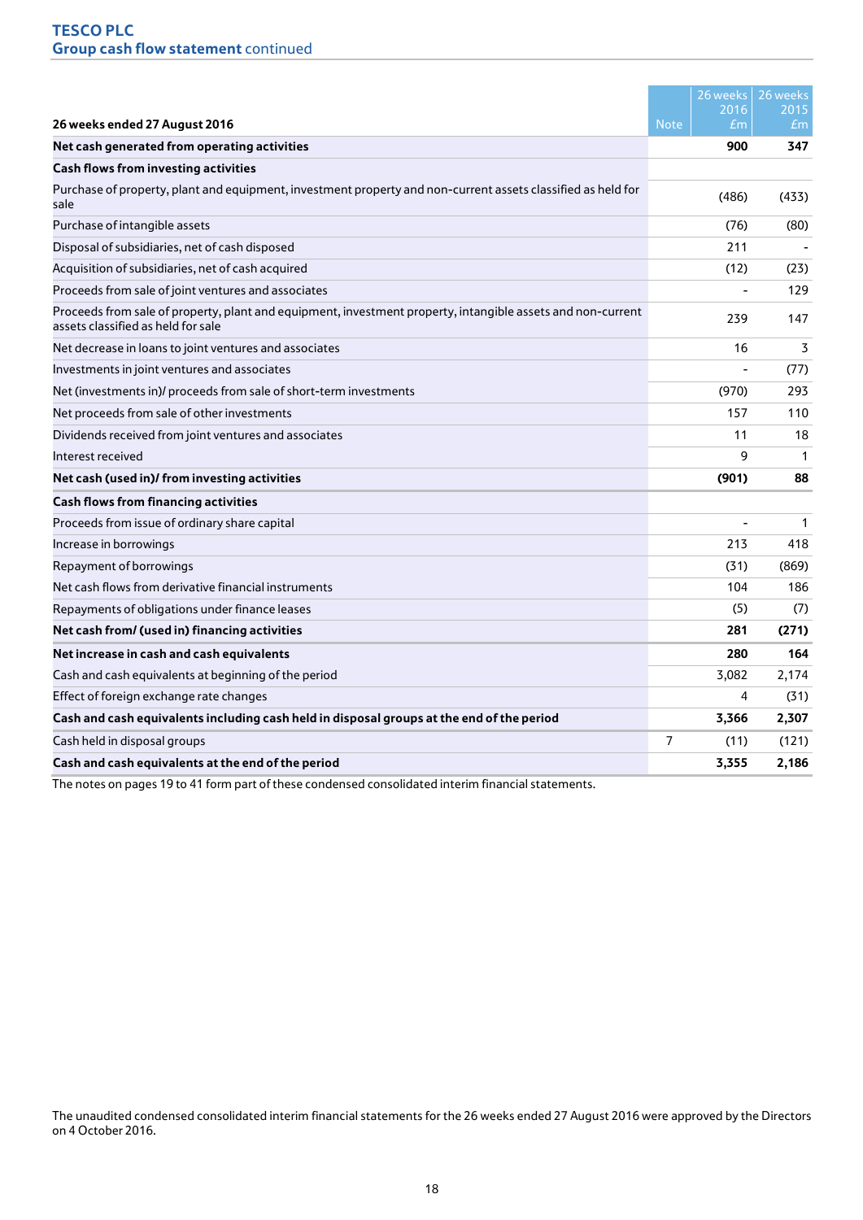**TESCO PLC**
**Group cash flow statement** continued

| 26 weeks ended 27 August 2016 | Note | 26 weeks 2016 £m | 26 weeks 2015 £m |
|---|---|---|---|
| **Net cash generated from operating activities** | | **900** | **347** |
| **Cash flows from investing activities** | | | |
| Purchase of property, plant and equipment, investment property and non-current assets classified as held for sale | | (486) | (433) |
| Purchase of intangible assets | | (76) | (80) |
| Disposal of subsidiaries, net of cash disposed | | 211 | - |
| Acquisition of subsidiaries, net of cash acquired | | (12) | (23) |
| Proceeds from sale of joint ventures and associates | | - | 129 |
| Proceeds from sale of property, plant and equipment, investment property, intangible assets and non-current assets classified as held for sale | | 239 | 147 |
| Net decrease in loans to joint ventures and associates | | 16 | 3 |
| Investments in joint ventures and associates | | - | (77) |
| Net (investments in)/ proceeds from sale of short-term investments | | (970) | 293 |
| Net proceeds from sale of other investments | | 157 | 110 |
| Dividends received from joint ventures and associates | | 11 | 18 |
| Interest received | | 9 | 1 |
| **Net cash (used in)/ from investing activities** | | **(901)** | **88** |
| **Cash flows from financing activities** | | | |
| Proceeds from issue of ordinary share capital | | - | 1 |
| Increase in borrowings | | 213 | 418 |
| Repayment of borrowings | | (31) | (869) |
| Net cash flows from derivative financial instruments | | 104 | 186 |
| Repayments of obligations under finance leases | | (5) | (7) |
| **Net cash from/ (used in) financing activities** | | **281** | **(271)** |
| **Net increase in cash and cash equivalents** | | **280** | **164** |
| Cash and cash equivalents at beginning of the period | | 3,082 | 2,174 |
| Effect of foreign exchange rate changes | | 4 | (31) |
| **Cash and cash equivalents including cash held in disposal groups at the end of the period** | | **3,366** | **2,307** |
| Cash held in disposal groups | 7 | (11) | (121) |
| **Cash and cash equivalents at the end of the period** | | **3,355** | **2,186** |

The notes on pages 19 to 41 form part of these condensed consolidated interim financial statements.

The unaudited condensed consolidated interim financial statements for the 26 weeks ended 27 August 2016 were approved by the Directors on 4 October 2016.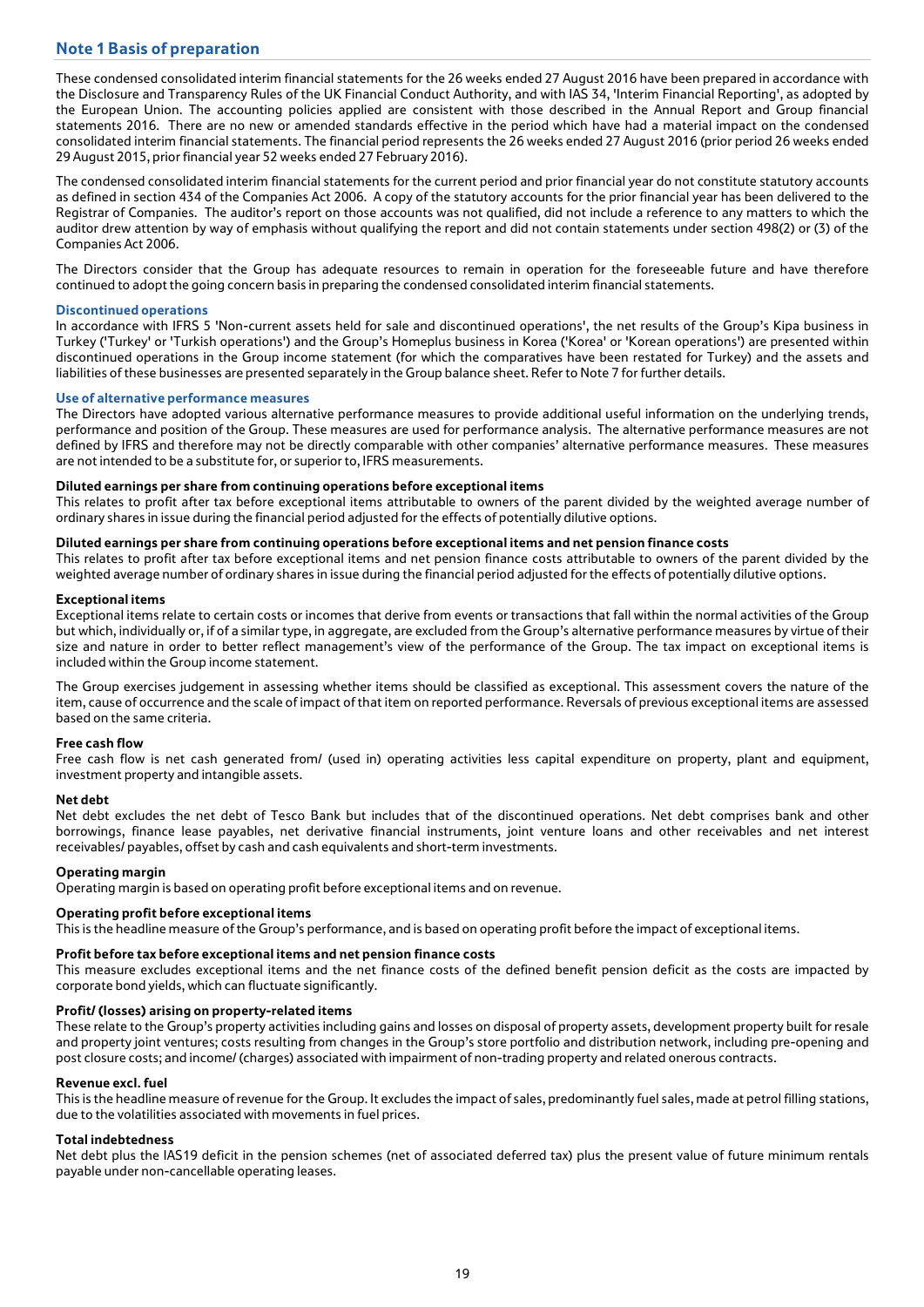## Note 1 Basis of preparation

These condensed consolidated interim financial statements for the 26 weeks ended 27 August 2016 have been prepared in accordance with the Disclosure and Transparency Rules of the UK Financial Conduct Authority, and with IAS 34, 'Interim Financial Reporting', as adopted by the European Union. The accounting policies applied are consistent with those described in the Annual Report and Group financial statements 2016. There are no new or amended standards effective in the period which have had a material impact on the condensed consolidated interim financial statements. The financial period represents the 26 weeks ended 27 August 2016 (prior period 26 weeks ended 29 August 2015, prior financial year 52 weeks ended 27 February 2016).

The condensed consolidated interim financial statements for the current period and prior financial year do not constitute statutory accounts as defined in section 434 of the Companies Act 2006. A copy of the statutory accounts for the prior financial year has been delivered to the Registrar of Companies. The auditor's report on those accounts was not qualified, did not include a reference to any matters to which the auditor drew attention by way of emphasis without qualifying the report and did not contain statements under section 498(2) or (3) of the Companies Act 2006.

The Directors consider that the Group has adequate resources to remain in operation for the foreseeable future and have therefore continued to adopt the going concern basis in preparing the condensed consolidated interim financial statements.

### Discontinued operations

In accordance with IFRS 5 'Non-current assets held for sale and discontinued operations', the net results of the Group's Kipa business in Turkey ('Turkey' or 'Turkish operations') and the Group's Homeplus business in Korea ('Korea' or 'Korean operations') are presented within discontinued operations in the Group income statement (for which the comparatives have been restated for Turkey) and the assets and liabilities of these businesses are presented separately in the Group balance sheet. Refer to Note 7 for further details.

### Use of alternative performance measures

The Directors have adopted various alternative performance measures to provide additional useful information on the underlying trends, performance and position of the Group. These measures are used for performance analysis. The alternative performance measures are not defined by IFRS and therefore may not be directly comparable with other companies' alternative performance measures. These measures are not intended to be a substitute for, or superior to, IFRS measurements.

**Diluted earnings per share from continuing operations before exceptional items**

This relates to profit after tax before exceptional items attributable to owners of the parent divided by the weighted average number of ordinary shares in issue during the financial period adjusted for the effects of potentially dilutive options.

**Diluted earnings per share from continuing operations before exceptional items and net pension finance costs**

This relates to profit after tax before exceptional items and net pension finance costs attributable to owners of the parent divided by the weighted average number of ordinary shares in issue during the financial period adjusted for the effects of potentially dilutive options.

**Exceptional items**

Exceptional items relate to certain costs or incomes that derive from events or transactions that fall within the normal activities of the Group but which, individually or, if of a similar type, in aggregate, are excluded from the Group's alternative performance measures by virtue of their size and nature in order to better reflect management's view of the performance of the Group. The tax impact on exceptional items is included within the Group income statement.

The Group exercises judgement in assessing whether items should be classified as exceptional. This assessment covers the nature of the item, cause of occurrence and the scale of impact of that item on reported performance. Reversals of previous exceptional items are assessed based on the same criteria.

**Free cash flow**

Free cash flow is net cash generated from/ (used in) operating activities less capital expenditure on property, plant and equipment, investment property and intangible assets.

**Net debt**

Net debt excludes the net debt of Tesco Bank but includes that of the discontinued operations. Net debt comprises bank and other borrowings, finance lease payables, net derivative financial instruments, joint venture loans and other receivables and net interest receivables/ payables, offset by cash and cash equivalents and short-term investments.

**Operating margin**

Operating margin is based on operating profit before exceptional items and on revenue.

**Operating profit before exceptional items**

This is the headline measure of the Group's performance, and is based on operating profit before the impact of exceptional items.

**Profit before tax before exceptional items and net pension finance costs**

This measure excludes exceptional items and the net finance costs of the defined benefit pension deficit as the costs are impacted by corporate bond yields, which can fluctuate significantly.

**Profit/ (losses) arising on property-related items**

These relate to the Group's property activities including gains and losses on disposal of property assets, development property built for resale and property joint ventures; costs resulting from changes in the Group's store portfolio and distribution network, including pre-opening and post closure costs; and income/ (charges) associated with impairment of non-trading property and related onerous contracts.

**Revenue excl. fuel**

This is the headline measure of revenue for the Group. It excludes the impact of sales, predominantly fuel sales, made at petrol filling stations, due to the volatilities associated with movements in fuel prices.

**Total indebtedness**

Net debt plus the IAS19 deficit in the pension schemes (net of associated deferred tax) plus the present value of future minimum rentals payable under non-cancellable operating leases.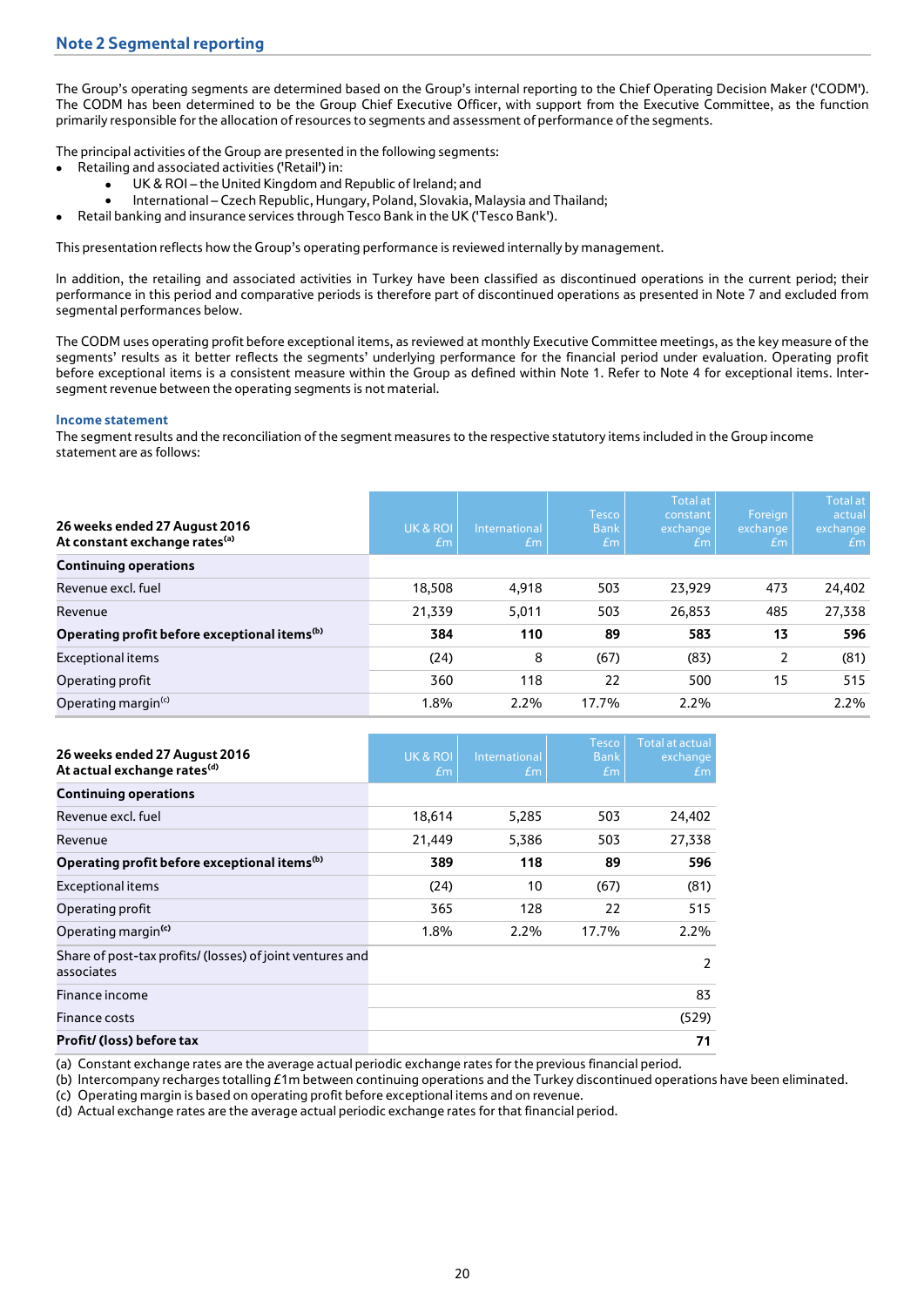## Note 2 Segmental reporting

The Group's operating segments are determined based on the Group's internal reporting to the Chief Operating Decision Maker ('CODM'). The CODM has been determined to be the Group Chief Executive Officer, with support from the Executive Committee, as the function primarily responsible for the allocation of resources to segments and assessment of performance of the segments.

The principal activities of the Group are presented in the following segments:

- Retailing and associated activities ('Retail') in:
  - UK & ROI – the United Kingdom and Republic of Ireland; and
  - International – Czech Republic, Hungary, Poland, Slovakia, Malaysia and Thailand;
- Retail banking and insurance services through Tesco Bank in the UK ('Tesco Bank').

This presentation reflects how the Group's operating performance is reviewed internally by management.

In addition, the retailing and associated activities in Turkey have been classified as discontinued operations in the current period; their performance in this period and comparative periods is therefore part of discontinued operations as presented in Note 7 and excluded from segmental performances below.

The CODM uses operating profit before exceptional items, as reviewed at monthly Executive Committee meetings, as the key measure of the segments' results as it better reflects the segments' underlying performance for the financial period under evaluation. Operating profit before exceptional items is a consistent measure within the Group as defined within Note 1. Refer to Note 4 for exceptional items. Inter-segment revenue between the operating segments is not material.

### Income statement

The segment results and the reconciliation of the segment measures to the respective statutory items included in the Group income statement are as follows:

| **26 weeks ended 27 August 2016 At constant exchange rates[(a)]** | UK & ROI £m | International £m | Tesco Bank £m | Total at constant exchange £m | Foreign exchange £m | Total at actual exchange £m |
|---|---|---|---|---|---|---|
| **Continuing operations** | | | | | | |
| Revenue excl. fuel | 18,508 | 4,918 | 503 | 23,929 | 473 | 24,402 |
| Revenue | 21,339 | 5,011 | 503 | 26,853 | 485 | 27,338 |
| **Operating profit before exceptional items[(b)]** | **384** | **110** | **89** | **583** | **13** | **596** |
| Exceptional items | (24) | 8 | (67) | (83) | 2 | (81) |
| Operating profit | 360 | 118 | 22 | 500 | 15 | 515 |
| Operating margin[(c)] | 1.8% | 2.2% | 17.7% | 2.2% | | 2.2% |

| **26 weeks ended 27 August 2016 At actual exchange rates[(d)]** | UK & ROI £m | International £m | Tesco Bank £m | Total at actual exchange £m |
|---|---|---|---|---|
| **Continuing operations** | | | | |
| Revenue excl. fuel | 18,614 | 5,285 | 503 | 24,402 |
| Revenue | 21,449 | 5,386 | 503 | 27,338 |
| **Operating profit before exceptional items[(b)]** | **389** | **118** | **89** | **596** |
| Exceptional items | (24) | 10 | (67) | (81) |
| Operating profit | 365 | 128 | 22 | 515 |
| Operating margin[(c)] | 1.8% | 2.2% | 17.7% | 2.2% |
| Share of post-tax profits/ (losses) of joint ventures and associates | | | | 2 |
| Finance income | | | | 83 |
| Finance costs | | | | (529) |
| **Profit/ (loss) before tax** | | | | **71** |

(a) Constant exchange rates are the average actual periodic exchange rates for the previous financial period.
(b) Intercompany recharges totalling £1m between continuing operations and the Turkey discontinued operations have been eliminated.
(c) Operating margin is based on operating profit before exceptional items and on revenue.
(d) Actual exchange rates are the average actual periodic exchange rates for that financial period.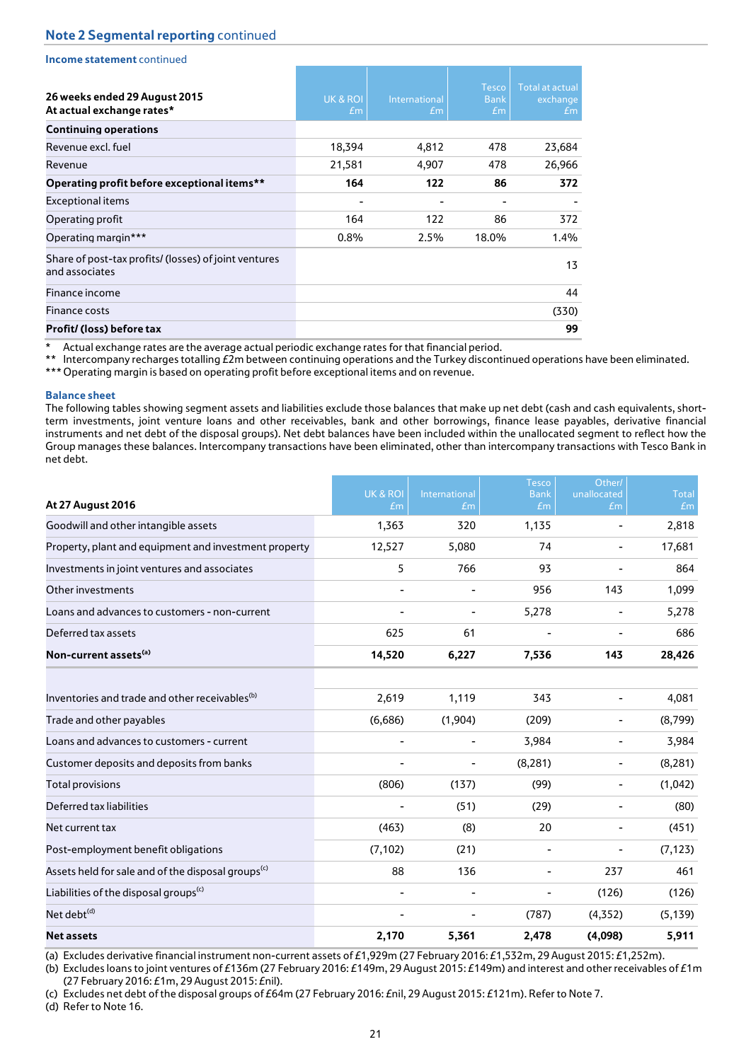## Note 2 Segmental reporting continued

### Income statement continued

| 26 weeks ended 29 August 2015<br>At actual exchange rates* | UK & ROI<br>£m | International<br>£m | Tesco Bank<br>£m | Total at actual exchange<br>£m |
|---|---|---|---|---|
| **Continuing operations** | | | | |
| Revenue excl. fuel | 18,394 | 4,812 | 478 | 23,684 |
| Revenue | 21,581 | 4,907 | 478 | 26,966 |
| **Operating profit before exceptional items**** | **164** | **122** | **86** | **372** |
| Exceptional items | - | - | - | - |
| Operating profit | 164 | 122 | 86 | 372 |
| Operating margin*** | 0.8% | 2.5% | 18.0% | 1.4% |
| Share of post-tax profits/ (losses) of joint ventures and associates | | | | 13 |
| Finance income | | | | 44 |
| Finance costs | | | | (330) |
| **Profit/ (loss) before tax** | | | | **99** |

\* Actual exchange rates are the average actual periodic exchange rates for that financial period.
** Intercompany recharges totalling £2m between continuing operations and the Turkey discontinued operations have been eliminated.
*** Operating margin is based on operating profit before exceptional items and on revenue.

### Balance sheet

The following tables showing segment assets and liabilities exclude those balances that make up net debt (cash and cash equivalents, short-term investments, joint venture loans and other receivables, bank and other borrowings, finance lease payables, derivative financial instruments and net debt of the disposal groups). Net debt balances have been included within the unallocated segment to reflect how the Group manages these balances. Intercompany transactions have been eliminated, other than intercompany transactions with Tesco Bank in net debt.

| At 27 August 2016 | UK & ROI<br>£m | International<br>£m | Tesco Bank<br>£m | Other/ unallocated<br>£m | Total<br>£m |
|---|---|---|---|---|---|
| Goodwill and other intangible assets | 1,363 | 320 | 1,135 | - | 2,818 |
| Property, plant and equipment and investment property | 12,527 | 5,080 | 74 | - | 17,681 |
| Investments in joint ventures and associates | 5 | 766 | 93 | - | 864 |
| Other investments | - | - | 956 | 143 | 1,099 |
| Loans and advances to customers - non-current | - | - | 5,278 | - | 5,278 |
| Deferred tax assets | 625 | 61 | - | - | 686 |
| **Non-current assets[(a)]** | **14,520** | **6,227** | **7,536** | **143** | **28,426** |
| | | | | | |
| Inventories and trade and other receivables[(b)] | 2,619 | 1,119 | 343 | - | 4,081 |
| Trade and other payables | (6,686) | (1,904) | (209) | - | (8,799) |
| Loans and advances to customers - current | - | - | 3,984 | - | 3,984 |
| Customer deposits and deposits from banks | - | - | (8,281) | - | (8,281) |
| Total provisions | (806) | (137) | (99) | - | (1,042) |
| Deferred tax liabilities | - | (51) | (29) | - | (80) |
| Net current tax | (463) | (8) | 20 | - | (451) |
| Post-employment benefit obligations | (7,102) | (21) | - | - | (7,123) |
| Assets held for sale and of the disposal groups[(c)] | 88 | 136 | - | 237 | 461 |
| Liabilities of the disposal groups[(c)] | - | - | - | (126) | (126) |
| Net debt[(d)] | - | - | (787) | (4,352) | (5,139) |
| **Net assets** | **2,170** | **5,361** | **2,478** | **(4,098)** | **5,911** |

(a) Excludes derivative financial instrument non-current assets of £1,929m (27 February 2016: £1,532m, 29 August 2015: £1,252m).
(b) Excludes loans to joint ventures of £136m (27 February 2016: £149m, 29 August 2015: £149m) and interest and other receivables of £1m (27 February 2016: £1m, 29 August 2015: £nil).
(c) Excludes net debt of the disposal groups of £64m (27 February 2016: £nil, 29 August 2015: £121m). Refer to Note 7.
(d) Refer to Note 16.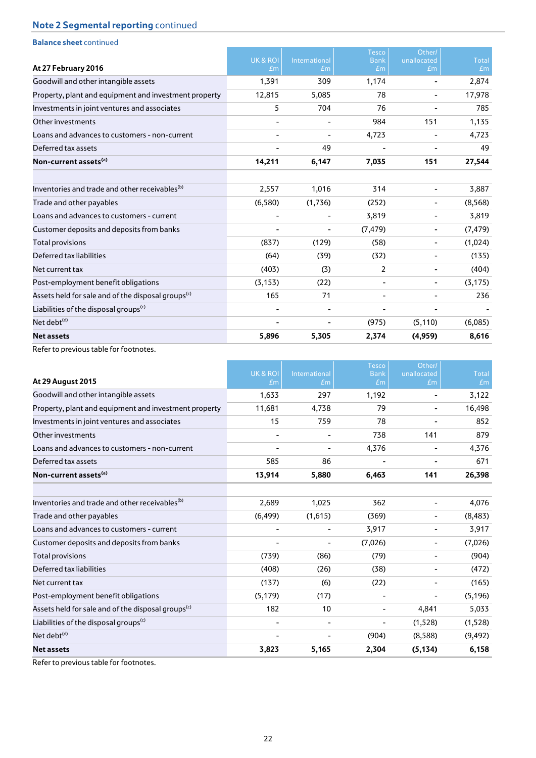## Note 2 Segmental reporting continued

### Balance sheet continued

| At 27 February 2016 | UK & ROI £m | International £m | Tesco Bank £m | Other/ unallocated £m | Total £m |
|---|---|---|---|---|---|
| Goodwill and other intangible assets | 1,391 | 309 | 1,174 | - | 2,874 |
| Property, plant and equipment and investment property | 12,815 | 5,085 | 78 | - | 17,978 |
| Investments in joint ventures and associates | 5 | 704 | 76 | - | 785 |
| Other investments | - | - | 984 | 151 | 1,135 |
| Loans and advances to customers - non-current | - | - | 4,723 | - | 4,723 |
| Deferred tax assets | - | 49 | - | - | 49 |
| **Non-current assets[(a)]** | **14,211** | **6,147** | **7,035** | **151** | **27,544** |
| | | | | | |
| Inventories and trade and other receivables[(b)] | 2,557 | 1,016 | 314 | - | 3,887 |
| Trade and other payables | (6,580) | (1,736) | (252) | - | (8,568) |
| Loans and advances to customers - current | - | - | 3,819 | - | 3,819 |
| Customer deposits and deposits from banks | - | - | (7,479) | - | (7,479) |
| Total provisions | (837) | (129) | (58) | - | (1,024) |
| Deferred tax liabilities | (64) | (39) | (32) | - | (135) |
| Net current tax | (403) | (3) | 2 | - | (404) |
| Post-employment benefit obligations | (3,153) | (22) | - | - | (3,175) |
| Assets held for sale and of the disposal groups[(c)] | 165 | 71 | - | - | 236 |
| Liabilities of the disposal groups[(c)] | - | - | - | - | - |
| Net debt[(d)] | - | - | (975) | (5,110) | (6,085) |
| **Net assets** | **5,896** | **5,305** | **2,374** | **(4,959)** | **8,616** |

Refer to previous table for footnotes.

| At 29 August 2015 | UK & ROI £m | International £m | Tesco Bank £m | Other/ unallocated £m | Total £m |
|---|---|---|---|---|---|
| Goodwill and other intangible assets | 1,633 | 297 | 1,192 | - | 3,122 |
| Property, plant and equipment and investment property | 11,681 | 4,738 | 79 | - | 16,498 |
| Investments in joint ventures and associates | 15 | 759 | 78 | - | 852 |
| Other investments | - | - | 738 | 141 | 879 |
| Loans and advances to customers - non-current | - | - | 4,376 | - | 4,376 |
| Deferred tax assets | 585 | 86 | - | - | 671 |
| **Non-current assets[(a)]** | **13,914** | **5,880** | **6,463** | **141** | **26,398** |
| | | | | | |
| Inventories and trade and other receivables[(b)] | 2,689 | 1,025 | 362 | - | 4,076 |
| Trade and other payables | (6,499) | (1,615) | (369) | - | (8,483) |
| Loans and advances to customers - current | - | - | 3,917 | - | 3,917 |
| Customer deposits and deposits from banks | - | - | (7,026) | - | (7,026) |
| Total provisions | (739) | (86) | (79) | - | (904) |
| Deferred tax liabilities | (408) | (26) | (38) | - | (472) |
| Net current tax | (137) | (6) | (22) | - | (165) |
| Post-employment benefit obligations | (5,179) | (17) | - | - | (5,196) |
| Assets held for sale and of the disposal groups[(c)] | 182 | 10 | - | 4,841 | 5,033 |
| Liabilities of the disposal groups[(c)] | - | - | - | (1,528) | (1,528) |
| Net debt[(d)] | - | - | (904) | (8,588) | (9,492) |
| **Net assets** | **3,823** | **5,165** | **2,304** | **(5,134)** | **6,158** |

Refer to previous table for footnotes.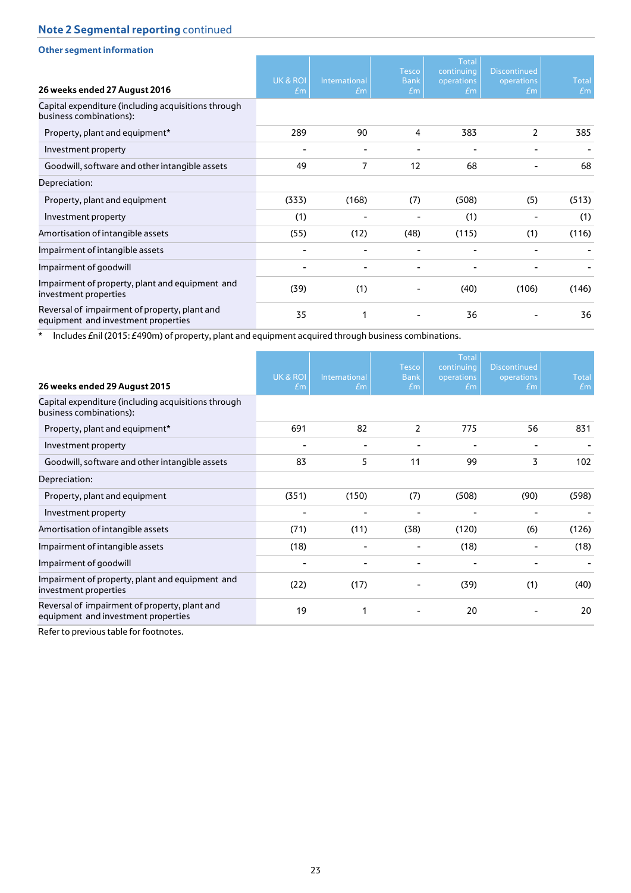## Note 2 Segmental reporting continued

### Other segment information

| 26 weeks ended 27 August 2016 | UK & ROI £m | International £m | Tesco Bank £m | Total continuing operations £m | Discontinued operations £m | Total £m |
|---|---|---|---|---|---|---|
| Capital expenditure (including acquisitions through business combinations): | | | | | | |
| Property, plant and equipment* | 289 | 90 | 4 | 383 | 2 | 385 |
| Investment property | - | - | - | - | - | - |
| Goodwill, software and other intangible assets | 49 | 7 | 12 | 68 | - | 68 |
| Depreciation: | | | | | | |
| Property, plant and equipment | (333) | (168) | (7) | (508) | (5) | (513) |
| Investment property | (1) | - | - | (1) | - | (1) |
| Amortisation of intangible assets | (55) | (12) | (48) | (115) | (1) | (116) |
| Impairment of intangible assets | - | - | - | - | - | - |
| Impairment of goodwill | - | - | - | - | - | - |
| Impairment of property, plant and equipment and investment properties | (39) | (1) | - | (40) | (106) | (146) |
| Reversal of impairment of property, plant and equipment and investment properties | 35 | 1 | - | 36 | - | 36 |

\* Includes £nil (2015: £490m) of property, plant and equipment acquired through business combinations.

| 26 weeks ended 29 August 2015 | UK & ROI £m | International £m | Tesco Bank £m | Total continuing operations £m | Discontinued operations £m | Total £m |
|---|---|---|---|---|---|---|
| Capital expenditure (including acquisitions through business combinations): | | | | | | |
| Property, plant and equipment* | 691 | 82 | 2 | 775 | 56 | 831 |
| Investment property | - | - | - | - | - | - |
| Goodwill, software and other intangible assets | 83 | 5 | 11 | 99 | 3 | 102 |
| Depreciation: | | | | | | |
| Property, plant and equipment | (351) | (150) | (7) | (508) | (90) | (598) |
| Investment property | - | - | - | - | - | - |
| Amortisation of intangible assets | (71) | (11) | (38) | (120) | (6) | (126) |
| Impairment of intangible assets | (18) | - | - | (18) | - | (18) |
| Impairment of goodwill | - | - | - | - | - | - |
| Impairment of property, plant and equipment and investment properties | (22) | (17) | - | (39) | (1) | (40) |
| Reversal of impairment of property, plant and equipment and investment properties | 19 | 1 | - | 20 | - | 20 |

Refer to previous table for footnotes.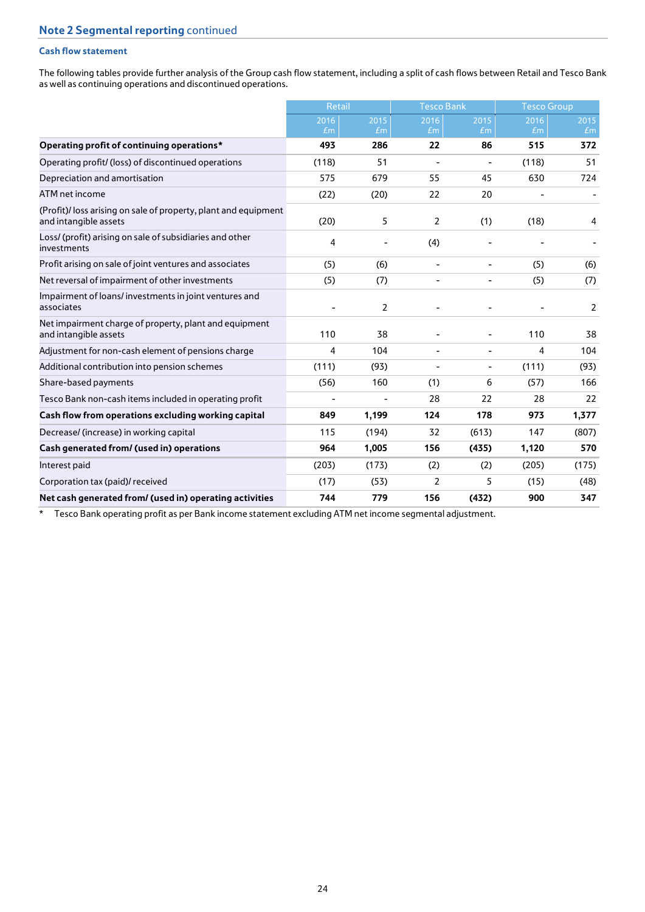## Note 2 Segmental reporting continued

### Cash flow statement

The following tables provide further analysis of the Group cash flow statement, including a split of cash flows between Retail and Tesco Bank as well as continuing operations and discontinued operations.

| | Retail | | Tesco Bank | | Tesco Group | |
|---|---|---|---|---|---|---|
| | 2016 £m | 2015 £m | 2016 £m | 2015 £m | 2016 £m | 2015 £m |
| **Operating profit of continuing operations*** | **493** | **286** | **22** | **86** | **515** | **372** |
| Operating profit/ (loss) of discontinued operations | (118) | 51 | - | - | (118) | 51 |
| Depreciation and amortisation | 575 | 679 | 55 | 45 | 630 | 724 |
| ATM net income | (22) | (20) | 22 | 20 | - | - |
| (Profit)/ loss arising on sale of property, plant and equipment and intangible assets | (20) | 5 | 2 | (1) | (18) | 4 |
| Loss/ (profit) arising on sale of subsidiaries and other investments | 4 | - | (4) | - | - | - |
| Profit arising on sale of joint ventures and associates | (5) | (6) | - | - | (5) | (6) |
| Net reversal of impairment of other investments | (5) | (7) | - | - | (5) | (7) |
| Impairment of loans/ investments in joint ventures and associates | - | 2 | - | - | - | 2 |
| Net impairment charge of property, plant and equipment and intangible assets | 110 | 38 | - | - | 110 | 38 |
| Adjustment for non-cash element of pensions charge | 4 | 104 | - | - | 4 | 104 |
| Additional contribution into pension schemes | (111) | (93) | - | - | (111) | (93) |
| Share-based payments | (56) | 160 | (1) | 6 | (57) | 166 |
| Tesco Bank non-cash items included in operating profit | - | - | 28 | 22 | 28 | 22 |
| **Cash flow from operations excluding working capital** | **849** | **1,199** | **124** | **178** | **973** | **1,377** |
| Decrease/ (increase) in working capital | 115 | (194) | 32 | (613) | 147 | (807) |
| **Cash generated from/ (used in) operations** | **964** | **1,005** | **156** | **(435)** | **1,120** | **570** |
| Interest paid | (203) | (173) | (2) | (2) | (205) | (175) |
| Corporation tax (paid)/ received | (17) | (53) | 2 | 5 | (15) | (48) |
| **Net cash generated from/ (used in) operating activities** | **744** | **779** | **156** | **(432)** | **900** | **347** |

\* Tesco Bank operating profit as per Bank income statement excluding ATM net income segmental adjustment.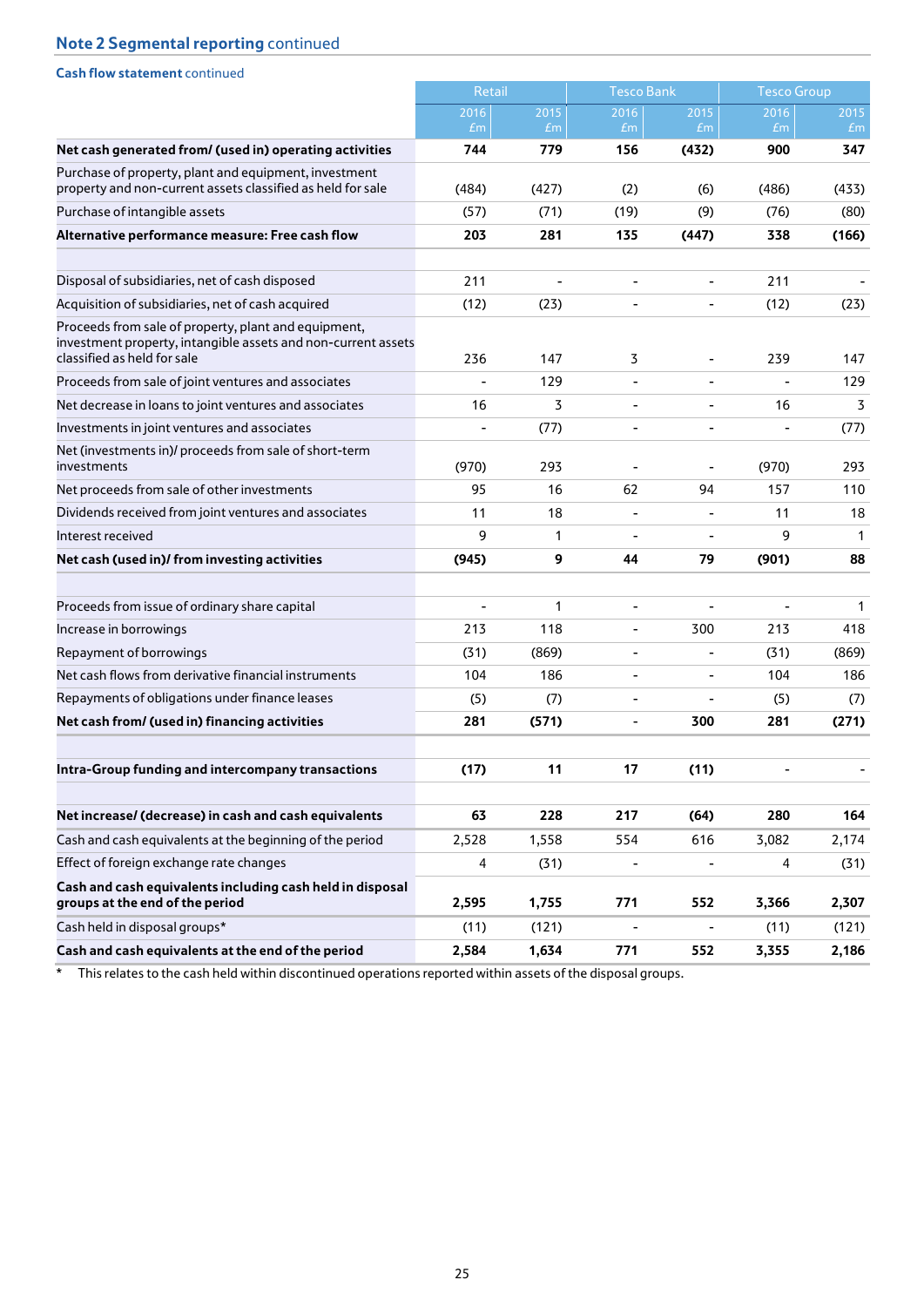## Note 2 Segmental reporting continued

### Cash flow statement continued

| | Retail | | Tesco Bank | | Tesco Group | |
|---|---|---|---|---|---|---|
| | 2016 £m | 2015 £m | 2016 £m | 2015 £m | 2016 £m | 2015 £m |
| **Net cash generated from/ (used in) operating activities** | **744** | **779** | **156** | **(432)** | **900** | **347** |
| Purchase of property, plant and equipment, investment property and non-current assets classified as held for sale | (484) | (427) | (2) | (6) | (486) | (433) |
| Purchase of intangible assets | (57) | (71) | (19) | (9) | (76) | (80) |
| **Alternative performance measure: Free cash flow** | **203** | **281** | **135** | **(447)** | **338** | **(166)** |
| | | | | | | |
| Disposal of subsidiaries, net of cash disposed | 211 | - | - | - | 211 | - |
| Acquisition of subsidiaries, net of cash acquired | (12) | (23) | - | - | (12) | (23) |
| Proceeds from sale of property, plant and equipment, investment property, intangible assets and non-current assets classified as held for sale | 236 | 147 | 3 | - | 239 | 147 |
| Proceeds from sale of joint ventures and associates | - | 129 | - | - | - | 129 |
| Net decrease in loans to joint ventures and associates | 16 | 3 | - | - | 16 | 3 |
| Investments in joint ventures and associates | - | (77) | - | - | - | (77) |
| Net (investments in)/ proceeds from sale of short-term investments | (970) | 293 | - | - | (970) | 293 |
| Net proceeds from sale of other investments | 95 | 16 | 62 | 94 | 157 | 110 |
| Dividends received from joint ventures and associates | 11 | 18 | - | - | 11 | 18 |
| Interest received | 9 | 1 | - | - | 9 | 1 |
| **Net cash (used in)/ from investing activities** | **(945)** | **9** | **44** | **79** | **(901)** | **88** |
| | | | | | | |
| Proceeds from issue of ordinary share capital | - | 1 | - | - | - | 1 |
| Increase in borrowings | 213 | 118 | - | 300 | 213 | 418 |
| Repayment of borrowings | (31) | (869) | - | - | (31) | (869) |
| Net cash flows from derivative financial instruments | 104 | 186 | - | - | 104 | 186 |
| Repayments of obligations under finance leases | (5) | (7) | - | - | (5) | (7) |
| **Net cash from/ (used in) financing activities** | **281** | **(571)** | **-** | **300** | **281** | **(271)** |
| | | | | | | |
| **Intra-Group funding and intercompany transactions** | **(17)** | **11** | **17** | **(11)** | **-** | **-** |
| | | | | | | |
| **Net increase/ (decrease) in cash and cash equivalents** | **63** | **228** | **217** | **(64)** | **280** | **164** |
| Cash and cash equivalents at the beginning of the period | 2,528 | 1,558 | 554 | 616 | 3,082 | 2,174 |
| Effect of foreign exchange rate changes | 4 | (31) | - | - | 4 | (31) |
| **Cash and cash equivalents including cash held in disposal groups at the end of the period** | **2,595** | **1,755** | **771** | **552** | **3,366** | **2,307** |
| Cash held in disposal groups* | (11) | (121) | - | - | (11) | (121) |
| **Cash and cash equivalents at the end of the period** | **2,584** | **1,634** | **771** | **552** | **3,355** | **2,186** |

\* This relates to the cash held within discontinued operations reported within assets of the disposal groups.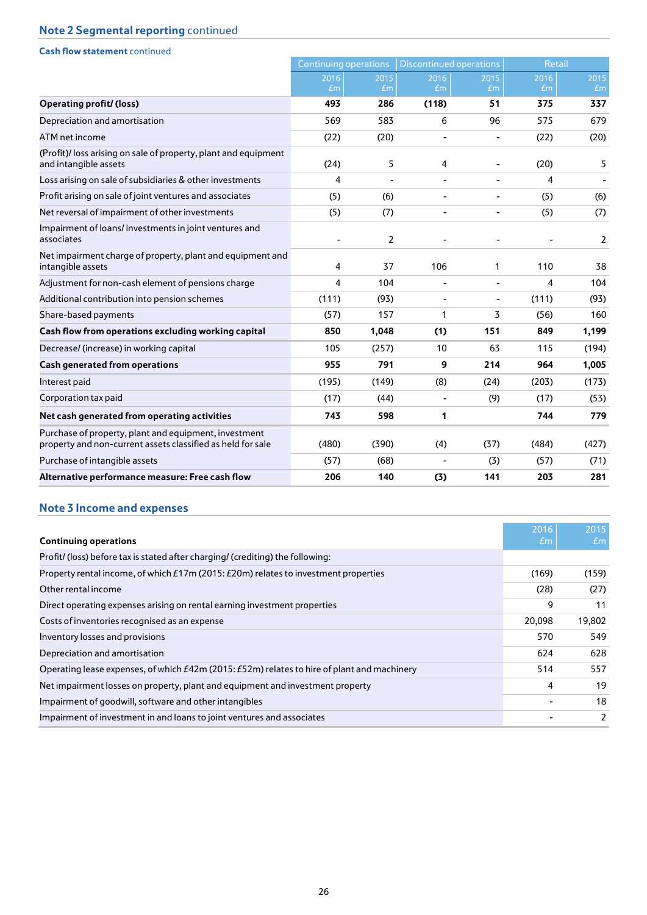## Note 2 Segmental reporting continued

### Cash flow statement continued

| | Continuing operations | | Discontinued operations | | Retail | |
|---|---|---|---|---|---|---|
| | 2016 £m | 2015 £m | 2016 £m | 2015 £m | 2016 £m | 2015 £m |
| **Operating profit/ (loss)** | **493** | **286** | **(118)** | **51** | **375** | **337** |
| Depreciation and amortisation | 569 | 583 | 6 | 96 | 575 | 679 |
| ATM net income | (22) | (20) | - | - | (22) | (20) |
| (Profit)/ loss arising on sale of property, plant and equipment and intangible assets | (24) | 5 | 4 | - | (20) | 5 |
| Loss arising on sale of subsidiaries & other investments | 4 | - | - | - | 4 | - |
| Profit arising on sale of joint ventures and associates | (5) | (6) | - | - | (5) | (6) |
| Net reversal of impairment of other investments | (5) | (7) | - | - | (5) | (7) |
| Impairment of loans/ investments in joint ventures and associates | - | 2 | - | - | - | 2 |
| Net impairment charge of property, plant and equipment and intangible assets | 4 | 37 | 106 | 1 | 110 | 38 |
| Adjustment for non-cash element of pensions charge | 4 | 104 | - | - | 4 | 104 |
| Additional contribution into pension schemes | (111) | (93) | - | - | (111) | (93) |
| Share-based payments | (57) | 157 | 1 | 3 | (56) | 160 |
| **Cash flow from operations excluding working capital** | **850** | **1,048** | **(1)** | **151** | **849** | **1,199** |
| Decrease/ (increase) in working capital | 105 | (257) | 10 | 63 | 115 | (194) |
| **Cash generated from operations** | **955** | **791** | **9** | **214** | **964** | **1,005** |
| Interest paid | (195) | (149) | (8) | (24) | (203) | (173) |
| Corporation tax paid | (17) | (44) | - | (9) | (17) | (53) |
| **Net cash generated from operating activities** | **743** | **598** | **1** | | **744** | **779** |
| Purchase of property, plant and equipment, investment property and non-current assets classified as held for sale | (480) | (390) | (4) | (37) | (484) | (427) |
| Purchase of intangible assets | (57) | (68) | - | (3) | (57) | (71) |
| **Alternative performance measure: Free cash flow** | **206** | **140** | **(3)** | **141** | **203** | **281** |

## Note 3 Income and expenses

| **Continuing operations** | 2016 £m | 2015 £m |
|---|---|---|
| Profit/ (loss) before tax is stated after charging/ (crediting) the following: | | |
| Property rental income, of which £17m (2015: £20m) relates to investment properties | (169) | (159) |
| Other rental income | (28) | (27) |
| Direct operating expenses arising on rental earning investment properties | 9 | 11 |
| Costs of inventories recognised as an expense | 20,098 | 19,802 |
| Inventory losses and provisions | 570 | 549 |
| Depreciation and amortisation | 624 | 628 |
| Operating lease expenses, of which £42m (2015: £52m) relates to hire of plant and machinery | 514 | 557 |
| Net impairment losses on property, plant and equipment and investment property | 4 | 19 |
| Impairment of goodwill, software and other intangibles | - | 18 |
| Impairment of investment in and loans to joint ventures and associates | - | 2 |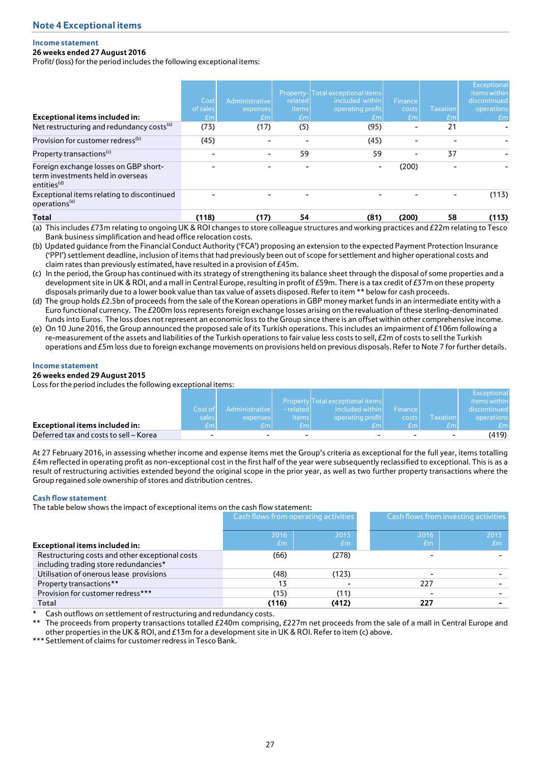## Note 4 Exceptional items

### Income statement

**26 weeks ended 27 August 2016**

Profit/ (loss) for the period includes the following exceptional items:

| Exceptional items included in: | Cost of sales £m | Administrative expenses £m | Property-related items £m | Total exceptional items included within operating profit £m | Finance costs £m | Taxation £m | Exceptional items within discontinued operations £m |
|---|---|---|---|---|---|---|---|
| Net restructuring and redundancy costs[(a)] | (73) | (17) | (5) | (95) | - | 21 | - |
| Provision for customer redress[(b)] | (45) | - | - | (45) | - | - | - |
| Property transactions[(c)] | - | - | 59 | 59 | - | 37 | - |
| Foreign exchange losses on GBP short-term investments held in overseas entities[(d)] | - | - | - | - | (200) | - | - |
| Exceptional items relating to discontinued operations[(e)] | - | - | - | - | - | - | (113) |
| **Total** | **(118)** | **(17)** | **54** | **(81)** | **(200)** | **58** | **(113)** |

(a) This includes £73m relating to ongoing UK & ROI changes to store colleague structures and working practices and £22m relating to Tesco Bank business simplification and head office relocation costs.

(b) Updated guidance from the Financial Conduct Authority ('FCA') proposing an extension to the expected Payment Protection Insurance ('PPI') settlement deadline, inclusion of items that had previously been out of scope for settlement and higher operational costs and claim rates than previously estimated, have resulted in a provision of £45m.

(c) In the period, the Group has continued with its strategy of strengthening its balance sheet through the disposal of some properties and a development site in UK & ROI, and a mall in Central Europe, resulting in profit of £59m. There is a tax credit of £37m on these property disposals primarily due to a lower book value than tax value of assets disposed. Refer to item ** below for cash proceeds.

(d) The group holds £2.5bn of proceeds from the sale of the Korean operations in GBP money market funds in an intermediate entity with a Euro functional currency. The £200m loss represents foreign exchange losses arising on the revaluation of these sterling-denominated funds into Euros. The loss does not represent an economic loss to the Group since there is an offset within other comprehensive income.

(e) On 10 June 2016, the Group announced the proposed sale of its Turkish operations. This includes an impairment of £106m following a re-measurement of the assets and liabilities of the Turkish operations to fair value less costs to sell, £2m of costs to sell the Turkish operations and £5m loss due to foreign exchange movements on provisions held on previous disposals. Refer to Note 7 for further details.

### Income statement

**26 weeks ended 29 August 2015**

Loss for the period includes the following exceptional items:

| Exceptional items included in: | Cost of sales £m | Administrative expenses £m | Property - related items £m | Total exceptional items included within operating profit £m | Finance costs £m | Taxation £m | Exceptional items within discontinued operations £m |
|---|---|---|---|---|---|---|---|
| Deferred tax and costs to sell – Korea | - | - | - | - | - | - | (419) |

At 27 February 2016, in assessing whether income and expense items met the Group's criteria as exceptional for the full year, items totalling £4m reflected in operating profit as non-exceptional cost in the first half of the year were subsequently reclassified to exceptional. This is as a result of restructuring activities extended beyond the original scope in the prior year, as well as two further property transactions where the Group regained sole ownership of stores and distribution centres.

### Cash flow statement

The table below shows the impact of exceptional items on the cash flow statement:

| Exceptional items included in: | Cash flows from operating activities 2016 £m | Cash flows from operating activities 2015 £m | Cash flows from investing activities 2016 £m | Cash flows from investing activities 2015 £m |
|---|---|---|---|---|
| Restructuring costs and other exceptional costs including trading store redundancies* | (66) | (278) | - | - |
| Utilisation of onerous lease provisions | (48) | (123) | - | - |
| Property transactions** | 13 | - | 227 | - |
| Provision for customer redress*** | (15) | (11) | - | - |
| **Total** | **(116)** | **(412)** | **227** | **-** |

\* Cash outflows on settlement of restructuring and redundancy costs.

** The proceeds from property transactions totalled £240m comprising, £227m net proceeds from the sale of a mall in Central Europe and other properties in the UK & ROI, and £13m for a development site in UK & ROI. Refer to item (c) above.

*** Settlement of claims for customer redress in Tesco Bank.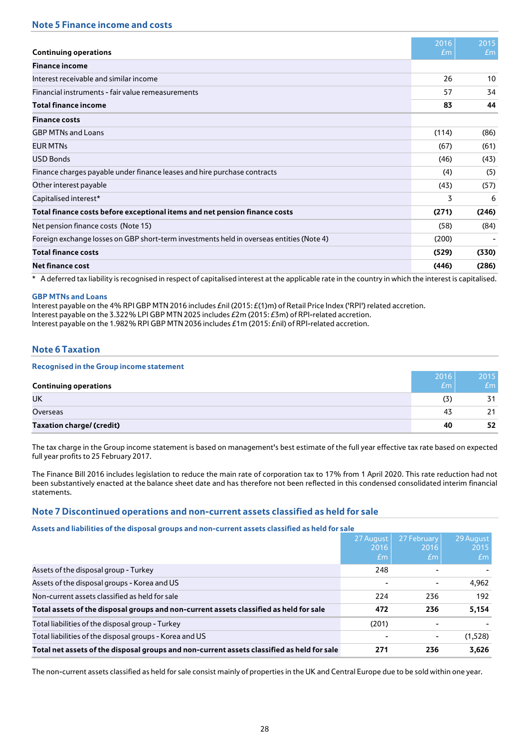## Note 5 Finance income and costs

| Continuing operations | 2016 £m | 2015 £m |
|---|---|---|
| **Finance income** | | |
| Interest receivable and similar income | 26 | 10 |
| Financial instruments - fair value remeasurements | 57 | 34 |
| **Total finance income** | **83** | **44** |
| **Finance costs** | | |
| GBP MTNs and Loans | (114) | (86) |
| EUR MTNs | (67) | (61) |
| USD Bonds | (46) | (43) |
| Finance charges payable under finance leases and hire purchase contracts | (4) | (5) |
| Other interest payable | (43) | (57) |
| Capitalised interest* | 3 | 6 |
| **Total finance costs before exceptional items and net pension finance costs** | **(271)** | **(246)** |
| Net pension finance costs (Note 15) | (58) | (84) |
| Foreign exchange losses on GBP short-term investments held in overseas entities (Note 4) | (200) | - |
| **Total finance costs** | **(529)** | **(330)** |
| **Net finance cost** | **(446)** | **(286)** |

\* A deferred tax liability is recognised in respect of capitalised interest at the applicable rate in the country in which the interest is capitalised.

### GBP MTNs and Loans

Interest payable on the 4% RPI GBP MTN 2016 includes £nil (2015: £(1)m) of Retail Price Index ('RPI') related accretion.
Interest payable on the 3.322% LPI GBP MTN 2025 includes £2m (2015: £3m) of RPI-related accretion.
Interest payable on the 1.982% RPI GBP MTN 2036 includes £1m (2015: £nil) of RPI-related accretion.

## Note 6 Taxation

### Recognised in the Group income statement

| Continuing operations | 2016 £m | 2015 £m |
|---|---|---|
| UK | (3) | 31 |
| Overseas | 43 | 21 |
| **Taxation charge/ (credit)** | **40** | **52** |

The tax charge in the Group income statement is based on management's best estimate of the full year effective tax rate based on expected full year profits to 25 February 2017.

The Finance Bill 2016 includes legislation to reduce the main rate of corporation tax to 17% from 1 April 2020. This rate reduction had not been substantively enacted at the balance sheet date and has therefore not been reflected in this condensed consolidated interim financial statements.

## Note 7 Discontinued operations and non-current assets classified as held for sale

### Assets and liabilities of the disposal groups and non-current assets classified as held for sale

| | 27 August 2016 £m | 27 February 2016 £m | 29 August 2015 £m |
|---|---|---|---|
| Assets of the disposal group - Turkey | 248 | - | - |
| Assets of the disposal groups - Korea and US | - | - | 4,962 |
| Non-current assets classified as held for sale | 224 | 236 | 192 |
| **Total assets of the disposal groups and non-current assets classified as held for sale** | **472** | **236** | **5,154** |
| Total liabilities of the disposal group - Turkey | (201) | - | - |
| Total liabilities of the disposal groups - Korea and US | - | - | (1,528) |
| **Total net assets of the disposal groups and non-current assets classified as held for sale** | **271** | **236** | **3,626** |

The non-current assets classified as held for sale consist mainly of properties in the UK and Central Europe due to be sold within one year.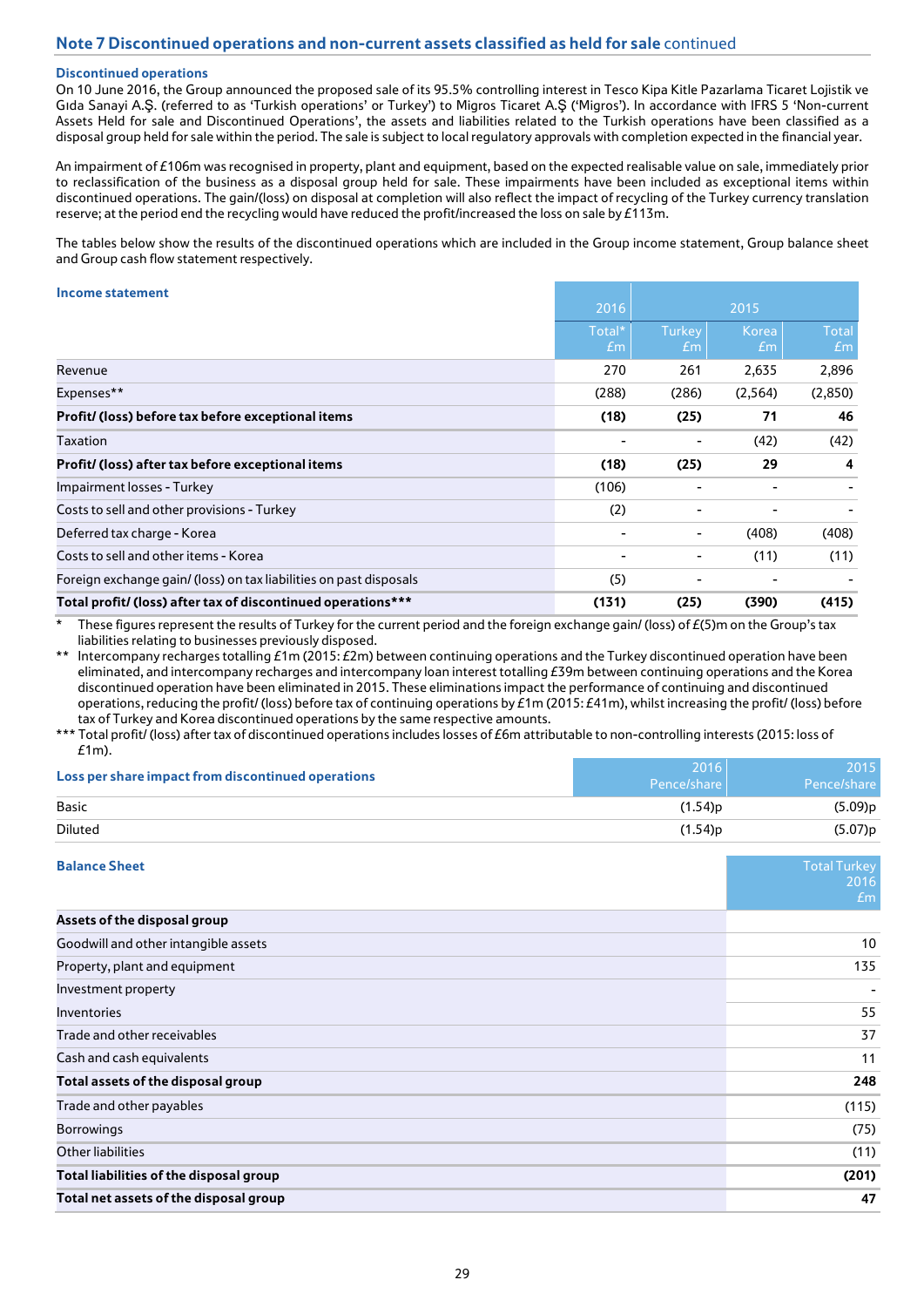## Note 7 Discontinued operations and non-current assets classified as held for sale continued

### Discontinued operations

On 10 June 2016, the Group announced the proposed sale of its 95.5% controlling interest in Tesco Kipa Kitle Pazarlama Ticaret Lojistik ve Gıda Sanayi A.Ş. (referred to as 'Turkish operations' or Turkey') to Migros Ticaret A.Ş ('Migros'). In accordance with IFRS 5 'Non-current Assets Held for sale and Discontinued Operations', the assets and liabilities related to the Turkish operations have been classified as a disposal group held for sale within the period. The sale is subject to local regulatory approvals with completion expected in the financial year.

An impairment of £106m was recognised in property, plant and equipment, based on the expected realisable value on sale, immediately prior to reclassification of the business as a disposal group held for sale. These impairments have been included as exceptional items within discontinued operations. The gain/(loss) on disposal at completion will also reflect the impact of recycling of the Turkey currency translation reserve; at the period end the recycling would have reduced the profit/increased the loss on sale by £113m.

The tables below show the results of the discontinued operations which are included in the Group income statement, Group balance sheet and Group cash flow statement respectively.

### Income statement

| | 2016 | 2015 | | |
|---|---|---|---|---|
| | Total* £m | Turkey £m | Korea £m | Total £m |
| Revenue | 270 | 261 | 2,635 | 2,896 |
| Expenses** | (288) | (286) | (2,564) | (2,850) |
| **Profit/ (loss) before tax before exceptional items** | **(18)** | **(25)** | **71** | **46** |
| Taxation | - | - | (42) | (42) |
| **Profit/ (loss) after tax before exceptional items** | **(18)** | **(25)** | **29** | **4** |
| Impairment losses - Turkey | (106) | - | - | - |
| Costs to sell and other provisions - Turkey | (2) | - | - | - |
| Deferred tax charge - Korea | - | - | (408) | (408) |
| Costs to sell and other items - Korea | - | - | (11) | (11) |
| Foreign exchange gain/ (loss) on tax liabilities on past disposals | (5) | - | - | - |
| **Total profit/ (loss) after tax of discontinued operations*** ** | **(131)** | **(25)** | **(390)** | **(415)** |

\* These figures represent the results of Turkey for the current period and the foreign exchange gain/ (loss) of £(5)m on the Group's tax liabilities relating to businesses previously disposed.

\*\* Intercompany recharges totalling £1m (2015: £2m) between continuing operations and the Turkey discontinued operation have been eliminated, and intercompany recharges and intercompany loan interest totalling £39m between continuing operations and the Korea discontinued operation have been eliminated in 2015. These eliminations impact the performance of continuing and discontinued operations, reducing the profit/ (loss) before tax of continuing operations by £1m (2015: £41m), whilst increasing the profit/ (loss) before tax of Turkey and Korea discontinued operations by the same respective amounts.

\*\*\* Total profit/ (loss) after tax of discontinued operations includes losses of £6m attributable to non-controlling interests (2015: loss of £1m).

| **Loss per share impact from discontinued operations** | 2016 Pence/share | 2015 Pence/share |
|---|---|---|
| Basic | (1.54)p | (5.09)p |
| Diluted | (1.54)p | (5.07)p |

### Balance Sheet

| | Total Turkey 2016 £m |
|---|---|
| **Assets of the disposal group** | |
| Goodwill and other intangible assets | 10 |
| Property, plant and equipment | 135 |
| Investment property | - |
| Inventories | 55 |
| Trade and other receivables | 37 |
| Cash and cash equivalents | 11 |
| **Total assets of the disposal group** | **248** |
| Trade and other payables | (115) |
| Borrowings | (75) |
| Other liabilities | (11) |
| **Total liabilities of the disposal group** | **(201)** |
| **Total net assets of the disposal group** | **47** |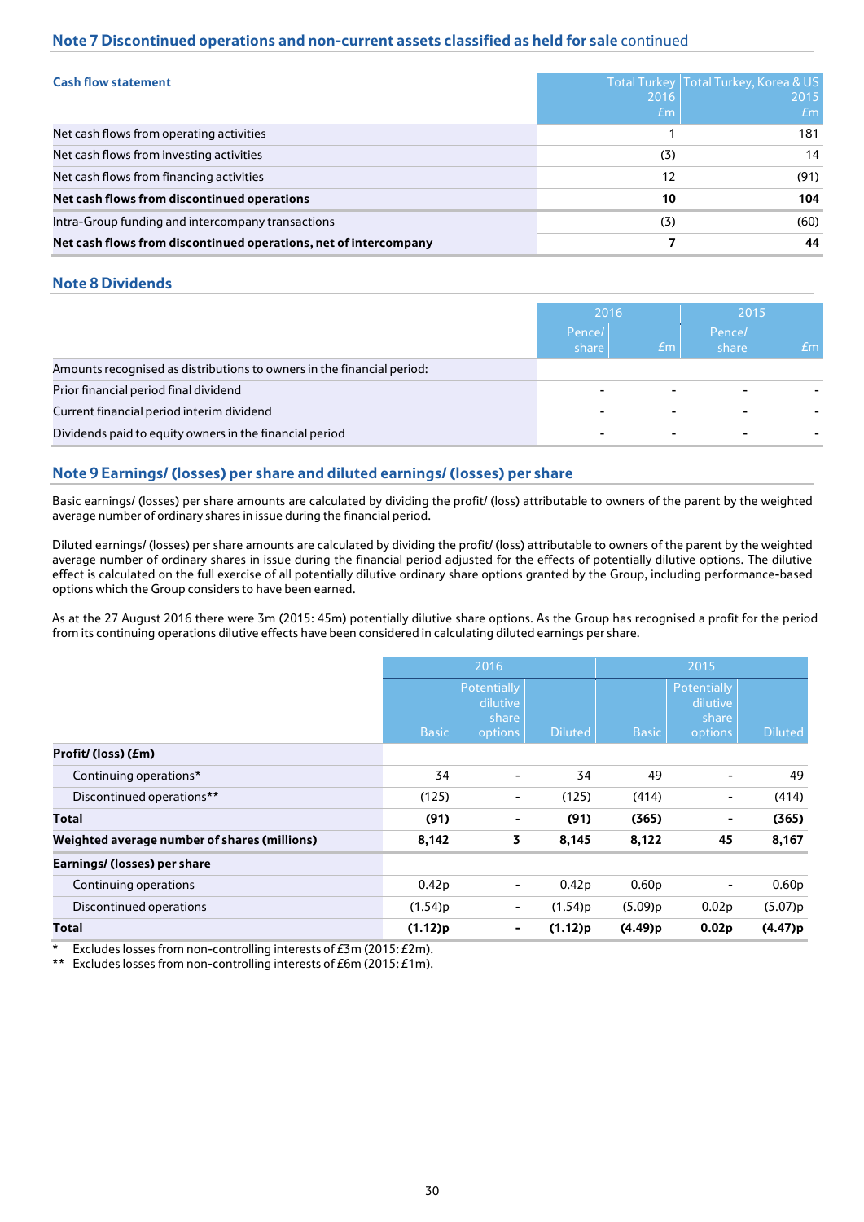## Note 7 Discontinued operations and non-current assets classified as held for sale continued

| Cash flow statement | Total Turkey 2016 £m | Total Turkey, Korea & US 2015 £m |
|---|---|---|
| Net cash flows from operating activities | 1 | 181 |
| Net cash flows from investing activities | (3) | 14 |
| Net cash flows from financing activities | 12 | (91) |
| **Net cash flows from discontinued operations** | **10** | **104** |
| Intra-Group funding and intercompany transactions | (3) | (60) |
| **Net cash flows from discontinued operations, net of intercompany** | **7** | **44** |

## Note 8 Dividends

| | 2016 | | 2015 | |
|---|---|---|---|---|
| | Pence/ share | £m | Pence/ share | £m |
| Amounts recognised as distributions to owners in the financial period: | | | | |
| Prior financial period final dividend | - | - | - | - |
| Current financial period interim dividend | - | - | - | - |
| Dividends paid to equity owners in the financial period | - | - | - | - |

## Note 9 Earnings/ (losses) per share and diluted earnings/ (losses) per share

Basic earnings/ (losses) per share amounts are calculated by dividing the profit/ (loss) attributable to owners of the parent by the weighted average number of ordinary shares in issue during the financial period.

Diluted earnings/ (losses) per share amounts are calculated by dividing the profit/ (loss) attributable to owners of the parent by the weighted average number of ordinary shares in issue during the financial period adjusted for the effects of potentially dilutive options. The dilutive effect is calculated on the full exercise of all potentially dilutive ordinary share options granted by the Group, including performance-based options which the Group considers to have been earned.

As at the 27 August 2016 there were 3m (2015: 45m) potentially dilutive share options. As the Group has recognised a profit for the period from its continuing operations dilutive effects have been considered in calculating diluted earnings per share.

| | 2016 | | | 2015 | | |
|---|---|---|---|---|---|---|
| | Basic | Potentially dilutive share options | Diluted | Basic | Potentially dilutive share options | Diluted |
| **Profit/ (loss) (£m)** | | | | | | |
| Continuing operations* | 34 | - | 34 | 49 | - | 49 |
| Discontinued operations** | (125) | - | (125) | (414) | - | (414) |
| **Total** | **(91)** | **-** | **(91)** | **(365)** | **-** | **(365)** |
| **Weighted average number of shares (millions)** | **8,142** | **3** | **8,145** | **8,122** | **45** | **8,167** |
| **Earnings/ (losses) per share** | | | | | | |
| Continuing operations | 0.42p | - | 0.42p | 0.60p | - | 0.60p |
| Discontinued operations | (1.54)p | - | (1.54)p | (5.09)p | 0.02p | (5.07)p |
| **Total** | **(1.12)p** | **-** | **(1.12)p** | **(4.49)p** | **0.02p** | **(4.47)p** |

\* Excludes losses from non-controlling interests of £3m (2015: £2m).
** Excludes losses from non-controlling interests of £6m (2015: £1m).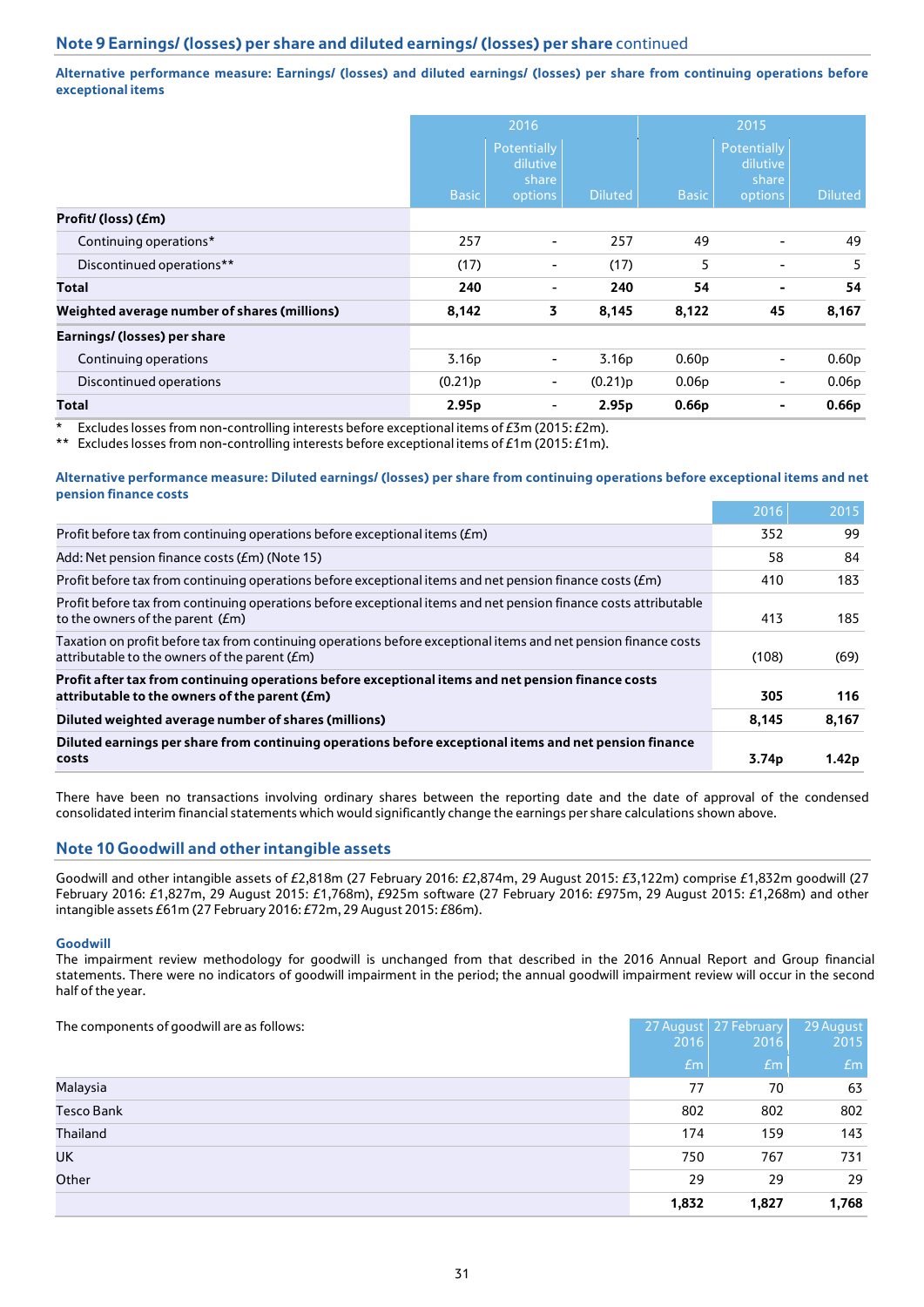## Note 9 Earnings/ (losses) per share and diluted earnings/ (losses) per share continued

**Alternative performance measure: Earnings/ (losses) and diluted earnings/ (losses) per share from continuing operations before exceptional items**

| | 2016 | | | 2015 | | |
|---|---|---|---|---|---|---|
| | Basic | Potentially dilutive share options | Diluted | Basic | Potentially dilutive share options | Diluted |
| **Profit/ (loss) (£m)** | | | | | | |
| Continuing operations* | 257 | - | 257 | 49 | - | 49 |
| Discontinued operations** | (17) | - | (17) | 5 | - | 5 |
| **Total** | **240** | **-** | **240** | **54** | **-** | **54** |
| **Weighted average number of shares (millions)** | **8,142** | **3** | **8,145** | **8,122** | **45** | **8,167** |
| **Earnings/ (losses) per share** | | | | | | |
| Continuing operations | 3.16p | - | 3.16p | 0.60p | - | 0.60p |
| Discontinued operations | (0.21)p | - | (0.21)p | 0.06p | - | 0.06p |
| **Total** | **2.95p** | **-** | **2.95p** | **0.66p** | **-** | **0.66p** |

\* Excludes losses from non-controlling interests before exceptional items of £3m (2015: £2m).
\** Excludes losses from non-controlling interests before exceptional items of £1m (2015: £1m).

**Alternative performance measure: Diluted earnings/ (losses) per share from continuing operations before exceptional items and net pension finance costs**

| | 2016 | 2015 |
|---|---|---|
| Profit before tax from continuing operations before exceptional items (£m) | 352 | 99 |
| Add: Net pension finance costs (£m) (Note 15) | 58 | 84 |
| Profit before tax from continuing operations before exceptional items and net pension finance costs (£m) | 410 | 183 |
| Profit before tax from continuing operations before exceptional items and net pension finance costs attributable to the owners of the parent (£m) | 413 | 185 |
| Taxation on profit before tax from continuing operations before exceptional items and net pension finance costs attributable to the owners of the parent (£m) | (108) | (69) |
| **Profit after tax from continuing operations before exceptional items and net pension finance costs attributable to the owners of the parent (£m)** | **305** | **116** |
| **Diluted weighted average number of shares (millions)** | **8,145** | **8,167** |
| **Diluted earnings per share from continuing operations before exceptional items and net pension finance costs** | **3.74p** | **1.42p** |

There have been no transactions involving ordinary shares between the reporting date and the date of approval of the condensed consolidated interim financial statements which would significantly change the earnings per share calculations shown above.

## Note 10 Goodwill and other intangible assets

Goodwill and other intangible assets of £2,818m (27 February 2016: £2,874m, 29 August 2015: £3,122m) comprise £1,832m goodwill (27 February 2016: £1,827m, 29 August 2015: £1,768m), £925m software (27 February 2016: £975m, 29 August 2015: £1,268m) and other intangible assets £61m (27 February 2016: £72m, 29 August 2015: £86m).

### Goodwill

The impairment review methodology for goodwill is unchanged from that described in the 2016 Annual Report and Group financial statements. There were no indicators of goodwill impairment in the period; the annual goodwill impairment review will occur in the second half of the year.

| The components of goodwill are as follows: | 27 August 2016 £m | 27 February 2016 £m | 29 August 2015 £m |
|---|---|---|---|
| Malaysia | 77 | 70 | 63 |
| Tesco Bank | 802 | 802 | 802 |
| Thailand | 174 | 159 | 143 |
| UK | 750 | 767 | 731 |
| Other | 29 | 29 | 29 |
| | **1,832** | **1,827** | **1,768** |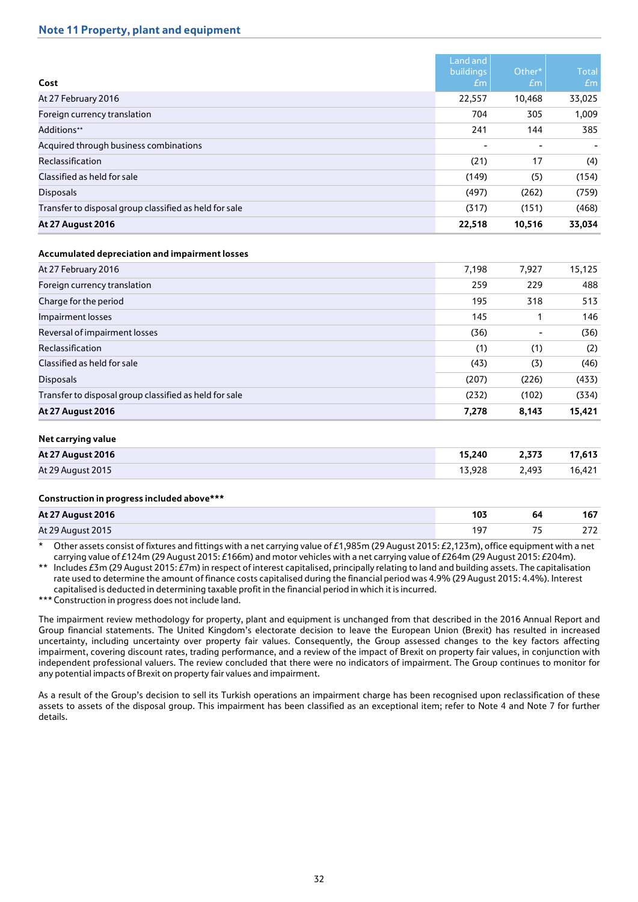## Note 11 Property, plant and equipment

| Cost | Land and buildings £m | Other* £m | Total £m |
|---|---|---|---|
| At 27 February 2016 | 22,557 | 10,468 | 33,025 |
| Foreign currency translation | 704 | 305 | 1,009 |
| Additions** | 241 | 144 | 385 |
| Acquired through business combinations | - | - | - |
| Reclassification | (21) | 17 | (4) |
| Classified as held for sale | (149) | (5) | (154) |
| Disposals | (497) | (262) | (759) |
| Transfer to disposal group classified as held for sale | (317) | (151) | (468) |
| **At 27 August 2016** | **22,518** | **10,516** | **33,034** |
| | | | |
| **Accumulated depreciation and impairment losses** | | | |
| At 27 February 2016 | 7,198 | 7,927 | 15,125 |
| Foreign currency translation | 259 | 229 | 488 |
| Charge for the period | 195 | 318 | 513 |
| Impairment losses | 145 | 1 | 146 |
| Reversal of impairment losses | (36) | - | (36) |
| Reclassification | (1) | (1) | (2) |
| Classified as held for sale | (43) | (3) | (46) |
| Disposals | (207) | (226) | (433) |
| Transfer to disposal group classified as held for sale | (232) | (102) | (334) |
| **At 27 August 2016** | **7,278** | **8,143** | **15,421** |
| | | | |
| **Net carrying value** | | | |
| **At 27 August 2016** | **15,240** | **2,373** | **17,613** |
| At 29 August 2015 | 13,928 | 2,493 | 16,421 |
| | | | |
| **Construction in progress included above*** ** | | | |
| **At 27 August 2016** | **103** | **64** | **167** |
| At 29 August 2015 | 197 | 75 | 272 |

\* Other assets consist of fixtures and fittings with a net carrying value of £1,985m (29 August 2015: £2,123m), office equipment with a net carrying value of £124m (29 August 2015: £166m) and motor vehicles with a net carrying value of £264m (29 August 2015: £204m).

** Includes £3m (29 August 2015: £7m) in respect of interest capitalised, principally relating to land and building assets. The capitalisation rate used to determine the amount of finance costs capitalised during the financial period was 4.9% (29 August 2015: 4.4%). Interest capitalised is deducted in determining taxable profit in the financial period in which it is incurred.

*** Construction in progress does not include land.

The impairment review methodology for property, plant and equipment is unchanged from that described in the 2016 Annual Report and Group financial statements. The United Kingdom's electorate decision to leave the European Union (Brexit) has resulted in increased uncertainty, including uncertainty over property fair values. Consequently, the Group assessed changes to the key factors affecting impairment, covering discount rates, trading performance, and a review of the impact of Brexit on property fair values, in conjunction with independent professional valuers. The review concluded that there were no indicators of impairment. The Group continues to monitor for any potential impacts of Brexit on property fair values and impairment.

As a result of the Group's decision to sell its Turkish operations an impairment charge has been recognised upon reclassification of these assets to assets of the disposal group. This impairment has been classified as an exceptional item; refer to Note 4 and Note 7 for further details.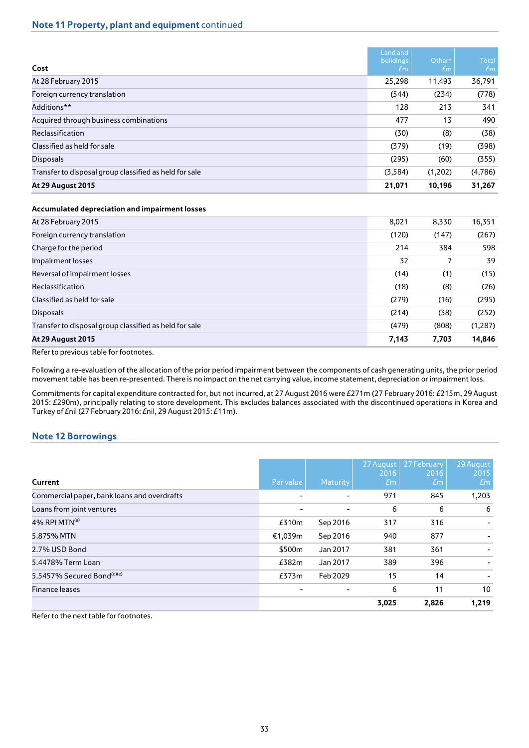## Note 11 Property, plant and equipment continued

| Cost | Land and buildings £m | Other* £m | Total £m |
|---|---|---|---|
| At 28 February 2015 | 25,298 | 11,493 | 36,791 |
| Foreign currency translation | (544) | (234) | (778) |
| Additions** | 128 | 213 | 341 |
| Acquired through business combinations | 477 | 13 | 490 |
| Reclassification | (30) | (8) | (38) |
| Classified as held for sale | (379) | (19) | (398) |
| Disposals | (295) | (60) | (355) |
| Transfer to disposal group classified as held for sale | (3,584) | (1,202) | (4,786) |
| **At 29 August 2015** | **21,071** | **10,196** | **31,267** |
| **Accumulated depreciation and impairment losses** | | | |
| At 28 February 2015 | 8,021 | 8,330 | 16,351 |
| Foreign currency translation | (120) | (147) | (267) |
| Charge for the period | 214 | 384 | 598 |
| Impairment losses | 32 | 7 | 39 |
| Reversal of impairment losses | (14) | (1) | (15) |
| Reclassification | (18) | (8) | (26) |
| Classified as held for sale | (279) | (16) | (295) |
| Disposals | (214) | (38) | (252) |
| Transfer to disposal group classified as held for sale | (479) | (808) | (1,287) |
| **At 29 August 2015** | **7,143** | **7,703** | **14,846** |

Refer to previous table for footnotes.

Following a re-evaluation of the allocation of the prior period impairment between the components of cash generating units, the prior period movement table has been re-presented. There is no impact on the net carrying value, income statement, depreciation or impairment loss.

Commitments for capital expenditure contracted for, but not incurred, at 27 August 2016 were £271m (27 February 2016: £215m, 29 August 2015: £290m), principally relating to store development. This excludes balances associated with the discontinued operations in Korea and Turkey of £nil (27 February 2016: £nil, 29 August 2015: £11m).

## Note 12 Borrowings

| Current | Par value | Maturity | 27 August 2016 £m | 27 February 2016 £m | 29 August 2015 £m |
|---|---|---|---|---|---|
| Commercial paper, bank loans and overdrafts | - | - | 971 | 845 | 1,203 |
| Loans from joint ventures | - | - | 6 | 6 | 6 |
| 4% RPI MTN[(a)] | £310m | Sep 2016 | 317 | 316 | - |
| 5.875% MTN | €1,039m | Sep 2016 | 940 | 877 | - |
| 2.7% USD Bond | $500m | Jan 2017 | 381 | 361 | - |
| 5.4478% Term Loan | £382m | Jan 2017 | 389 | 396 | - |
| 5.5457% Secured Bond[(d)(e)] | £373m | Feb 2029 | 15 | 14 | - |
| Finance leases | - | - | 6 | 11 | 10 |
| | | | **3,025** | **2,826** | **1,219** |

Refer to the next table for footnotes.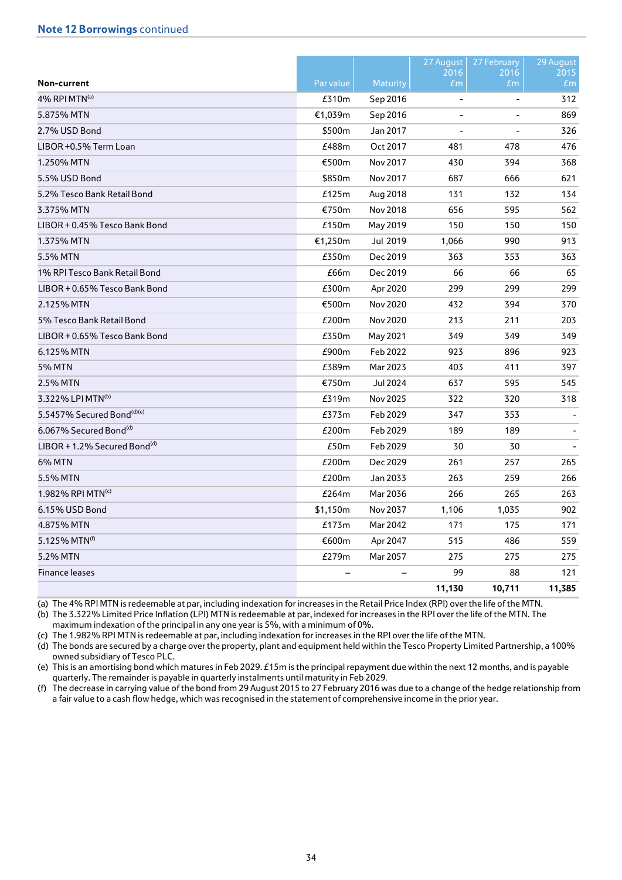**Note 12 Borrowings** continued

| Non-current | Par value | Maturity | 27 August 2016 £m | 27 February 2016 £m | 29 August 2015 £m |
|---|---|---|---|---|---|
| 4% RPI MTN[(a)] | £310m | Sep 2016 | - | - | 312 |
| 5.875% MTN | €1,039m | Sep 2016 | - | - | 869 |
| 2.7% USD Bond | $500m | Jan 2017 | - | - | 326 |
| LIBOR +0.5% Term Loan | £488m | Oct 2017 | 481 | 478 | 476 |
| 1.250% MTN | €500m | Nov 2017 | 430 | 394 | 368 |
| 5.5% USD Bond | $850m | Nov 2017 | 687 | 666 | 621 |
| 5.2% Tesco Bank Retail Bond | £125m | Aug 2018 | 131 | 132 | 134 |
| 3.375% MTN | €750m | Nov 2018 | 656 | 595 | 562 |
| LIBOR + 0.45% Tesco Bank Bond | £150m | May 2019 | 150 | 150 | 150 |
| 1.375% MTN | €1,250m | Jul 2019 | 1,066 | 990 | 913 |
| 5.5% MTN | £350m | Dec 2019 | 363 | 353 | 363 |
| 1% RPI Tesco Bank Retail Bond | £66m | Dec 2019 | 66 | 66 | 65 |
| LIBOR + 0.65% Tesco Bank Bond | £300m | Apr 2020 | 299 | 299 | 299 |
| 2.125% MTN | €500m | Nov 2020 | 432 | 394 | 370 |
| 5% Tesco Bank Retail Bond | £200m | Nov 2020 | 213 | 211 | 203 |
| LIBOR + 0.65% Tesco Bank Bond | £350m | May 2021 | 349 | 349 | 349 |
| 6.125% MTN | £900m | Feb 2022 | 923 | 896 | 923 |
| 5% MTN | £389m | Mar 2023 | 403 | 411 | 397 |
| 2.5% MTN | €750m | Jul 2024 | 637 | 595 | 545 |
| 3.322% LPI MTN[(b)] | £319m | Nov 2025 | 322 | 320 | 318 |
| 5.5457% Secured Bond[(d)(e)] | £373m | Feb 2029 | 347 | 353 | - |
| 6.067% Secured Bond[(d)] | £200m | Feb 2029 | 189 | 189 | - |
| LIBOR + 1.2% Secured Bond[(d)] | £50m | Feb 2029 | 30 | 30 | - |
| 6% MTN | £200m | Dec 2029 | 261 | 257 | 265 |
| 5.5% MTN | £200m | Jan 2033 | 263 | 259 | 266 |
| 1.982% RPI MTN[(c)] | £264m | Mar 2036 | 266 | 265 | 263 |
| 6.15% USD Bond | $1,150m | Nov 2037 | 1,106 | 1,035 | 902 |
| 4.875% MTN | £173m | Mar 2042 | 171 | 175 | 171 |
| 5.125% MTN[(f)] | €600m | Apr 2047 | 515 | 486 | 559 |
| 5.2% MTN | £279m | Mar 2057 | 275 | 275 | 275 |
| Finance leases | – | – | 99 | 88 | 121 |
| | | | **11,130** | **10,711** | **11,385** |

(a) The 4% RPI MTN is redeemable at par, including indexation for increases in the Retail Price Index (RPI) over the life of the MTN.
(b) The 3.322% Limited Price Inflation (LPI) MTN is redeemable at par, indexed for increases in the RPI over the life of the MTN. The maximum indexation of the principal in any one year is 5%, with a minimum of 0%.
(c) The 1.982% RPI MTN is redeemable at par, including indexation for increases in the RPI over the life of the MTN.
(d) The bonds are secured by a charge over the property, plant and equipment held within the Tesco Property Limited Partnership, a 100% owned subsidiary of Tesco PLC.
(e) This is an amortising bond which matures in Feb 2029. £15m is the principal repayment due within the next 12 months, and is payable quarterly. The remainder is payable in quarterly instalments until maturity in Feb 2029.
(f) The decrease in carrying value of the bond from 29 August 2015 to 27 February 2016 was due to a change of the hedge relationship from a fair value to a cash flow hedge, which was recognised in the statement of comprehensive income in the prior year.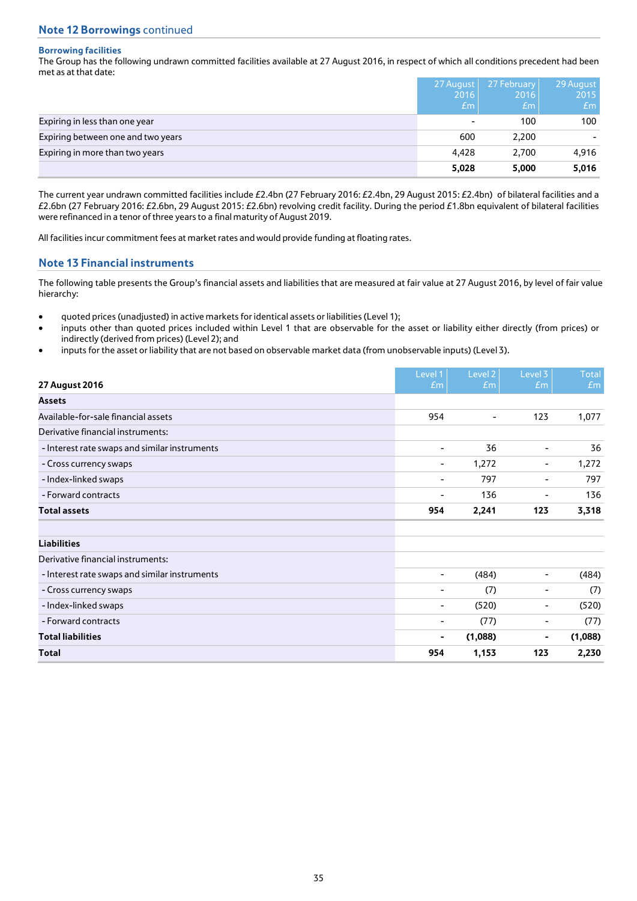## Note 12 Borrowings continued

### Borrowing facilities

The Group has the following undrawn committed facilities available at 27 August 2016, in respect of which all conditions precedent had been met as at that date:

| | 27 August 2016 £m | 27 February 2016 £m | 29 August 2015 £m |
|---|---|---|---|
| Expiring in less than one year | - | 100 | 100 |
| Expiring between one and two years | 600 | 2,200 | - |
| Expiring in more than two years | 4,428 | 2,700 | 4,916 |
| | **5,028** | **5,000** | **5,016** |

The current year undrawn committed facilities include £2.4bn (27 February 2016: £2.4bn, 29 August 2015: £2.4bn) of bilateral facilities and a £2.6bn (27 February 2016: £2.6bn, 29 August 2015: £2.6bn) revolving credit facility. During the period £1.8bn equivalent of bilateral facilities were refinanced in a tenor of three years to a final maturity of August 2019.

All facilities incur commitment fees at market rates and would provide funding at floating rates.

## Note 13 Financial instruments

The following table presents the Group's financial assets and liabilities that are measured at fair value at 27 August 2016, by level of fair value hierarchy:

- quoted prices (unadjusted) in active markets for identical assets or liabilities (Level 1);
- inputs other than quoted prices included within Level 1 that are observable for the asset or liability either directly (from prices) or indirectly (derived from prices) (Level 2); and
- inputs for the asset or liability that are not based on observable market data (from unobservable inputs) (Level 3).

| **27 August 2016** | Level 1 £m | Level 2 £m | Level 3 £m | Total £m |
|---|---|---|---|---|
| **Assets** | | | | |
| Available-for-sale financial assets | 954 | - | 123 | 1,077 |
| Derivative financial instruments: | | | | |
| - Interest rate swaps and similar instruments | - | 36 | - | 36 |
| - Cross currency swaps | - | 1,272 | - | 1,272 |
| - Index-linked swaps | - | 797 | - | 797 |
| - Forward contracts | - | 136 | - | 136 |
| **Total assets** | **954** | **2,241** | **123** | **3,318** |
| | | | | |
| **Liabilities** | | | | |
| Derivative financial instruments: | | | | |
| - Interest rate swaps and similar instruments | - | (484) | - | (484) |
| - Cross currency swaps | - | (7) | - | (7) |
| - Index-linked swaps | - | (520) | - | (520) |
| - Forward contracts | - | (77) | - | (77) |
| **Total liabilities** | **-** | **(1,088)** | **-** | **(1,088)** |
| **Total** | **954** | **1,153** | **123** | **2,230** |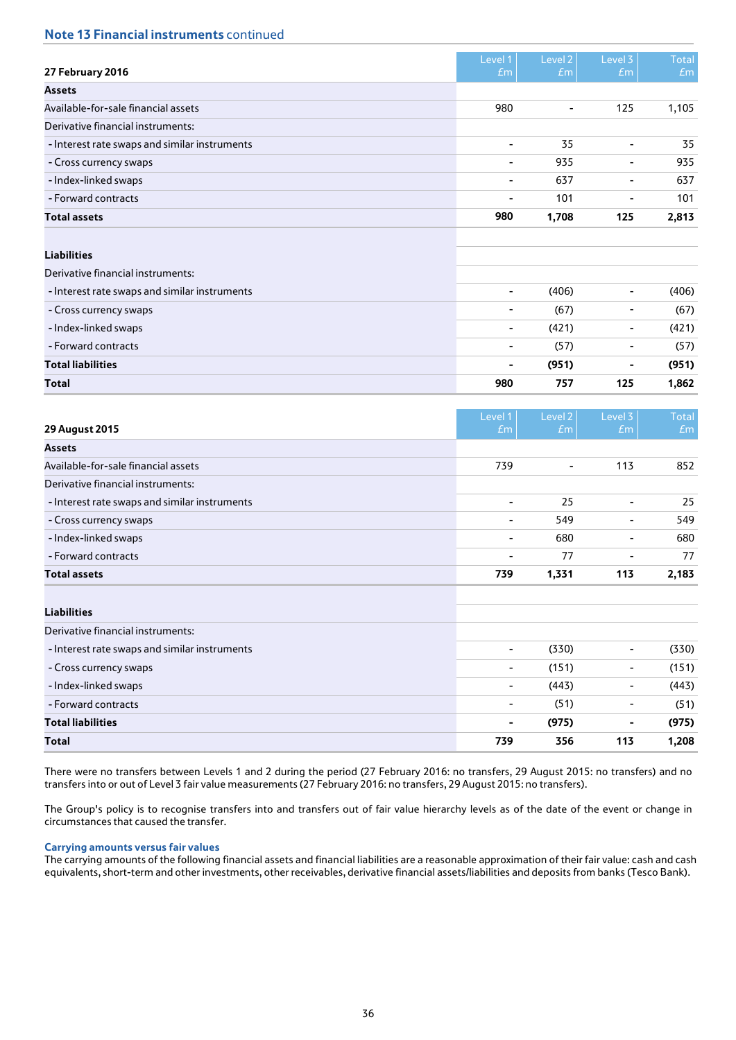## Note 13 Financial instruments continued

| 27 February 2016 | Level 1 £m | Level 2 £m | Level 3 £m | Total £m |
|---|---|---|---|---|
| **Assets** | | | | |
| Available-for-sale financial assets | 980 | - | 125 | 1,105 |
| Derivative financial instruments: | | | | |
| - Interest rate swaps and similar instruments | - | 35 | - | 35 |
| - Cross currency swaps | - | 935 | - | 935 |
| - Index-linked swaps | - | 637 | - | 637 |
| - Forward contracts | - | 101 | - | 101 |
| **Total assets** | **980** | **1,708** | **125** | **2,813** |
| | | | | |
| **Liabilities** | | | | |
| Derivative financial instruments: | | | | |
| - Interest rate swaps and similar instruments | - | (406) | - | (406) |
| - Cross currency swaps | - | (67) | - | (67) |
| - Index-linked swaps | - | (421) | - | (421) |
| - Forward contracts | - | (57) | - | (57) |
| **Total liabilities** | **-** | **(951)** | **-** | **(951)** |
| **Total** | **980** | **757** | **125** | **1,862** |

| 29 August 2015 | Level 1 £m | Level 2 £m | Level 3 £m | Total £m |
|---|---|---|---|---|
| **Assets** | | | | |
| Available-for-sale financial assets | 739 | - | 113 | 852 |
| Derivative financial instruments: | | | | |
| - Interest rate swaps and similar instruments | - | 25 | - | 25 |
| - Cross currency swaps | - | 549 | - | 549 |
| - Index-linked swaps | - | 680 | - | 680 |
| - Forward contracts | - | 77 | - | 77 |
| **Total assets** | **739** | **1,331** | **113** | **2,183** |
| | | | | |
| **Liabilities** | | | | |
| Derivative financial instruments: | | | | |
| - Interest rate swaps and similar instruments | - | (330) | - | (330) |
| - Cross currency swaps | - | (151) | - | (151) |
| - Index-linked swaps | - | (443) | - | (443) |
| - Forward contracts | - | (51) | - | (51) |
| **Total liabilities** | **-** | **(975)** | **-** | **(975)** |
| **Total** | **739** | **356** | **113** | **1,208** |

There were no transfers between Levels 1 and 2 during the period (27 February 2016: no transfers, 29 August 2015: no transfers) and no transfers into or out of Level 3 fair value measurements (27 February 2016: no transfers, 29 August 2015: no transfers).

The Group's policy is to recognise transfers into and transfers out of fair value hierarchy levels as of the date of the event or change in circumstances that caused the transfer.

### Carrying amounts versus fair values

The carrying amounts of the following financial assets and financial liabilities are a reasonable approximation of their fair value: cash and cash equivalents, short-term and other investments, other receivables, derivative financial assets/liabilities and deposits from banks (Tesco Bank).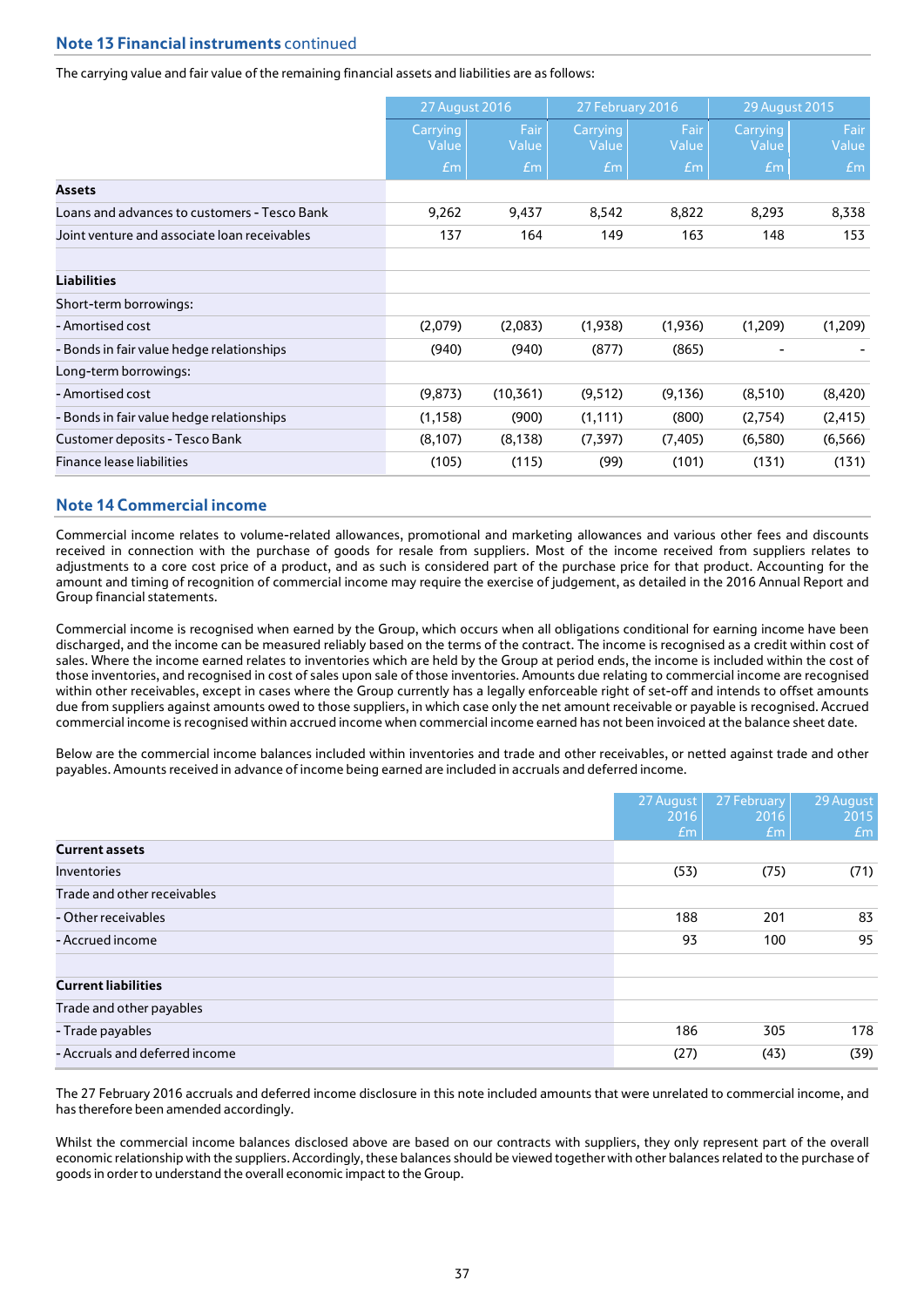## Note 13 Financial instruments continued

The carrying value and fair value of the remaining financial assets and liabilities are as follows:

| | 27 August 2016 | | 27 February 2016 | | 29 August 2015 | |
|---|---|---|---|---|---|---|
| | Carrying Value £m | Fair Value £m | Carrying Value £m | Fair Value £m | Carrying Value £m | Fair Value £m |
| **Assets** | | | | | | |
| Loans and advances to customers - Tesco Bank | 9,262 | 9,437 | 8,542 | 8,822 | 8,293 | 8,338 |
| Joint venture and associate loan receivables | 137 | 164 | 149 | 163 | 148 | 153 |
| | | | | | | |
| **Liabilities** | | | | | | |
| Short-term borrowings: | | | | | | |
| - Amortised cost | (2,079) | (2,083) | (1,938) | (1,936) | (1,209) | (1,209) |
| - Bonds in fair value hedge relationships | (940) | (940) | (877) | (865) | - | - |
| Long-term borrowings: | | | | | | |
| - Amortised cost | (9,873) | (10,361) | (9,512) | (9,136) | (8,510) | (8,420) |
| - Bonds in fair value hedge relationships | (1,158) | (900) | (1,111) | (800) | (2,754) | (2,415) |
| Customer deposits - Tesco Bank | (8,107) | (8,138) | (7,397) | (7,405) | (6,580) | (6,566) |
| Finance lease liabilities | (105) | (115) | (99) | (101) | (131) | (131) |

## Note 14 Commercial income

Commercial income relates to volume-related allowances, promotional and marketing allowances and various other fees and discounts received in connection with the purchase of goods for resale from suppliers. Most of the income received from suppliers relates to adjustments to a core cost price of a product, and as such is considered part of the purchase price for that product. Accounting for the amount and timing of recognition of commercial income may require the exercise of judgement, as detailed in the 2016 Annual Report and Group financial statements.

Commercial income is recognised when earned by the Group, which occurs when all obligations conditional for earning income have been discharged, and the income can be measured reliably based on the terms of the contract. The income is recognised as a credit within cost of sales. Where the income earned relates to inventories which are held by the Group at period ends, the income is included within the cost of those inventories, and recognised in cost of sales upon sale of those inventories. Amounts due relating to commercial income are recognised within other receivables, except in cases where the Group currently has a legally enforceable right of set-off and intends to offset amounts due from suppliers against amounts owed to those suppliers, in which case only the net amount receivable or payable is recognised. Accrued commercial income is recognised within accrued income when commercial income earned has not been invoiced at the balance sheet date.

Below are the commercial income balances included within inventories and trade and other receivables, or netted against trade and other payables. Amounts received in advance of income being earned are included in accruals and deferred income.

| | 27 August 2016 £m | 27 February 2016 £m | 29 August 2015 £m |
|---|---|---|---|
| **Current assets** | | | |
| Inventories | (53) | (75) | (71) |
| Trade and other receivables | | | |
| - Other receivables | 188 | 201 | 83 |
| - Accrued income | 93 | 100 | 95 |
| | | | |
| **Current liabilities** | | | |
| Trade and other payables | | | |
| - Trade payables | 186 | 305 | 178 |
| - Accruals and deferred income | (27) | (43) | (39) |

The 27 February 2016 accruals and deferred income disclosure in this note included amounts that were unrelated to commercial income, and has therefore been amended accordingly.

Whilst the commercial income balances disclosed above are based on our contracts with suppliers, they only represent part of the overall economic relationship with the suppliers. Accordingly, these balances should be viewed together with other balances related to the purchase of goods in order to understand the overall economic impact to the Group.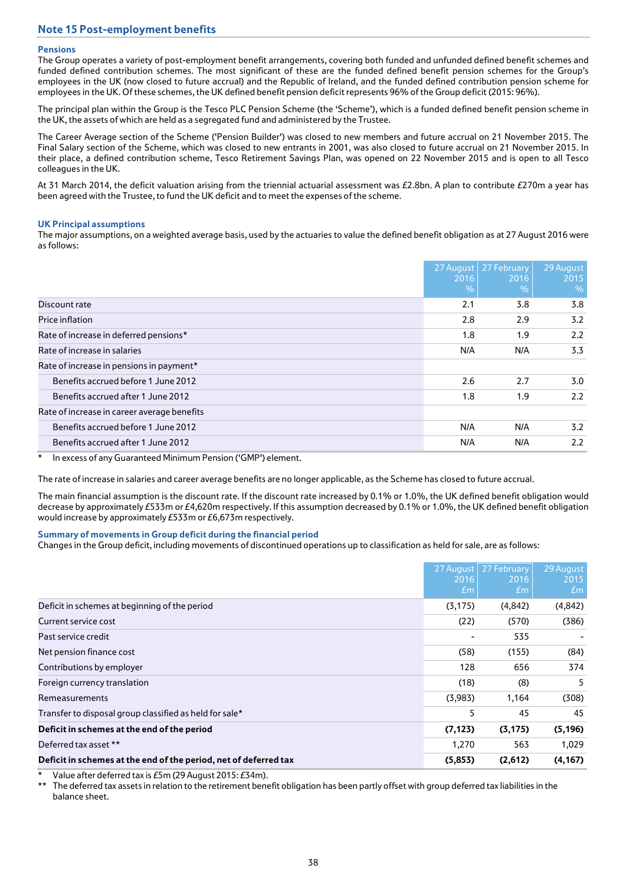## Note 15 Post-employment benefits

### Pensions

The Group operates a variety of post-employment benefit arrangements, covering both funded and unfunded defined benefit schemes and funded defined contribution schemes. The most significant of these are the funded defined benefit pension schemes for the Group's employees in the UK (now closed to future accrual) and the Republic of Ireland, and the funded defined contribution pension scheme for employees in the UK. Of these schemes, the UK defined benefit pension deficit represents 96% of the Group deficit (2015: 96%).

The principal plan within the Group is the Tesco PLC Pension Scheme (the 'Scheme'), which is a funded defined benefit pension scheme in the UK, the assets of which are held as a segregated fund and administered by the Trustee.

The Career Average section of the Scheme ('Pension Builder') was closed to new members and future accrual on 21 November 2015. The Final Salary section of the Scheme, which was closed to new entrants in 2001, was also closed to future accrual on 21 November 2015. In their place, a defined contribution scheme, Tesco Retirement Savings Plan, was opened on 22 November 2015 and is open to all Tesco colleagues in the UK.

At 31 March 2014, the deficit valuation arising from the triennial actuarial assessment was £2.8bn. A plan to contribute £270m a year has been agreed with the Trustee, to fund the UK deficit and to meet the expenses of the scheme.

### UK Principal assumptions

The major assumptions, on a weighted average basis, used by the actuaries to value the defined benefit obligation as at 27 August 2016 were as follows:

| | 27 August 2016 % | 27 February 2016 % | 29 August 2015 % |
|---|---|---|---|
| Discount rate | 2.1 | 3.8 | 3.8 |
| Price inflation | 2.8 | 2.9 | 3.2 |
| Rate of increase in deferred pensions* | 1.8 | 1.9 | 2.2 |
| Rate of increase in salaries | N/A | N/A | 3.3 |
| Rate of increase in pensions in payment* | | | |
| Benefits accrued before 1 June 2012 | 2.6 | 2.7 | 3.0 |
| Benefits accrued after 1 June 2012 | 1.8 | 1.9 | 2.2 |
| Rate of increase in career average benefits | | | |
| Benefits accrued before 1 June 2012 | N/A | N/A | 3.2 |
| Benefits accrued after 1 June 2012 | N/A | N/A | 2.2 |

\* In excess of any Guaranteed Minimum Pension ('GMP') element.

The rate of increase in salaries and career average benefits are no longer applicable, as the Scheme has closed to future accrual.

The main financial assumption is the discount rate. If the discount rate increased by 0.1% or 1.0%, the UK defined benefit obligation would decrease by approximately £533m or £4,620m respectively. If this assumption decreased by 0.1% or 1.0%, the UK defined benefit obligation would increase by approximately £533m or £6,673m respectively.

### Summary of movements in Group deficit during the financial period

Changes in the Group deficit, including movements of discontinued operations up to classification as held for sale, are as follows:

| | 27 August 2016 £m | 27 February 2016 £m | 29 August 2015 £m |
|---|---|---|---|
| Deficit in schemes at beginning of the period | (3,175) | (4,842) | (4,842) |
| Current service cost | (22) | (570) | (386) |
| Past service credit | - | 535 | - |
| Net pension finance cost | (58) | (155) | (84) |
| Contributions by employer | 128 | 656 | 374 |
| Foreign currency translation | (18) | (8) | 5 |
| Remeasurements | (3,983) | 1,164 | (308) |
| Transfer to disposal group classified as held for sale* | 5 | 45 | 45 |
| **Deficit in schemes at the end of the period** | **(7,123)** | **(3,175)** | **(5,196)** |
| Deferred tax asset ** | 1,270 | 563 | 1,029 |
| **Deficit in schemes at the end of the period, net of deferred tax** | **(5,853)** | **(2,612)** | **(4,167)** |

\* Value after deferred tax is £5m (29 August 2015: £34m).

\*\* The deferred tax assets in relation to the retirement benefit obligation has been partly offset with group deferred tax liabilities in the balance sheet.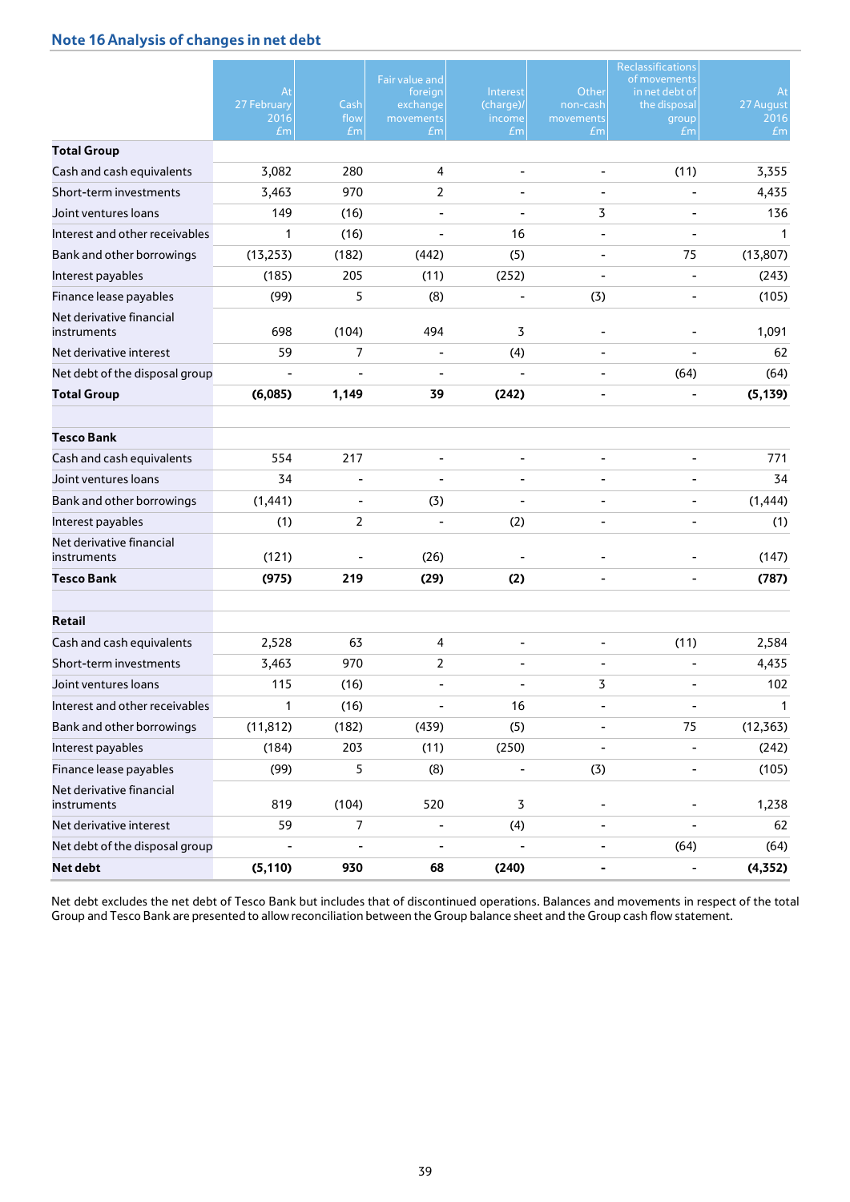## Note 16 Analysis of changes in net debt

| | At 27 February 2016 £m | Cash flow £m | Fair value and foreign exchange movements £m | Interest (charge)/ income £m | Other non-cash movements £m | Reclassifications of movements in net debt of the disposal group £m | At 27 August 2016 £m |
|---|---|---|---|---|---|---|---|
| **Total Group** | | | | | | | |
| Cash and cash equivalents | 3,082 | 280 | 4 | - | - | (11) | 3,355 |
| Short-term investments | 3,463 | 970 | 2 | - | - | - | 4,435 |
| Joint ventures loans | 149 | (16) | - | - | 3 | - | 136 |
| Interest and other receivables | 1 | (16) | - | 16 | - | - | 1 |
| Bank and other borrowings | (13,253) | (182) | (442) | (5) | - | 75 | (13,807) |
| Interest payables | (185) | 205 | (11) | (252) | - | - | (243) |
| Finance lease payables | (99) | 5 | (8) | - | (3) | - | (105) |
| Net derivative financial instruments | 698 | (104) | 494 | 3 | - | - | 1,091 |
| Net derivative interest | 59 | 7 | - | (4) | - | - | 62 |
| Net debt of the disposal group | - | - | - | - | - | (64) | (64) |
| **Total Group** | **(6,085)** | **1,149** | **39** | **(242)** | **-** | **-** | **(5,139)** |
| | | | | | | | |
| **Tesco Bank** | | | | | | | |
| Cash and cash equivalents | 554 | 217 | - | - | - | - | 771 |
| Joint ventures loans | 34 | - | - | - | - | - | 34 |
| Bank and other borrowings | (1,441) | - | (3) | - | - | - | (1,444) |
| Interest payables | (1) | 2 | - | (2) | - | - | (1) |
| Net derivative financial instruments | (121) | - | (26) | - | - | - | (147) |
| **Tesco Bank** | **(975)** | **219** | **(29)** | **(2)** | **-** | **-** | **(787)** |
| | | | | | | | |
| **Retail** | | | | | | | |
| Cash and cash equivalents | 2,528 | 63 | 4 | - | - | (11) | 2,584 |
| Short-term investments | 3,463 | 970 | 2 | - | - | - | 4,435 |
| Joint ventures loans | 115 | (16) | - | - | 3 | - | 102 |
| Interest and other receivables | 1 | (16) | - | 16 | - | - | 1 |
| Bank and other borrowings | (11,812) | (182) | (439) | (5) | - | 75 | (12,363) |
| Interest payables | (184) | 203 | (11) | (250) | - | - | (242) |
| Finance lease payables | (99) | 5 | (8) | - | (3) | - | (105) |
| Net derivative financial instruments | 819 | (104) | 520 | 3 | - | - | 1,238 |
| Net derivative interest | 59 | 7 | - | (4) | - | - | 62 |
| Net debt of the disposal group | - | - | - | - | - | (64) | (64) |
| **Net debt** | **(5,110)** | **930** | **68** | **(240)** | **-** | **-** | **(4,352)** |

Net debt excludes the net debt of Tesco Bank but includes that of discontinued operations. Balances and movements in respect of the total Group and Tesco Bank are presented to allow reconciliation between the Group balance sheet and the Group cash flow statement.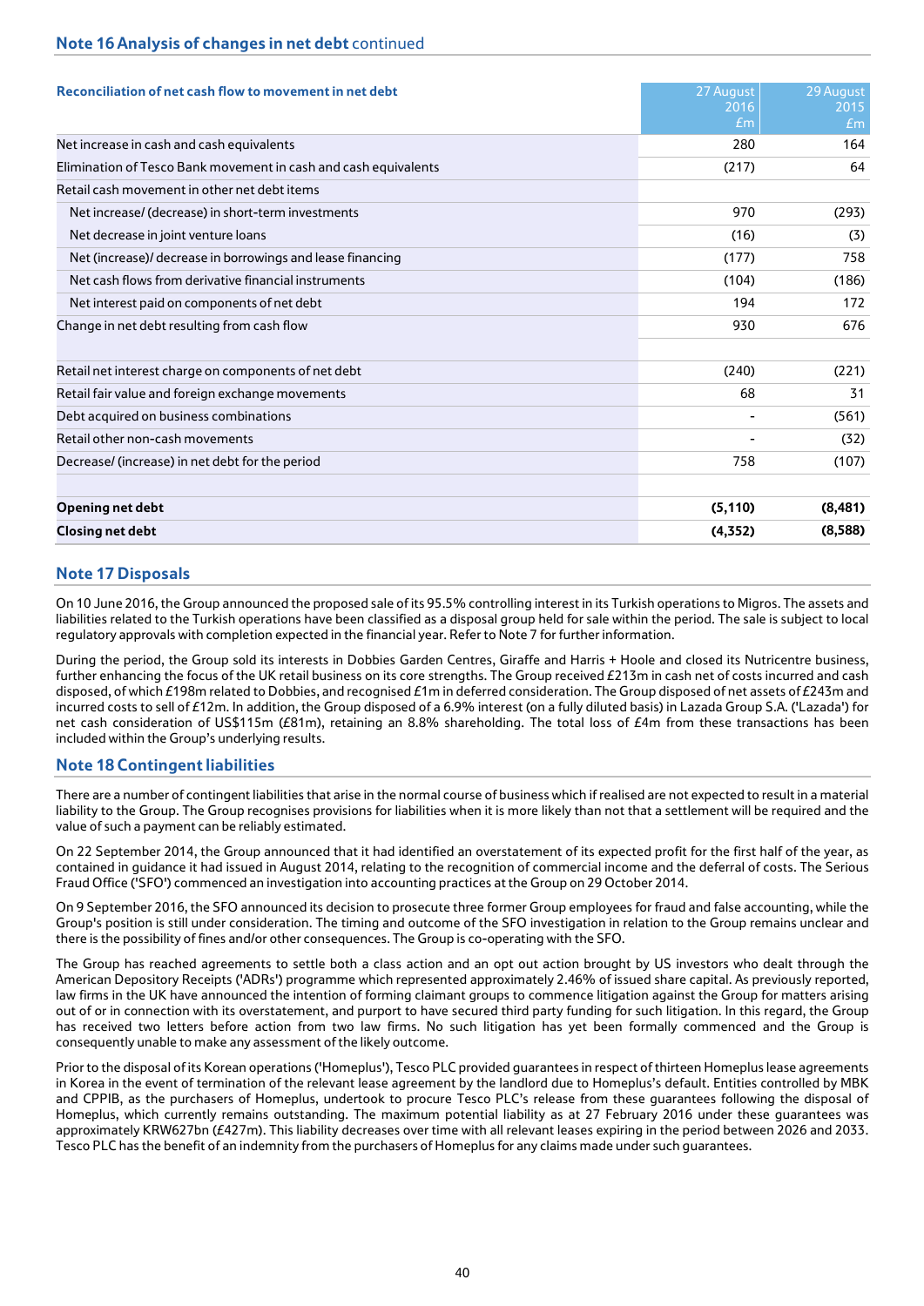## Note 16 Analysis of changes in net debt continued

| Reconciliation of net cash flow to movement in net debt | 27 August 2016 £m | 29 August 2015 £m |
|---|---|---|
| Net increase in cash and cash equivalents | 280 | 164 |
| Elimination of Tesco Bank movement in cash and cash equivalents | (217) | 64 |
| Retail cash movement in other net debt items | | |
| Net increase/ (decrease) in short-term investments | 970 | (293) |
| Net decrease in joint venture loans | (16) | (3) |
| Net (increase)/ decrease in borrowings and lease financing | (177) | 758 |
| Net cash flows from derivative financial instruments | (104) | (186) |
| Net interest paid on components of net debt | 194 | 172 |
| Change in net debt resulting from cash flow | 930 | 676 |
| | | |
| Retail net interest charge on components of net debt | (240) | (221) |
| Retail fair value and foreign exchange movements | 68 | 31 |
| Debt acquired on business combinations | - | (561) |
| Retail other non-cash movements | - | (32) |
| Decrease/ (increase) in net debt for the period | 758 | (107) |
| | | |
| **Opening net debt** | **(5,110)** | **(8,481)** |
| **Closing net debt** | **(4,352)** | **(8,588)** |

## Note 17 Disposals

On 10 June 2016, the Group announced the proposed sale of its 95.5% controlling interest in its Turkish operations to Migros. The assets and liabilities related to the Turkish operations have been classified as a disposal group held for sale within the period. The sale is subject to local regulatory approvals with completion expected in the financial year. Refer to Note 7 for further information.

During the period, the Group sold its interests in Dobbies Garden Centres, Giraffe and Harris + Hoole and closed its Nutricentre business, further enhancing the focus of the UK retail business on its core strengths. The Group received £213m in cash net of costs incurred and cash disposed, of which £198m related to Dobbies, and recognised £1m in deferred consideration. The Group disposed of net assets of £243m and incurred costs to sell of £12m. In addition, the Group disposed of a 6.9% interest (on a fully diluted basis) in Lazada Group S.A. ('Lazada') for net cash consideration of US$115m (£81m), retaining an 8.8% shareholding. The total loss of £4m from these transactions has been included within the Group's underlying results.

## Note 18 Contingent liabilities

There are a number of contingent liabilities that arise in the normal course of business which if realised are not expected to result in a material liability to the Group. The Group recognises provisions for liabilities when it is more likely than not that a settlement will be required and the value of such a payment can be reliably estimated.

On 22 September 2014, the Group announced that it had identified an overstatement of its expected profit for the first half of the year, as contained in guidance it had issued in August 2014, relating to the recognition of commercial income and the deferral of costs. The Serious Fraud Office ('SFO') commenced an investigation into accounting practices at the Group on 29 October 2014.

On 9 September 2016, the SFO announced its decision to prosecute three former Group employees for fraud and false accounting, while the Group's position is still under consideration. The timing and outcome of the SFO investigation in relation to the Group remains unclear and there is the possibility of fines and/or other consequences. The Group is co-operating with the SFO.

The Group has reached agreements to settle both a class action and an opt out action brought by US investors who dealt through the American Depository Receipts ('ADRs') programme which represented approximately 2.46% of issued share capital. As previously reported, law firms in the UK have announced the intention of forming claimant groups to commence litigation against the Group for matters arising out of or in connection with its overstatement, and purport to have secured third party funding for such litigation. In this regard, the Group has received two letters before action from two law firms. No such litigation has yet been formally commenced and the Group is consequently unable to make any assessment of the likely outcome.

Prior to the disposal of its Korean operations ('Homeplus'), Tesco PLC provided guarantees in respect of thirteen Homeplus lease agreements in Korea in the event of termination of the relevant lease agreement by the landlord due to Homeplus's default. Entities controlled by MBK and CPPIB, as the purchasers of Homeplus, undertook to procure Tesco PLC's release from these guarantees following the disposal of Homeplus, which currently remains outstanding. The maximum potential liability as at 27 February 2016 under these guarantees was approximately KRW627bn (£427m). This liability decreases over time with all relevant leases expiring in the period between 2026 and 2033. Tesco PLC has the benefit of an indemnity from the purchasers of Homeplus for any claims made under such guarantees.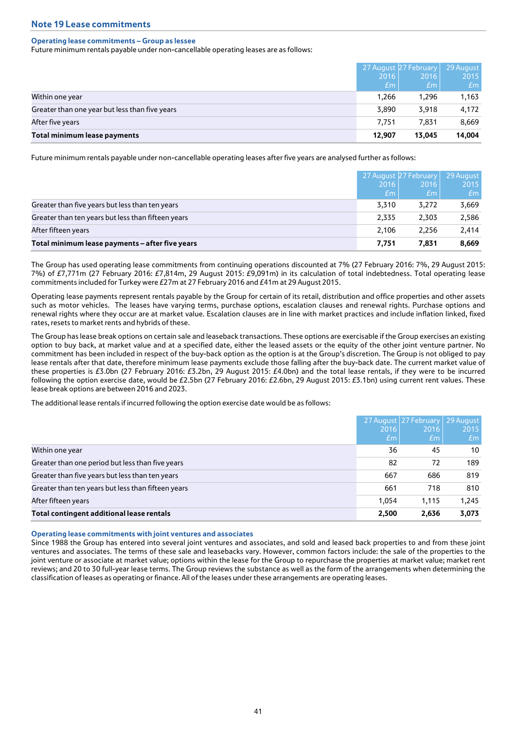## Note 19 Lease commitments

### Operating lease commitments – Group as lessee

Future minimum rentals payable under non-cancellable operating leases are as follows:

| | 27 August 2016 £m | 27 February 2016 £m | 29 August 2015 £m |
|---|---|---|---|
| Within one year | 1,266 | 1,296 | 1,163 |
| Greater than one year but less than five years | 3,890 | 3,918 | 4,172 |
| After five years | 7,751 | 7,831 | 8,669 |
| **Total minimum lease payments** | **12,907** | **13,045** | **14,004** |

Future minimum rentals payable under non-cancellable operating leases after five years are analysed further as follows:

| | 27 August 2016 £m | 27 February 2016 £m | 29 August 2015 £m |
|---|---|---|---|
| Greater than five years but less than ten years | 3,310 | 3,272 | 3,669 |
| Greater than ten years but less than fifteen years | 2,335 | 2,303 | 2,586 |
| After fifteen years | 2,106 | 2,256 | 2,414 |
| **Total minimum lease payments – after five years** | **7,751** | **7,831** | **8,669** |

The Group has used operating lease commitments from continuing operations discounted at 7% (27 February 2016: 7%, 29 August 2015: 7%) of £7,771m (27 February 2016: £7,814m, 29 August 2015: £9,091m) in its calculation of total indebtedness. Total operating lease commitments included for Turkey were £27m at 27 February 2016 and £41m at 29 August 2015.

Operating lease payments represent rentals payable by the Group for certain of its retail, distribution and office properties and other assets such as motor vehicles. The leases have varying terms, purchase options, escalation clauses and renewal rights. Purchase options and renewal rights where they occur are at market value. Escalation clauses are in line with market practices and include inflation linked, fixed rates, resets to market rents and hybrids of these.

The Group has lease break options on certain sale and leaseback transactions. These options are exercisable if the Group exercises an existing option to buy back, at market value and at a specified date, either the leased assets or the equity of the other joint venture partner. No commitment has been included in respect of the buy-back option as the option is at the Group's discretion. The Group is not obliged to pay lease rentals after that date, therefore minimum lease payments exclude those falling after the buy-back date. The current market value of these properties is £3.0bn (27 February 2016: £3.2bn, 29 August 2015: £4.0bn) and the total lease rentals, if they were to be incurred following the option exercise date, would be £2.5bn (27 February 2016: £2.6bn, 29 August 2015: £3.1bn) using current rent values. These lease break options are between 2016 and 2023.

The additional lease rentals if incurred following the option exercise date would be as follows:

| | 27 August 2016 £m | 27 February 2016 £m | 29 August 2015 £m |
|---|---|---|---|
| Within one year | 36 | 45 | 10 |
| Greater than one period but less than five years | 82 | 72 | 189 |
| Greater than five years but less than ten years | 667 | 686 | 819 |
| Greater than ten years but less than fifteen years | 661 | 718 | 810 |
| After fifteen years | 1,054 | 1,115 | 1,245 |
| **Total contingent additional lease rentals** | **2,500** | **2,636** | **3,073** |

### Operating lease commitments with joint ventures and associates

Since 1988 the Group has entered into several joint ventures and associates, and sold and leased back properties to and from these joint ventures and associates. The terms of these sale and leasebacks vary. However, common factors include: the sale of the properties to the joint venture or associate at market value; options within the lease for the Group to repurchase the properties at market value; market rent reviews; and 20 to 30 full-year lease terms. The Group reviews the substance as well as the form of the arrangements when determining the classification of leases as operating or finance. All of the leases under these arrangements are operating leases.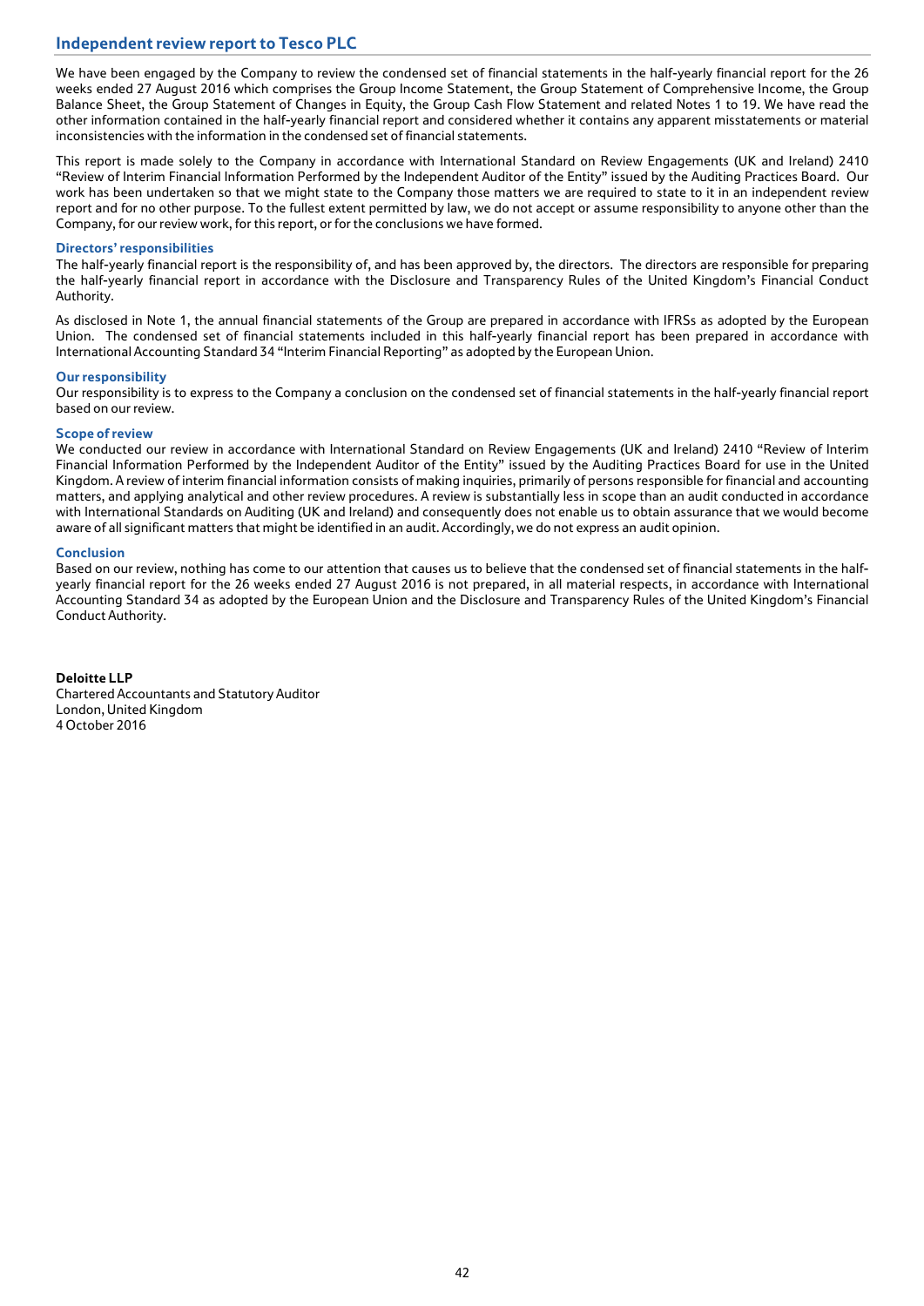## Independent review report to Tesco PLC

We have been engaged by the Company to review the condensed set of financial statements in the half-yearly financial report for the 26 weeks ended 27 August 2016 which comprises the Group Income Statement, the Group Statement of Comprehensive Income, the Group Balance Sheet, the Group Statement of Changes in Equity, the Group Cash Flow Statement and related Notes 1 to 19. We have read the other information contained in the half-yearly financial report and considered whether it contains any apparent misstatements or material inconsistencies with the information in the condensed set of financial statements.

This report is made solely to the Company in accordance with International Standard on Review Engagements (UK and Ireland) 2410 "Review of Interim Financial Information Performed by the Independent Auditor of the Entity" issued by the Auditing Practices Board. Our work has been undertaken so that we might state to the Company those matters we are required to state to it in an independent review report and for no other purpose. To the fullest extent permitted by law, we do not accept or assume responsibility to anyone other than the Company, for our review work, for this report, or for the conclusions we have formed.

### Directors' responsibilities

The half-yearly financial report is the responsibility of, and has been approved by, the directors. The directors are responsible for preparing the half-yearly financial report in accordance with the Disclosure and Transparency Rules of the United Kingdom's Financial Conduct Authority.

As disclosed in Note 1, the annual financial statements of the Group are prepared in accordance with IFRSs as adopted by the European Union. The condensed set of financial statements included in this half-yearly financial report has been prepared in accordance with International Accounting Standard 34 "Interim Financial Reporting" as adopted by the European Union.

### Our responsibility

Our responsibility is to express to the Company a conclusion on the condensed set of financial statements in the half-yearly financial report based on our review.

### Scope of review

We conducted our review in accordance with International Standard on Review Engagements (UK and Ireland) 2410 "Review of Interim Financial Information Performed by the Independent Auditor of the Entity" issued by the Auditing Practices Board for use in the United Kingdom. A review of interim financial information consists of making inquiries, primarily of persons responsible for financial and accounting matters, and applying analytical and other review procedures. A review is substantially less in scope than an audit conducted in accordance with International Standards on Auditing (UK and Ireland) and consequently does not enable us to obtain assurance that we would become aware of all significant matters that might be identified in an audit. Accordingly, we do not express an audit opinion.

### Conclusion

Based on our review, nothing has come to our attention that causes us to believe that the condensed set of financial statements in the half-yearly financial report for the 26 weeks ended 27 August 2016 is not prepared, in all material respects, in accordance with International Accounting Standard 34 as adopted by the European Union and the Disclosure and Transparency Rules of the United Kingdom's Financial Conduct Authority.

**Deloitte LLP**
Chartered Accountants and Statutory Auditor
London, United Kingdom
4 October 2016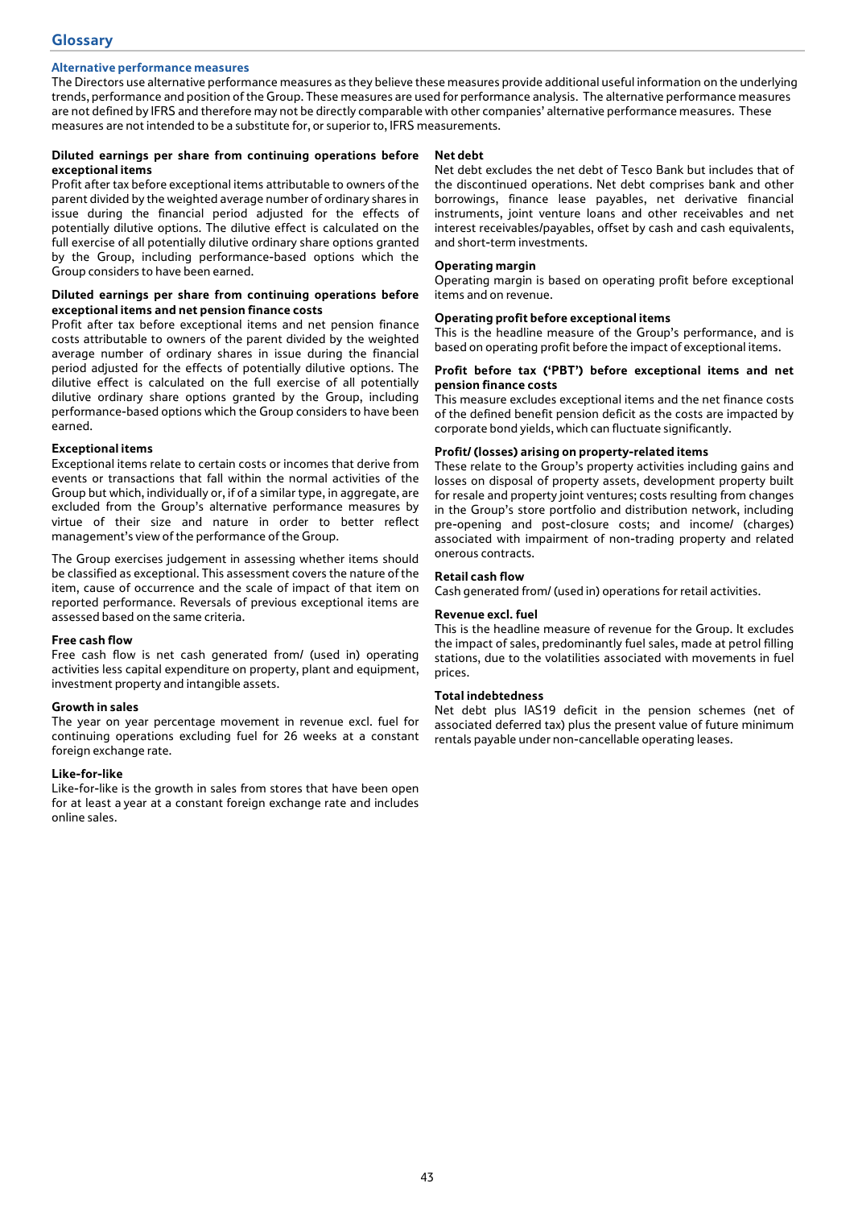# Glossary

## Alternative performance measures

The Directors use alternative performance measures as they believe these measures provide additional useful information on the underlying trends, performance and position of the Group. These measures are used for performance analysis. The alternative performance measures are not defined by IFRS and therefore may not be directly comparable with other companies' alternative performance measures. These measures are not intended to be a substitute for, or superior to, IFRS measurements.

**Diluted earnings per share from continuing operations before exceptional items**

Profit after tax before exceptional items attributable to owners of the parent divided by the weighted average number of ordinary shares in issue during the financial period adjusted for the effects of potentially dilutive options. The dilutive effect is calculated on the full exercise of all potentially dilutive ordinary share options granted by the Group, including performance-based options which the Group considers to have been earned.

**Diluted earnings per share from continuing operations before exceptional items and net pension finance costs**

Profit after tax before exceptional items and net pension finance costs attributable to owners of the parent divided by the weighted average number of ordinary shares in issue during the financial period adjusted for the effects of potentially dilutive options. The dilutive effect is calculated on the full exercise of all potentially dilutive ordinary share options granted by the Group, including performance-based options which the Group considers to have been earned.

**Exceptional items**

Exceptional items relate to certain costs or incomes that derive from events or transactions that fall within the normal activities of the Group but which, individually or, if of a similar type, in aggregate, are excluded from the Group's alternative performance measures by virtue of their size and nature in order to better reflect management's view of the performance of the Group.

The Group exercises judgement in assessing whether items should be classified as exceptional. This assessment covers the nature of the item, cause of occurrence and the scale of impact of that item on reported performance. Reversals of previous exceptional items are assessed based on the same criteria.

**Free cash flow**

Free cash flow is net cash generated from/ (used in) operating activities less capital expenditure on property, plant and equipment, investment property and intangible assets.

**Growth in sales**

The year on year percentage movement in revenue excl. fuel for continuing operations excluding fuel for 26 weeks at a constant foreign exchange rate.

**Like-for-like**

Like-for-like is the growth in sales from stores that have been open for at least a year at a constant foreign exchange rate and includes online sales.

**Net debt**

Net debt excludes the net debt of Tesco Bank but includes that of the discontinued operations. Net debt comprises bank and other borrowings, finance lease payables, net derivative financial instruments, joint venture loans and other receivables and net interest receivables/payables, offset by cash and cash equivalents, and short-term investments.

**Operating margin**

Operating margin is based on operating profit before exceptional items and on revenue.

**Operating profit before exceptional items**

This is the headline measure of the Group's performance, and is based on operating profit before the impact of exceptional items.

**Profit before tax ('PBT') before exceptional items and net pension finance costs**

This measure excludes exceptional items and the net finance costs of the defined benefit pension deficit as the costs are impacted by corporate bond yields, which can fluctuate significantly.

**Profit/ (losses) arising on property-related items**

These relate to the Group's property activities including gains and losses on disposal of property assets, development property built for resale and property joint ventures; costs resulting from changes in the Group's store portfolio and distribution network, including pre-opening and post-closure costs; and income/ (charges) associated with impairment of non-trading property and related onerous contracts.

**Retail cash flow**

Cash generated from/ (used in) operations for retail activities.

**Revenue excl. fuel**

This is the headline measure of revenue for the Group. It excludes the impact of sales, predominantly fuel sales, made at petrol filling stations, due to the volatilities associated with movements in fuel prices.

**Total indebtedness**

Net debt plus IAS19 deficit in the pension schemes (net of associated deferred tax) plus the present value of future minimum rentals payable under non-cancellable operating leases.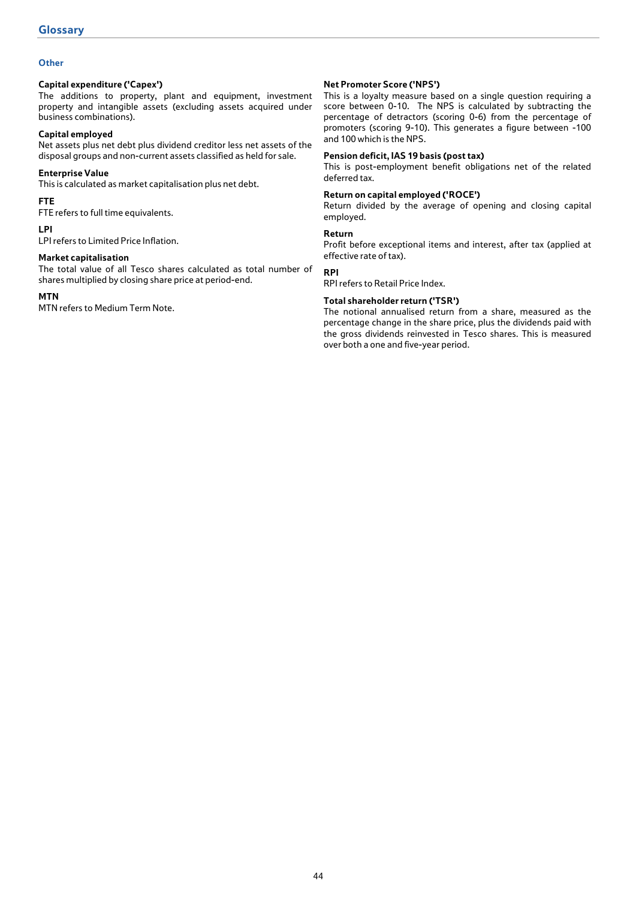# Glossary

## Other

**Capital expenditure ('Capex')**
The additions to property, plant and equipment, investment property and intangible assets (excluding assets acquired under business combinations).

**Capital employed**
Net assets plus net debt plus dividend creditor less net assets of the disposal groups and non-current assets classified as held for sale.

**Enterprise Value**
This is calculated as market capitalisation plus net debt.

**FTE**
FTE refers to full time equivalents.

**LPI**
LPI refers to Limited Price Inflation.

**Market capitalisation**
The total value of all Tesco shares calculated as total number of shares multiplied by closing share price at period-end.

**MTN**
MTN refers to Medium Term Note.

**Net Promoter Score ('NPS')**
This is a loyalty measure based on a single question requiring a score between 0-10. The NPS is calculated by subtracting the percentage of detractors (scoring 0-6) from the percentage of promoters (scoring 9-10). This generates a figure between -100 and 100 which is the NPS.

**Pension deficit, IAS 19 basis (post tax)**
This is post-employment benefit obligations net of the related deferred tax.

**Return on capital employed ('ROCE')**
Return divided by the average of opening and closing capital employed.

**Return**
Profit before exceptional items and interest, after tax (applied at effective rate of tax).

**RPI**
RPI refers to Retail Price Index.

**Total shareholder return ('TSR')**
The notional annualised return from a share, measured as the percentage change in the share price, plus the dividends paid with the gross dividends reinvested in Tesco shares. This is measured over both a one and five-year period.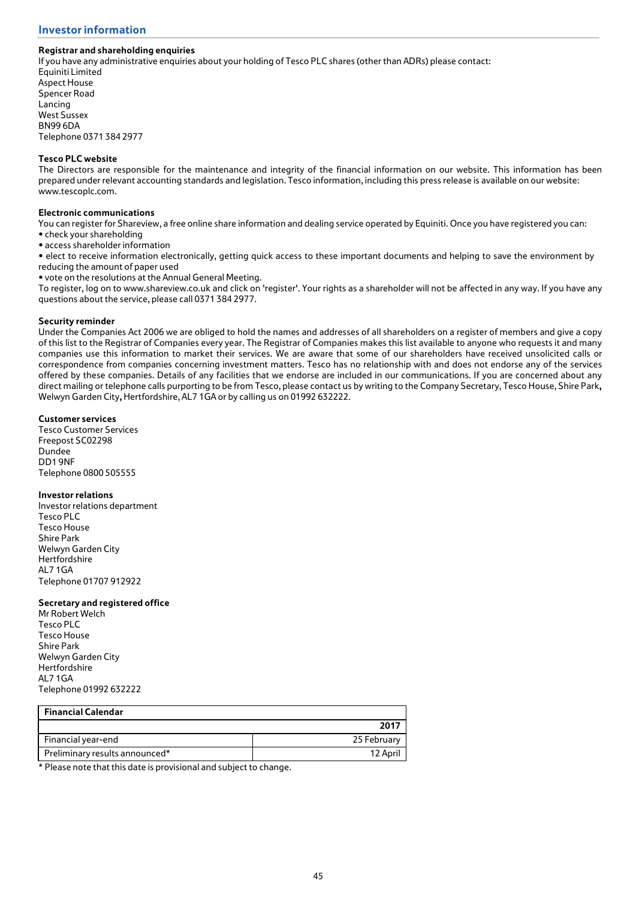## Investor information

### Registrar and shareholding enquiries

If you have any administrative enquiries about your holding of Tesco PLC shares (other than ADRs) please contact:
Equiniti Limited
Aspect House
Spencer Road
Lancing
West Sussex
BN99 6DA
Telephone 0371 384 2977

### Tesco PLC website

The Directors are responsible for the maintenance and integrity of the financial information on our website. This information has been prepared under relevant accounting standards and legislation. Tesco information, including this press release is available on our website: www.tescoplc.com.

### Electronic communications

You can register for Shareview, a free online share information and dealing service operated by Equiniti. Once you have registered you can:

- check your shareholding
- access shareholder information
- elect to receive information electronically, getting quick access to these important documents and helping to save the environment by reducing the amount of paper used
- vote on the resolutions at the Annual General Meeting.

To register, log on to www.shareview.co.uk and click on 'register'. Your rights as a shareholder will not be affected in any way. If you have any questions about the service, please call 0371 384 2977.

### Security reminder

Under the Companies Act 2006 we are obliged to hold the names and addresses of all shareholders on a register of members and give a copy of this list to the Registrar of Companies every year. The Registrar of Companies makes this list available to anyone who requests it and many companies use this information to market their services. We are aware that some of our shareholders have received unsolicited calls or correspondence from companies concerning investment matters. Tesco has no relationship with and does not endorse any of the services offered by these companies. Details of any facilities that we endorse are included in our communications. If you are concerned about any direct mailing or telephone calls purporting to be from Tesco, please contact us by writing to the Company Secretary, Tesco House, Shire Park, Welwyn Garden City, Hertfordshire, AL7 1GA or by calling us on 01992 632222.

### Customer services

Tesco Customer Services
Freepost SC02298
Dundee
DD1 9NF
Telephone 0800 505555

### Investor relations

Investor relations department
Tesco PLC
Tesco House
Shire Park
Welwyn Garden City
Hertfordshire
AL7 1GA
Telephone 01707 912922

### Secretary and registered office

Mr Robert Welch
Tesco PLC
Tesco House
Shire Park
Welwyn Garden City
Hertfordshire
AL7 1GA
Telephone 01992 632222

| Financial Calendar | |
|---|---|
| | 2017 |
| Financial year-end | 25 February |
| Preliminary results announced* | 12 April |

* Please note that this date is provisional and subject to change.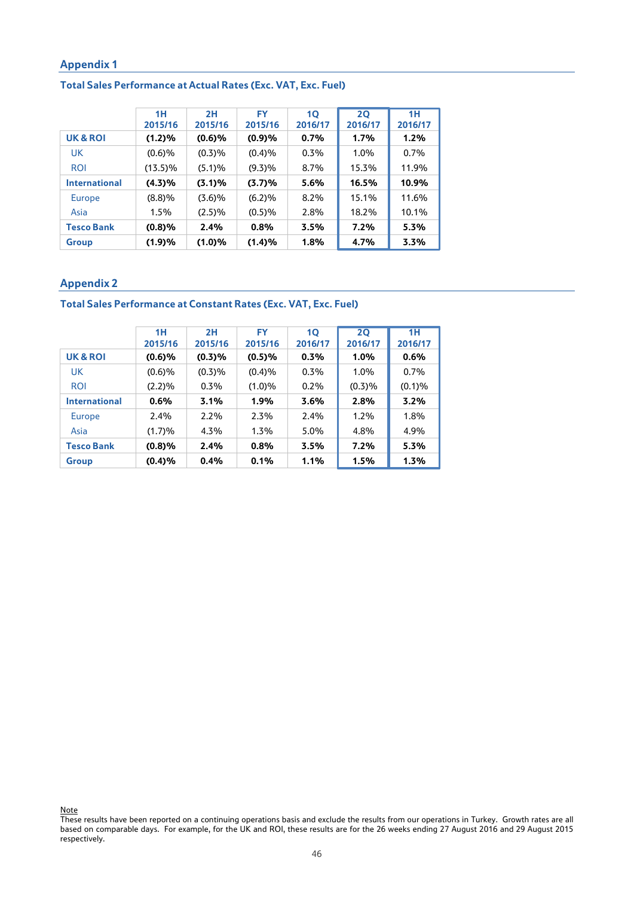## Appendix 1

### Total Sales Performance at Actual Rates (Exc. VAT, Exc. Fuel)

| | 1H 2015/16 | 2H 2015/16 | FY 2015/16 | 1Q 2016/17 | 2Q 2016/17 | 1H 2016/17 |
|---|---|---|---|---|---|---|
| **UK & ROI** | **(1.2)%** | **(0.6)%** | **(0.9)%** | **0.7%** | **1.7%** | **1.2%** |
| UK | (0.6)% | (0.3)% | (0.4)% | 0.3% | 1.0% | 0.7% |
| ROI | (13.5)% | (5.1)% | (9.3)% | 8.7% | 15.3% | 11.9% |
| **International** | **(4.3)%** | **(3.1)%** | **(3.7)%** | **5.6%** | **16.5%** | **10.9%** |
| Europe | (8.8)% | (3.6)% | (6.2)% | 8.2% | 15.1% | 11.6% |
| Asia | 1.5% | (2.5)% | (0.5)% | 2.8% | 18.2% | 10.1% |
| **Tesco Bank** | **(0.8)%** | **2.4%** | **0.8%** | **3.5%** | **7.2%** | **5.3%** |
| **Group** | **(1.9)%** | **(1.0)%** | **(1.4)%** | **1.8%** | **4.7%** | **3.3%** |

## Appendix 2

### Total Sales Performance at Constant Rates (Exc. VAT, Exc. Fuel)

| | 1H 2015/16 | 2H 2015/16 | FY 2015/16 | 1Q 2016/17 | 2Q 2016/17 | 1H 2016/17 |
|---|---|---|---|---|---|---|
| **UK & ROI** | **(0.6)%** | **(0.3)%** | **(0.5)%** | **0.3%** | **1.0%** | **0.6%** |
| UK | (0.6)% | (0.3)% | (0.4)% | 0.3% | 1.0% | 0.7% |
| ROI | (2.2)% | 0.3% | (1.0)% | 0.2% | (0.3)% | (0.1)% |
| **International** | **0.6%** | **3.1%** | **1.9%** | **3.6%** | **2.8%** | **3.2%** |
| Europe | 2.4% | 2.2% | 2.3% | 2.4% | 1.2% | 1.8% |
| Asia | (1.7)% | 4.3% | 1.3% | 5.0% | 4.8% | 4.9% |
| **Tesco Bank** | **(0.8)%** | **2.4%** | **0.8%** | **3.5%** | **7.2%** | **5.3%** |
| **Group** | **(0.4)%** | **0.4%** | **0.1%** | **1.1%** | **1.5%** | **1.3%** |

Note

These results have been reported on a continuing operations basis and exclude the results from our operations in Turkey. Growth rates are all based on comparable days. For example, for the UK and ROI, these results are for the 26 weeks ending 27 August 2016 and 29 August 2015 respectively.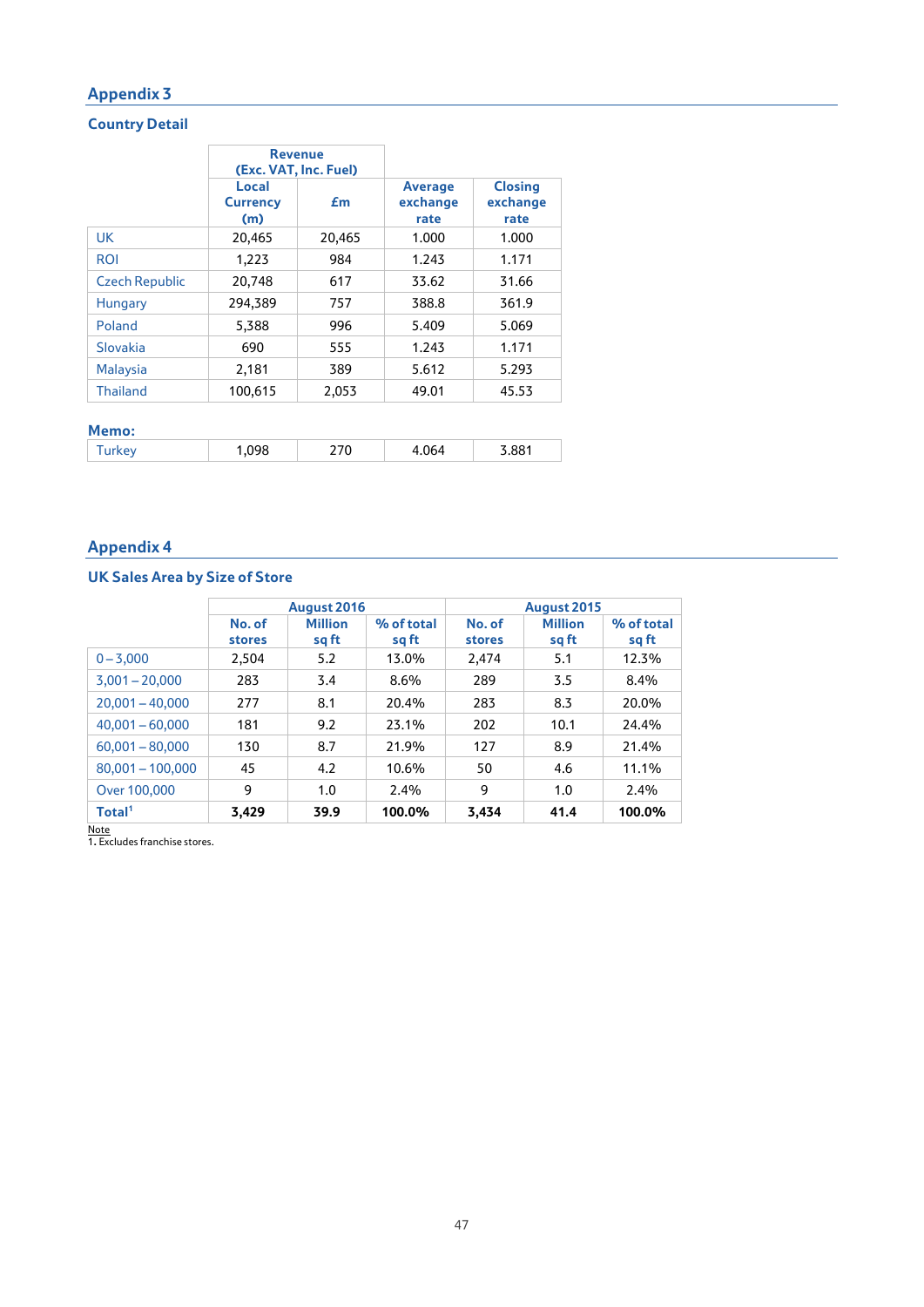## Appendix 3

### Country Detail

| | Revenue (Exc. VAT, Inc. Fuel) | | | |
|---|---|---|---|---|
| | Local Currency (m) | £m | Average exchange rate | Closing exchange rate |
| UK | 20,465 | 20,465 | 1.000 | 1.000 |
| ROI | 1,223 | 984 | 1.243 | 1.171 |
| Czech Republic | 20,748 | 617 | 33.62 | 31.66 |
| Hungary | 294,389 | 757 | 388.8 | 361.9 |
| Poland | 5,388 | 996 | 5.409 | 5.069 |
| Slovakia | 690 | 555 | 1.243 | 1.171 |
| Malaysia | 2,181 | 389 | 5.612 | 5.293 |
| Thailand | 100,615 | 2,053 | 49.01 | 45.53 |

**Memo:**

| | | | | |
|---|---|---|---|---|
| Turkey | 1,098 | 270 | 4.064 | 3.881 |

## Appendix 4

### UK Sales Area by Size of Store

| | August 2016 | | | August 2015 | | |
|---|---|---|---|---|---|---|
| | No. of stores | Million sq ft | % of total sq ft | No. of stores | Million sq ft | % of total sq ft |
| 0 – 3,000 | 2,504 | 5.2 | 13.0% | 2,474 | 5.1 | 12.3% |
| 3,001 – 20,000 | 283 | 3.4 | 8.6% | 289 | 3.5 | 8.4% |
| 20,001 – 40,000 | 277 | 8.1 | 20.4% | 283 | 8.3 | 20.0% |
| 40,001 – 60,000 | 181 | 9.2 | 23.1% | 202 | 10.1 | 24.4% |
| 60,001 – 80,000 | 130 | 8.7 | 21.9% | 127 | 8.9 | 21.4% |
| 80,001 – 100,000 | 45 | 4.2 | 10.6% | 50 | 4.6 | 11.1% |
| Over 100,000 | 9 | 1.0 | 2.4% | 9 | 1.0 | 2.4% |
| **Total[1]** | **3,429** | **39.9** | **100.0%** | **3,434** | **41.4** | **100.0%** |

Note

1. Excludes franchise stores.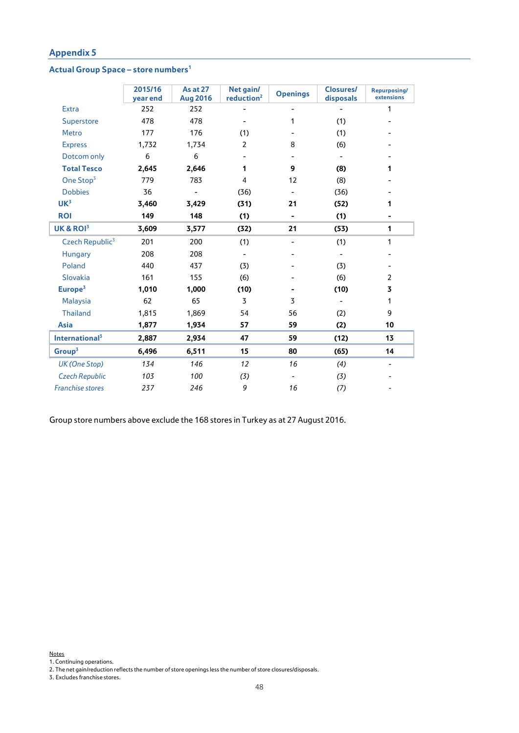## Appendix 5

### Actual Group Space – store numbers[1]

| | 2015/16 year end | As at 27 Aug 2016 | Net gain/ reduction[2] | Openings | Closures/ disposals | Repurposing/ extensions |
|---|---|---|---|---|---|---|
| Extra | 252 | 252 | - | - | - | 1 |
| Superstore | 478 | 478 | - | 1 | (1) | - |
| Metro | 177 | 176 | (1) | - | (1) | - |
| Express | 1,732 | 1,734 | 2 | 8 | (6) | - |
| Dotcom only | 6 | 6 | - | - | - | - |
| **Total Tesco** | **2,645** | **2,646** | **1** | **9** | **(8)** | **1** |
| One Stop[3] | 779 | 783 | 4 | 12 | (8) | - |
| Dobbies | 36 | - | (36) | - | (36) | - |
| **UK[3]** | **3,460** | **3,429** | **(31)** | **21** | **(52)** | **1** |
| **ROI** | **149** | **148** | **(1)** | **-** | **(1)** | **-** |
| **UK & ROI[3]** | **3,609** | **3,577** | **(32)** | **21** | **(53)** | **1** |
| Czech Republic[3] | 201 | 200 | (1) | - | (1) | 1 |
| Hungary | 208 | 208 | - | - | - | - |
| Poland | 440 | 437 | (3) | - | (3) | - |
| Slovakia | 161 | 155 | (6) | - | (6) | 2 |
| **Europe[3]** | **1,010** | **1,000** | **(10)** | **-** | **(10)** | **3** |
| Malaysia | 62 | 65 | 3 | 3 | - | 1 |
| Thailand | 1,815 | 1,869 | 54 | 56 | (2) | 9 |
| **Asia** | **1,877** | **1,934** | **57** | **59** | **(2)** | **10** |
| **International[3]** | **2,887** | **2,934** | **47** | **59** | **(12)** | **13** |
| **Group[3]** | **6,496** | **6,511** | **15** | **80** | **(65)** | **14** |
| *UK (One Stop)* | *134* | *146* | *12* | *16* | *(4)* | - |
| *Czech Republic* | *103* | *100* | *(3)* | - | *(3)* | - |
| *Franchise stores* | *237* | *246* | *9* | *16* | *(7)* | - |

Group store numbers above exclude the 168 stores in Turkey as at 27 August 2016.

Notes
1. Continuing operations.
2. The net gain/reduction reflects the number of store openings less the number of store closures/disposals.
3. Excludes franchise stores.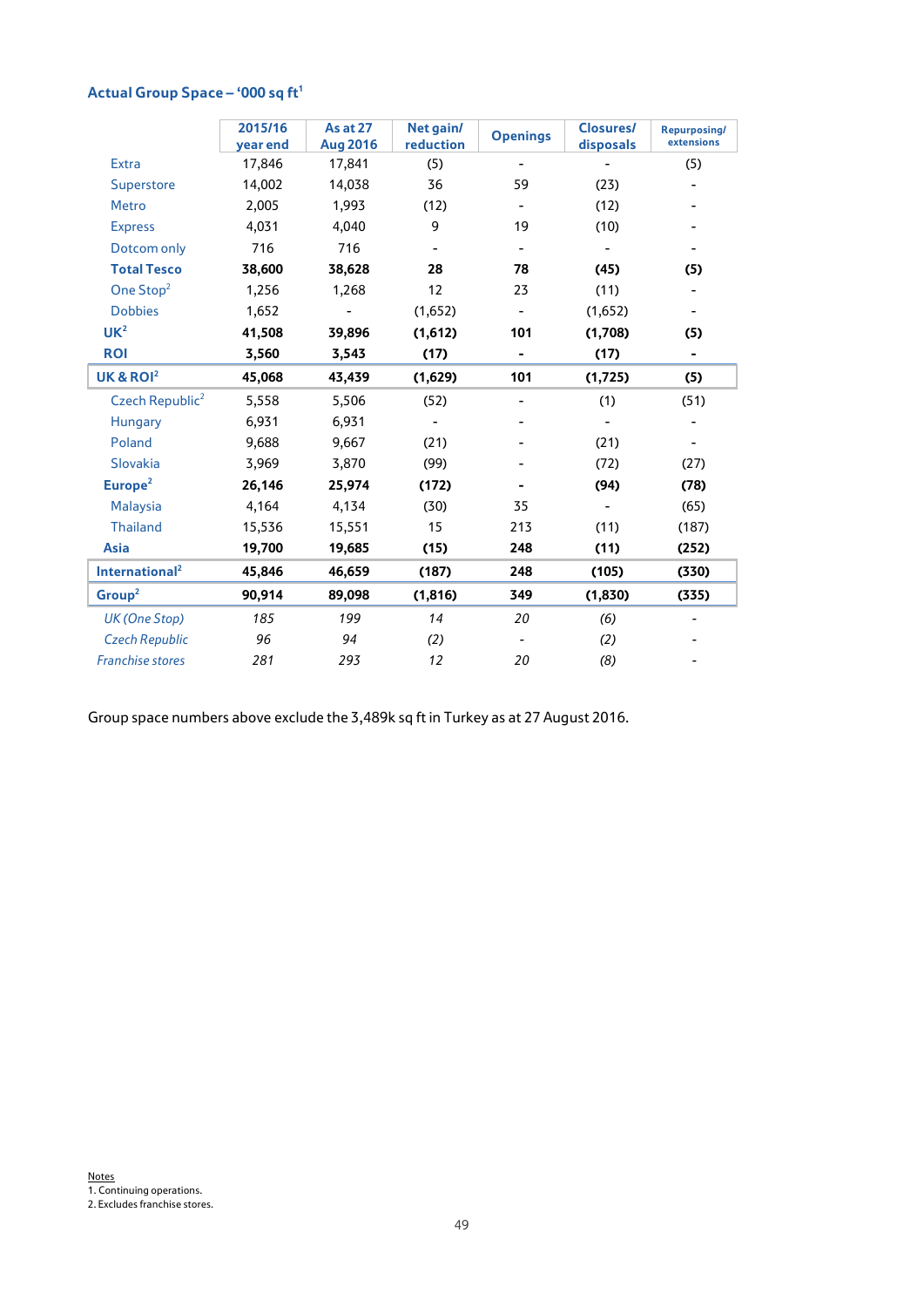### Actual Group Space – '000 sq ft[1]

| | 2015/16 year end | As at 27 Aug 2016 | Net gain/ reduction | Openings | Closures/ disposals | Repurposing/ extensions |
|---|---|---|---|---|---|---|
| Extra | 17,846 | 17,841 | (5) | - | - | (5) |
| Superstore | 14,002 | 14,038 | 36 | 59 | (23) | - |
| Metro | 2,005 | 1,993 | (12) | - | (12) | - |
| Express | 4,031 | 4,040 | 9 | 19 | (10) | - |
| Dotcom only | 716 | 716 | - | - | - | - |
| **Total Tesco** | **38,600** | **38,628** | **28** | **78** | **(45)** | **(5)** |
| One Stop[2] | 1,256 | 1,268 | 12 | 23 | (11) | - |
| Dobbies | 1,652 | - | (1,652) | - | (1,652) | - |
| **UK[2]** | **41,508** | **39,896** | **(1,612)** | **101** | **(1,708)** | **(5)** |
| **ROI** | **3,560** | **3,543** | **(17)** | **-** | **(17)** | **-** |
| **UK & ROI[2]** | **45,068** | **43,439** | **(1,629)** | **101** | **(1,725)** | **(5)** |
| Czech Republic[2] | 5,558 | 5,506 | (52) | - | (1) | (51) |
| Hungary | 6,931 | 6,931 | - | - | - | - |
| Poland | 9,688 | 9,667 | (21) | - | (21) | - |
| Slovakia | 3,969 | 3,870 | (99) | - | (72) | (27) |
| **Europe[2]** | **26,146** | **25,974** | **(172)** | **-** | **(94)** | **(78)** |
| Malaysia | 4,164 | 4,134 | (30) | 35 | - | (65) |
| Thailand | 15,536 | 15,551 | 15 | 213 | (11) | (187) |
| **Asia** | **19,700** | **19,685** | **(15)** | **248** | **(11)** | **(252)** |
| **International[2]** | **45,846** | **46,659** | **(187)** | **248** | **(105)** | **(330)** |
| **Group[2]** | **90,914** | **89,098** | **(1,816)** | **349** | **(1,830)** | **(335)** |
| *UK (One Stop)* | *185* | *199* | *14* | *20* | *(6)* | - |
| *Czech Republic* | *96* | *94* | *(2)* | - | *(2)* | - |
| *Franchise stores* | *281* | *293* | *12* | *20* | *(8)* | - |

Group space numbers above exclude the 3,489k sq ft in Turkey as at 27 August 2016.

Notes
1. Continuing operations.
2. Excludes franchise stores.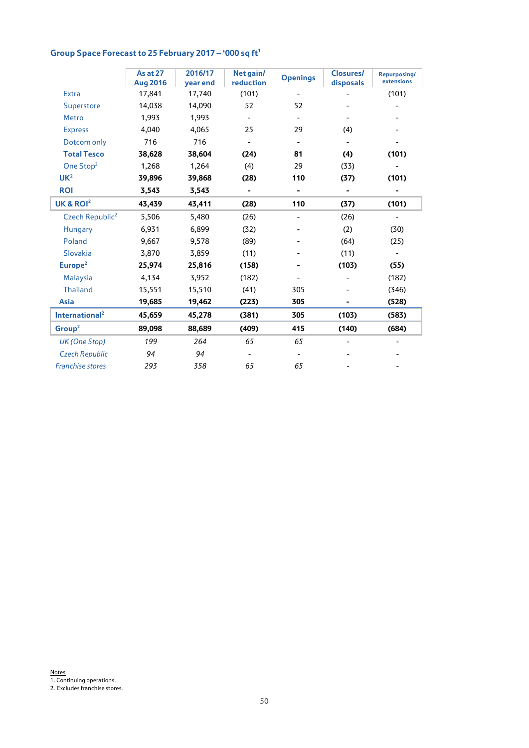## Group Space Forecast to 25 February 2017 – '000 sq ft[1]

| | As at 27 Aug 2016 | 2016/17 year end | Net gain/ reduction | Openings | Closures/ disposals | Repurposing/ extensions |
|---|---|---|---|---|---|---|
| Extra | 17,841 | 17,740 | (101) | - | - | (101) |
| Superstore | 14,038 | 14,090 | 52 | 52 | - | - |
| Metro | 1,993 | 1,993 | - | - | - | - |
| Express | 4,040 | 4,065 | 25 | 29 | (4) | - |
| Dotcom only | 716 | 716 | - | - | - | - |
| **Total Tesco** | **38,628** | **38,604** | **(24)** | **81** | **(4)** | **(101)** |
| One Stop[2] | 1,268 | 1,264 | (4) | 29 | (33) | - |
| **UK[2]** | **39,896** | **39,868** | **(28)** | **110** | **(37)** | **(101)** |
| **ROI** | **3,543** | **3,543** | **-** | **-** | **-** | **-** |
| **UK & ROI[2]** | **43,439** | **43,411** | **(28)** | **110** | **(37)** | **(101)** |
| Czech Republic[2] | 5,506 | 5,480 | (26) | - | (26) | - |
| Hungary | 6,931 | 6,899 | (32) | - | (2) | (30) |
| Poland | 9,667 | 9,578 | (89) | - | (64) | (25) |
| Slovakia | 3,870 | 3,859 | (11) | - | (11) | - |
| **Europe[2]** | **25,974** | **25,816** | **(158)** | **-** | **(103)** | **(55)** |
| Malaysia | 4,134 | 3,952 | (182) | - | - | (182) |
| Thailand | 15,551 | 15,510 | (41) | 305 | - | (346) |
| **Asia** | **19,685** | **19,462** | **(223)** | **305** | **-** | **(528)** |
| **International[2]** | **45,659** | **45,278** | **(381)** | **305** | **(103)** | **(583)** |
| **Group[2]** | **89,098** | **88,689** | **(409)** | **415** | **(140)** | **(684)** |
| *UK (One Stop)* | *199* | *264* | *65* | *65* | - | - |
| *Czech Republic* | *94* | *94* | - | - | - | - |
| *Franchise stores* | *293* | *358* | *65* | *65* | - | - |

Notes
1. Continuing operations.
2. Excludes franchise stores.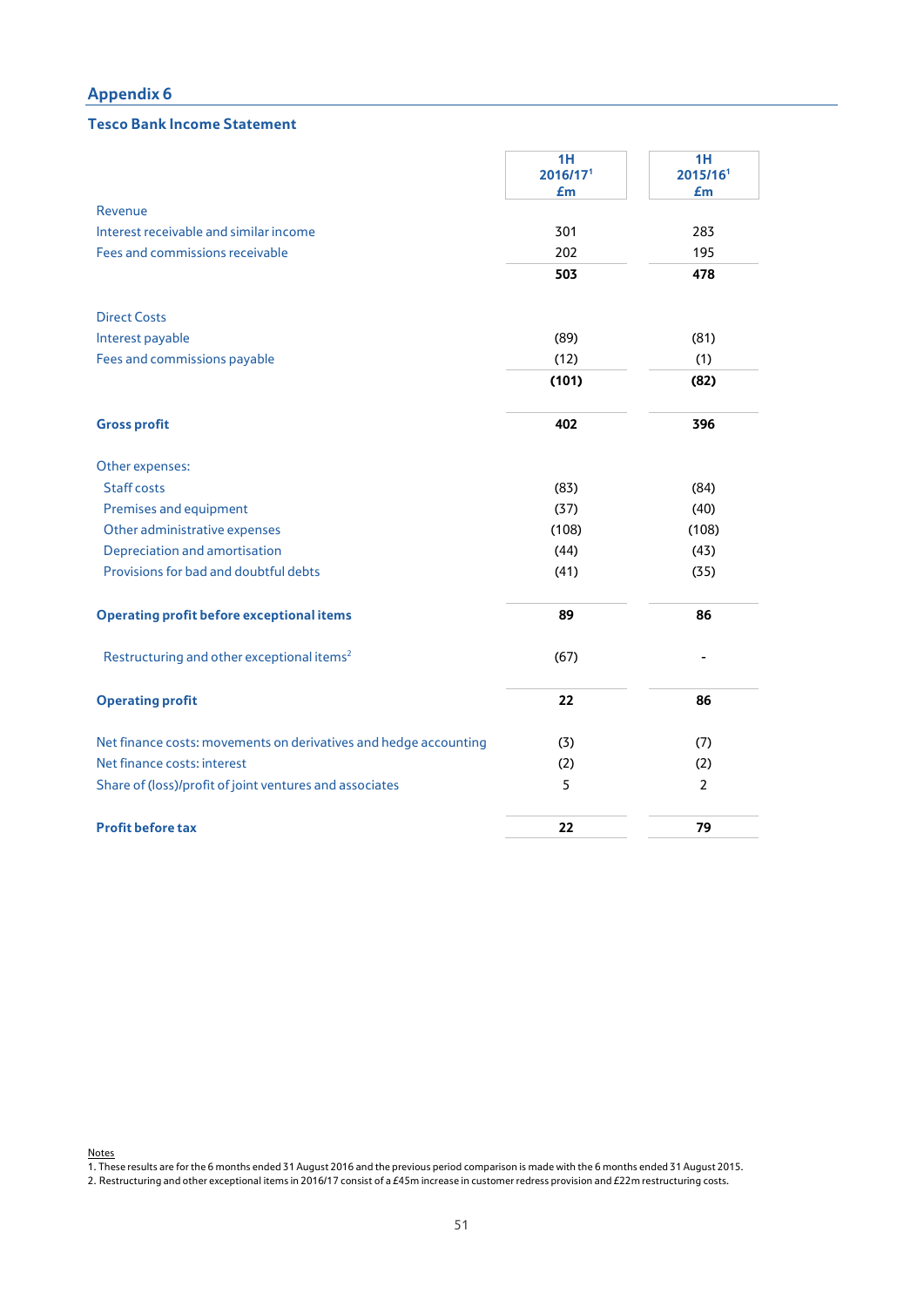## Appendix 6

### Tesco Bank Income Statement

| | 1H 2016/17[1] £m | 1H 2015/16[1] £m |
|---|---|---|
| Revenue | | |
| Interest receivable and similar income | 301 | 283 |
| Fees and commissions receivable | 202 | 195 |
| | **503** | **478** |
| Direct Costs | | |
| Interest payable | (89) | (81) |
| Fees and commissions payable | (12) | (1) |
| | **(101)** | **(82)** |
| **Gross profit** | **402** | **396** |
| Other expenses: | | |
| Staff costs | (83) | (84) |
| Premises and equipment | (37) | (40) |
| Other administrative expenses | (108) | (108) |
| Depreciation and amortisation | (44) | (43) |
| Provisions for bad and doubtful debts | (41) | (35) |
| **Operating profit before exceptional items** | **89** | **86** |
| Restructuring and other exceptional items[2] | (67) | - |
| **Operating profit** | **22** | **86** |
| Net finance costs: movements on derivatives and hedge accounting | (3) | (7) |
| Net finance costs: interest | (2) | (2) |
| Share of (loss)/profit of joint ventures and associates | 5 | 2 |
| **Profit before tax** | **22** | **79** |

Notes

1. These results are for the 6 months ended 31 August 2016 and the previous period comparison is made with the 6 months ended 31 August 2015.
2. Restructuring and other exceptional items in 2016/17 consist of a £45m increase in customer redress provision and £22m restructuring costs.